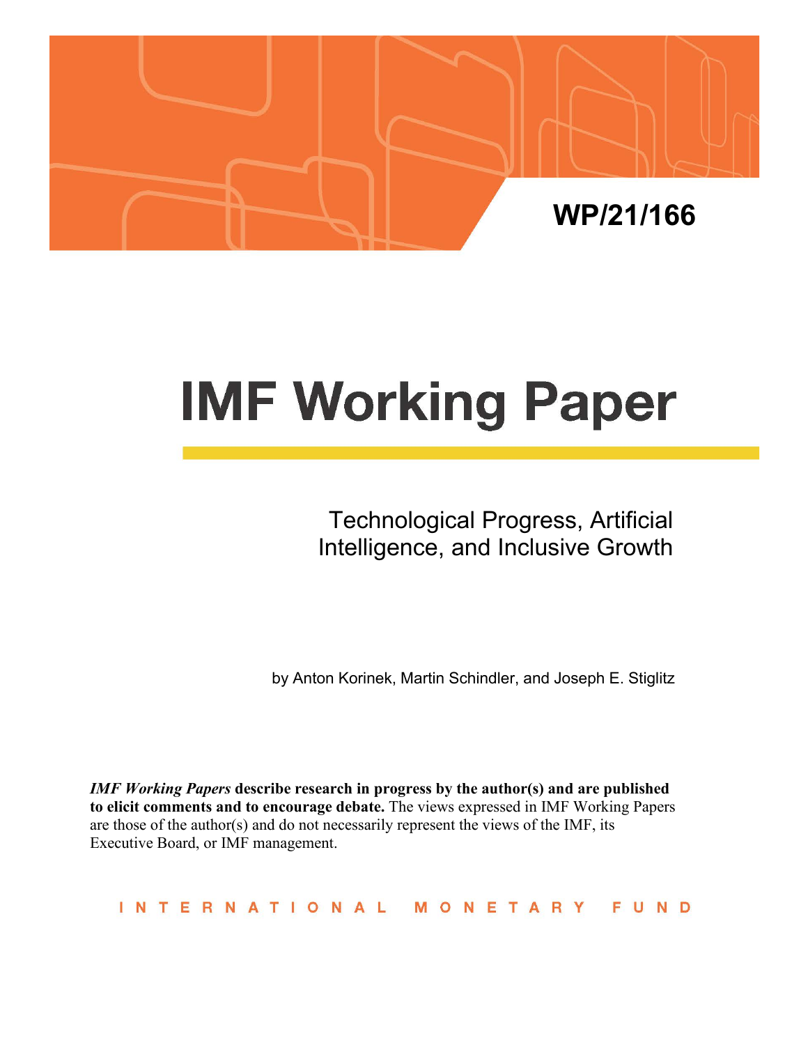WP/21/166

# IMF Working Paper

## Technological Progress, Artificial Intelligence, and Inclusive Growth

by Anton Korinek, Martin Schindler, and Joseph E. Stiglitz

***IMF Working Papers* describe research in progress by the author(s) and are published to elicit comments and to encourage debate.** The views expressed in IMF Working Papers are those of the author(s) and do not necessarily represent the views of the IMF, its Executive Board, or IMF management.

INTERNATIONAL MONETARY FUND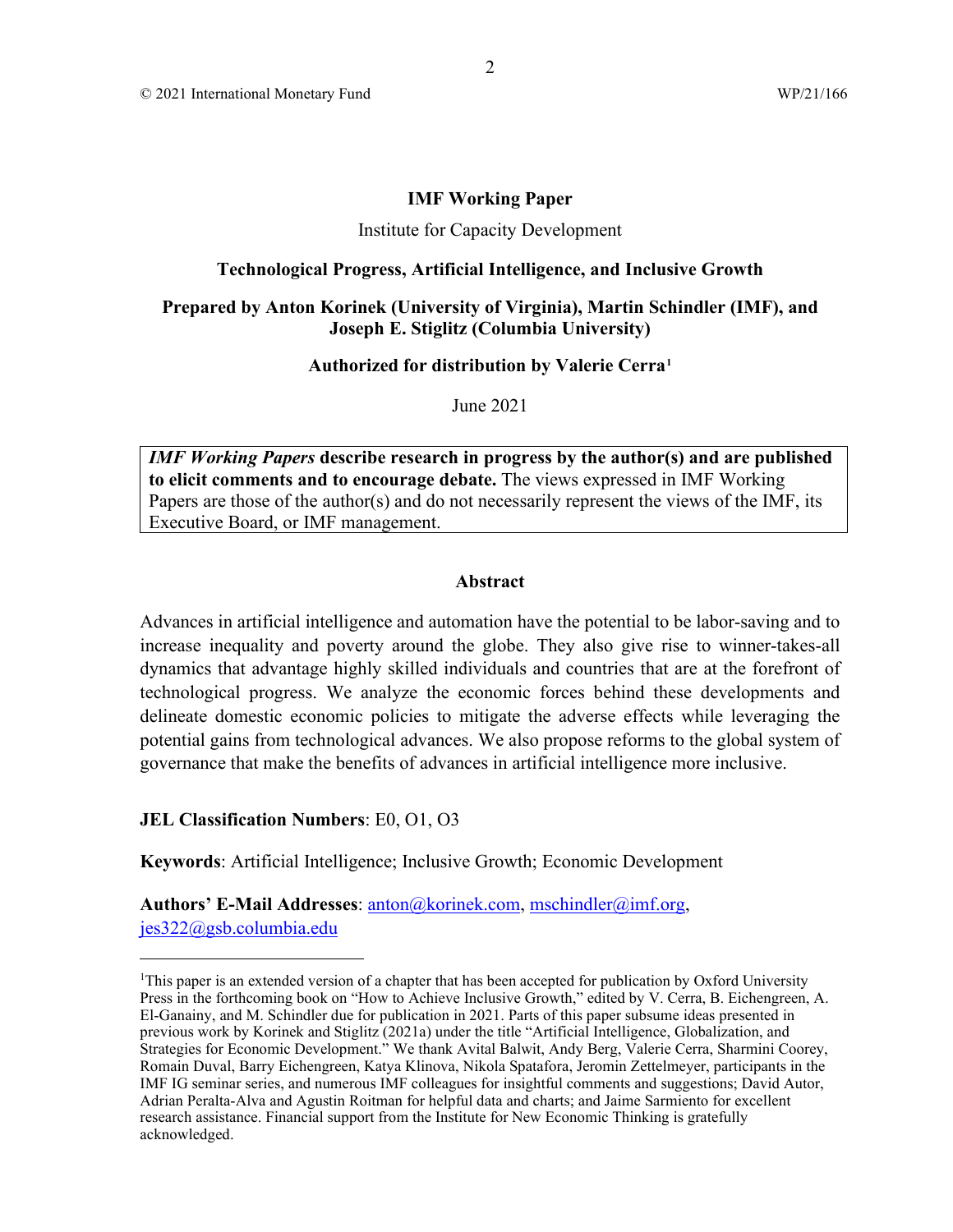© 2021 International Monetary Fund WP/21/166

**IMF Working Paper**

Institute for Capacity Development

**Technological Progress, Artificial Intelligence, and Inclusive Growth**

**Prepared by Anton Korinek (University of Virginia), Martin Schindler (IMF), and Joseph E. Stiglitz (Columbia University)**

**Authorized for distribution by Valerie Cerra[1]**

June 2021

***IMF Working Papers* describe research in progress by the author(s) and are published to elicit comments and to encourage debate.** The views expressed in IMF Working Papers are those of the author(s) and do not necessarily represent the views of the IMF, its Executive Board, or IMF management.

**Abstract**

Advances in artificial intelligence and automation have the potential to be labor-saving and to increase inequality and poverty around the globe. They also give rise to winner-takes-all dynamics that advantage highly skilled individuals and countries that are at the forefront of technological progress. We analyze the economic forces behind these developments and delineate domestic economic policies to mitigate the adverse effects while leveraging the potential gains from technological advances. We also propose reforms to the global system of governance that make the benefits of advances in artificial intelligence more inclusive.

**JEL Classification Numbers**: E0, O1, O3

**Keywords**: Artificial Intelligence; Inclusive Growth; Economic Development

**Authors' E-Mail Addresses**: anton@korinek.com, mschindler@imf.org, jes322@gsb.columbia.edu

---

[1]This paper is an extended version of a chapter that has been accepted for publication by Oxford University Press in the forthcoming book on "How to Achieve Inclusive Growth," edited by V. Cerra, B. Eichengreen, A. El-Ganainy, and M. Schindler due for publication in 2021. Parts of this paper subsume ideas presented in previous work by Korinek and Stiglitz (2021a) under the title "Artificial Intelligence, Globalization, and Strategies for Economic Development." We thank Avital Balwit, Andy Berg, Valerie Cerra, Sharmini Coorey, Romain Duval, Barry Eichengreen, Katya Klinova, Nikola Spatafora, Jeromin Zettelmeyer, participants in the IMF IG seminar series, and numerous IMF colleagues for insightful comments and suggestions; David Autor, Adrian Peralta-Alva and Agustin Roitman for helpful data and charts; and Jaime Sarmiento for excellent research assistance. Financial support from the Institute for New Economic Thinking is gratefully acknowledged.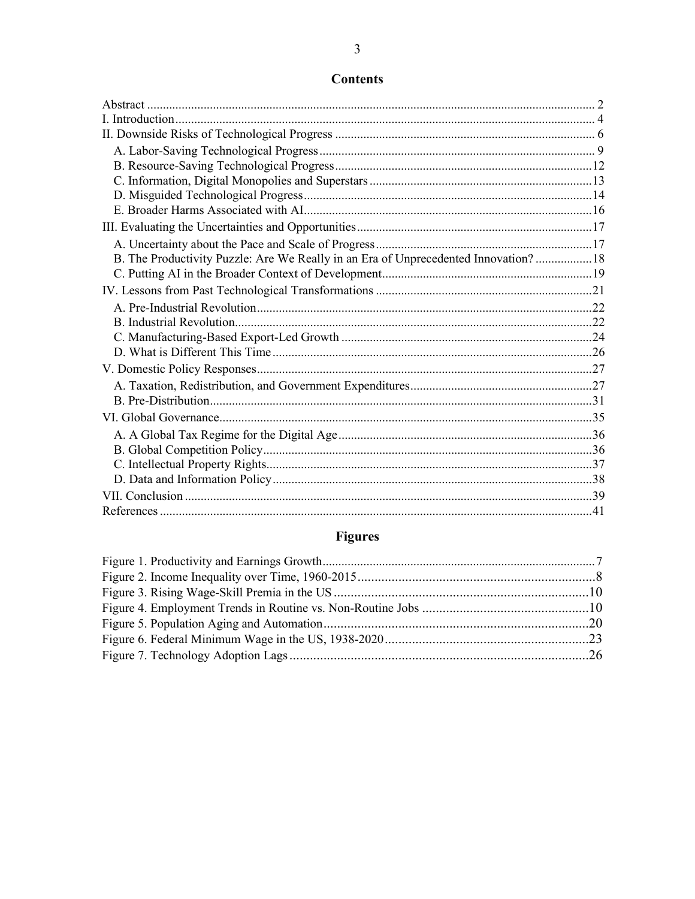## Contents

Abstract ..... 2
I. Introduction ..... 4
II. Downside Risks of Technological Progress ..... 6
  A. Labor-Saving Technological Progress ..... 9
  B. Resource-Saving Technological Progress ..... 12
  C. Information, Digital Monopolies and Superstars ..... 13
  D. Misguided Technological Progress ..... 14
  E. Broader Harms Associated with AI ..... 16
III. Evaluating the Uncertainties and Opportunities ..... 17
  A. Uncertainty about the Pace and Scale of Progress ..... 17
  B. The Productivity Puzzle: Are We Really in an Era of Unprecedented Innovation? ..... 18
  C. Putting AI in the Broader Context of Development ..... 19
IV. Lessons from Past Technological Transformations ..... 21
  A. Pre-Industrial Revolution ..... 22
  B. Industrial Revolution ..... 22
  C. Manufacturing-Based Export-Led Growth ..... 24
  D. What is Different This Time ..... 26
V. Domestic Policy Responses ..... 27
  A. Taxation, Redistribution, and Government Expenditures ..... 27
  B. Pre-Distribution ..... 31
VI. Global Governance ..... 35
  A. A Global Tax Regime for the Digital Age ..... 36
  B. Global Competition Policy ..... 36
  C. Intellectual Property Rights ..... 37
  D. Data and Information Policy ..... 38
VII. Conclusion ..... 39
References ..... 41

## Figures

Figure 1. Productivity and Earnings Growth ..... 7
Figure 2. Income Inequality over Time, 1960-2015 ..... 8
Figure 3. Rising Wage-Skill Premia in the US ..... 10
Figure 4. Employment Trends in Routine vs. Non-Routine Jobs ..... 10
Figure 5. Population Aging and Automation ..... 20
Figure 6. Federal Minimum Wage in the US, 1938-2020 ..... 23
Figure 7. Technology Adoption Lags ..... 26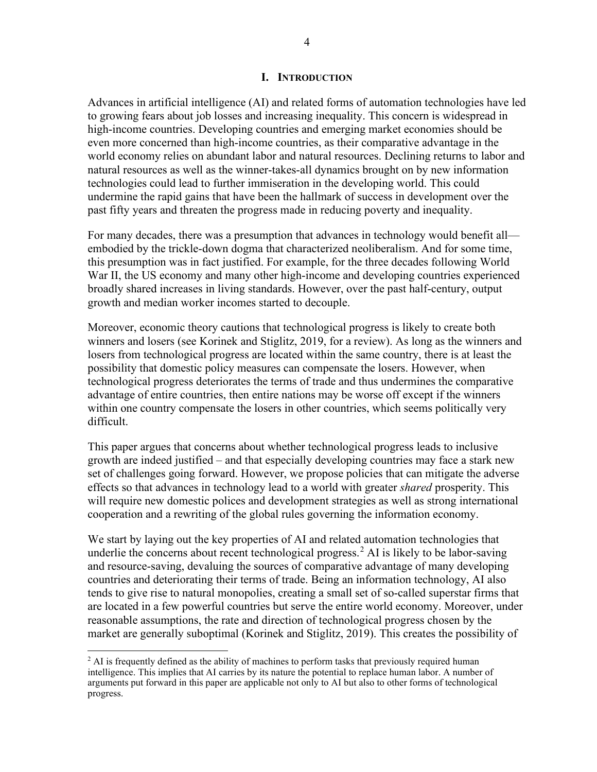# I. Introduction

Advances in artificial intelligence (AI) and related forms of automation technologies have led to growing fears about job losses and increasing inequality. This concern is widespread in high-income countries. Developing countries and emerging market economies should be even more concerned than high-income countries, as their comparative advantage in the world economy relies on abundant labor and natural resources. Declining returns to labor and natural resources as well as the winner-takes-all dynamics brought on by new information technologies could lead to further immiseration in the developing world. This could undermine the rapid gains that have been the hallmark of success in development over the past fifty years and threaten the progress made in reducing poverty and inequality.

For many decades, there was a presumption that advances in technology would benefit all—embodied by the trickle-down dogma that characterized neoliberalism. And for some time, this presumption was in fact justified. For example, for the three decades following World War II, the US economy and many other high-income and developing countries experienced broadly shared increases in living standards. However, over the past half-century, output growth and median worker incomes started to decouple.

Moreover, economic theory cautions that technological progress is likely to create both winners and losers (see Korinek and Stiglitz, 2019, for a review). As long as the winners and losers from technological progress are located within the same country, there is at least the possibility that domestic policy measures can compensate the losers. However, when technological progress deteriorates the terms of trade and thus undermines the comparative advantage of entire countries, then entire nations may be worse off except if the winners within one country compensate the losers in other countries, which seems politically very difficult.

This paper argues that concerns about whether technological progress leads to inclusive growth are indeed justified – and that especially developing countries may face a stark new set of challenges going forward. However, we propose policies that can mitigate the adverse effects so that advances in technology lead to a world with greater *shared* prosperity. This will require new domestic polices and development strategies as well as strong international cooperation and a rewriting of the global rules governing the information economy.

We start by laying out the key properties of AI and related automation technologies that underlie the concerns about recent technological progress.[2] AI is likely to be labor-saving and resource-saving, devaluing the sources of comparative advantage of many developing countries and deteriorating their terms of trade. Being an information technology, AI also tends to give rise to natural monopolies, creating a small set of so-called superstar firms that are located in a few powerful countries but serve the entire world economy. Moreover, under reasonable assumptions, the rate and direction of technological progress chosen by the market are generally suboptimal (Korinek and Stiglitz, 2019). This creates the possibility of

[2] AI is frequently defined as the ability of machines to perform tasks that previously required human intelligence. This implies that AI carries by its nature the potential to replace human labor. A number of arguments put forward in this paper are applicable not only to AI but also to other forms of technological progress.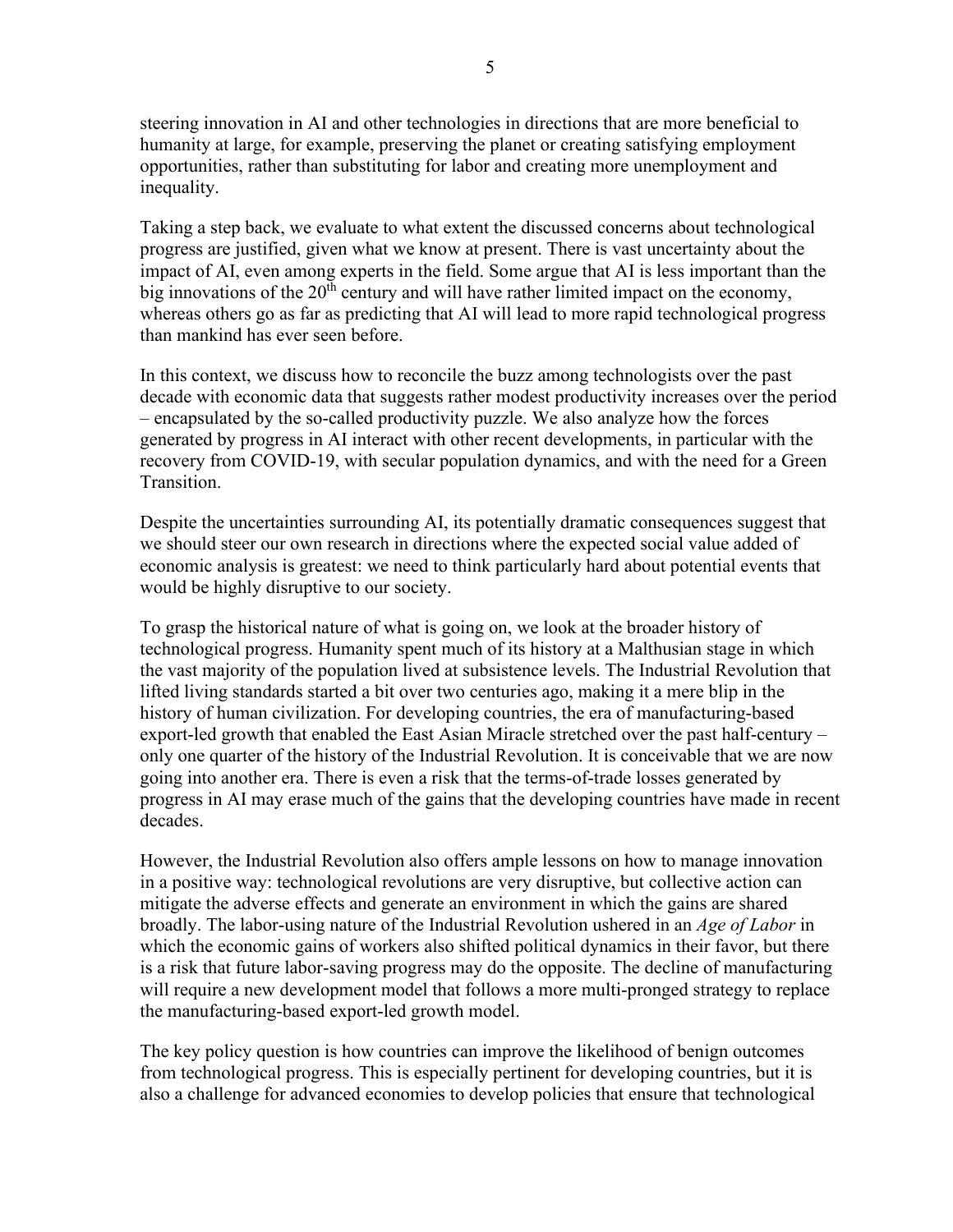steering innovation in AI and other technologies in directions that are more beneficial to humanity at large, for example, preserving the planet or creating satisfying employment opportunities, rather than substituting for labor and creating more unemployment and inequality.

Taking a step back, we evaluate to what extent the discussed concerns about technological progress are justified, given what we know at present. There is vast uncertainty about the impact of AI, even among experts in the field. Some argue that AI is less important than the big innovations of the 20th century and will have rather limited impact on the economy, whereas others go as far as predicting that AI will lead to more rapid technological progress than mankind has ever seen before.

In this context, we discuss how to reconcile the buzz among technologists over the past decade with economic data that suggests rather modest productivity increases over the period – encapsulated by the so-called productivity puzzle. We also analyze how the forces generated by progress in AI interact with other recent developments, in particular with the recovery from COVID-19, with secular population dynamics, and with the need for a Green Transition.

Despite the uncertainties surrounding AI, its potentially dramatic consequences suggest that we should steer our own research in directions where the expected social value added of economic analysis is greatest: we need to think particularly hard about potential events that would be highly disruptive to our society.

To grasp the historical nature of what is going on, we look at the broader history of technological progress. Humanity spent much of its history at a Malthusian stage in which the vast majority of the population lived at subsistence levels. The Industrial Revolution that lifted living standards started a bit over two centuries ago, making it a mere blip in the history of human civilization. For developing countries, the era of manufacturing-based export-led growth that enabled the East Asian Miracle stretched over the past half-century – only one quarter of the history of the Industrial Revolution. It is conceivable that we are now going into another era. There is even a risk that the terms-of-trade losses generated by progress in AI may erase much of the gains that the developing countries have made in recent decades.

However, the Industrial Revolution also offers ample lessons on how to manage innovation in a positive way: technological revolutions are very disruptive, but collective action can mitigate the adverse effects and generate an environment in which the gains are shared broadly. The labor-using nature of the Industrial Revolution ushered in an *Age of Labor* in which the economic gains of workers also shifted political dynamics in their favor, but there is a risk that future labor-saving progress may do the opposite. The decline of manufacturing will require a new development model that follows a more multi-pronged strategy to replace the manufacturing-based export-led growth model.

The key policy question is how countries can improve the likelihood of benign outcomes from technological progress. This is especially pertinent for developing countries, but it is also a challenge for advanced economies to develop policies that ensure that technological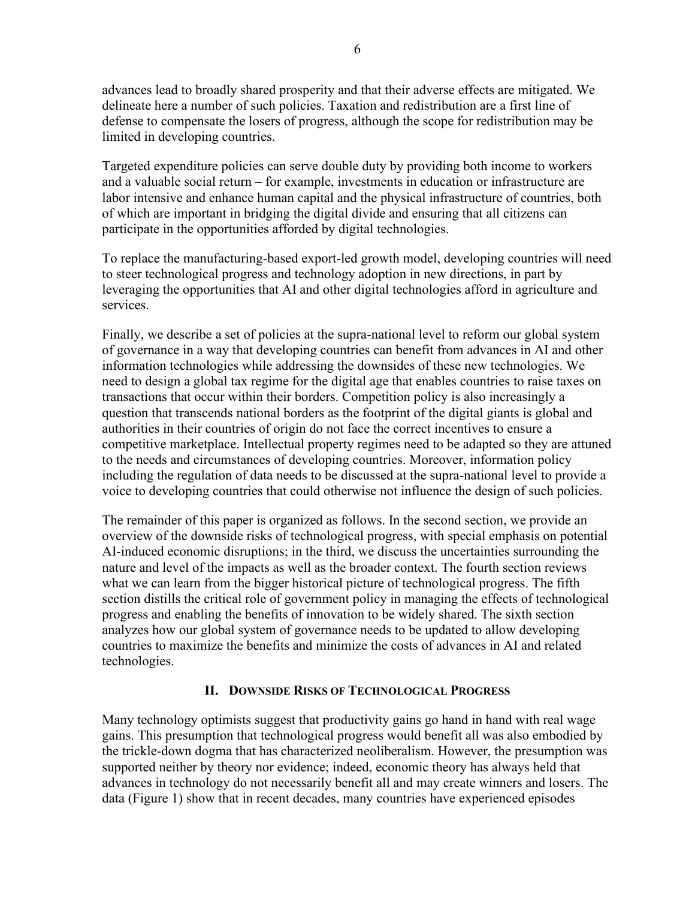advances lead to broadly shared prosperity and that their adverse effects are mitigated. We delineate here a number of such policies. Taxation and redistribution are a first line of defense to compensate the losers of progress, although the scope for redistribution may be limited in developing countries.

Targeted expenditure policies can serve double duty by providing both income to workers and a valuable social return – for example, investments in education or infrastructure are labor intensive and enhance human capital and the physical infrastructure of countries, both of which are important in bridging the digital divide and ensuring that all citizens can participate in the opportunities afforded by digital technologies.

To replace the manufacturing-based export-led growth model, developing countries will need to steer technological progress and technology adoption in new directions, in part by leveraging the opportunities that AI and other digital technologies afford in agriculture and services.

Finally, we describe a set of policies at the supra-national level to reform our global system of governance in a way that developing countries can benefit from advances in AI and other information technologies while addressing the downsides of these new technologies. We need to design a global tax regime for the digital age that enables countries to raise taxes on transactions that occur within their borders. Competition policy is also increasingly a question that transcends national borders as the footprint of the digital giants is global and authorities in their countries of origin do not face the correct incentives to ensure a competitive marketplace. Intellectual property regimes need to be adapted so they are attuned to the needs and circumstances of developing countries. Moreover, information policy including the regulation of data needs to be discussed at the supra-national level to provide a voice to developing countries that could otherwise not influence the design of such policies.

The remainder of this paper is organized as follows. In the second section, we provide an overview of the downside risks of technological progress, with special emphasis on potential AI-induced economic disruptions; in the third, we discuss the uncertainties surrounding the nature and level of the impacts as well as the broader context. The fourth section reviews what we can learn from the bigger historical picture of technological progress. The fifth section distills the critical role of government policy in managing the effects of technological progress and enabling the benefits of innovation to be widely shared. The sixth section analyzes how our global system of governance needs to be updated to allow developing countries to maximize the benefits and minimize the costs of advances in AI and related technologies.

## II. Downside Risks of Technological Progress

Many technology optimists suggest that productivity gains go hand in hand with real wage gains. This presumption that technological progress would benefit all was also embodied by the trickle-down dogma that has characterized neoliberalism. However, the presumption was supported neither by theory nor evidence; indeed, economic theory has always held that advances in technology do not necessarily benefit all and may create winners and losers. The data (Figure 1) show that in recent decades, many countries have experienced episodes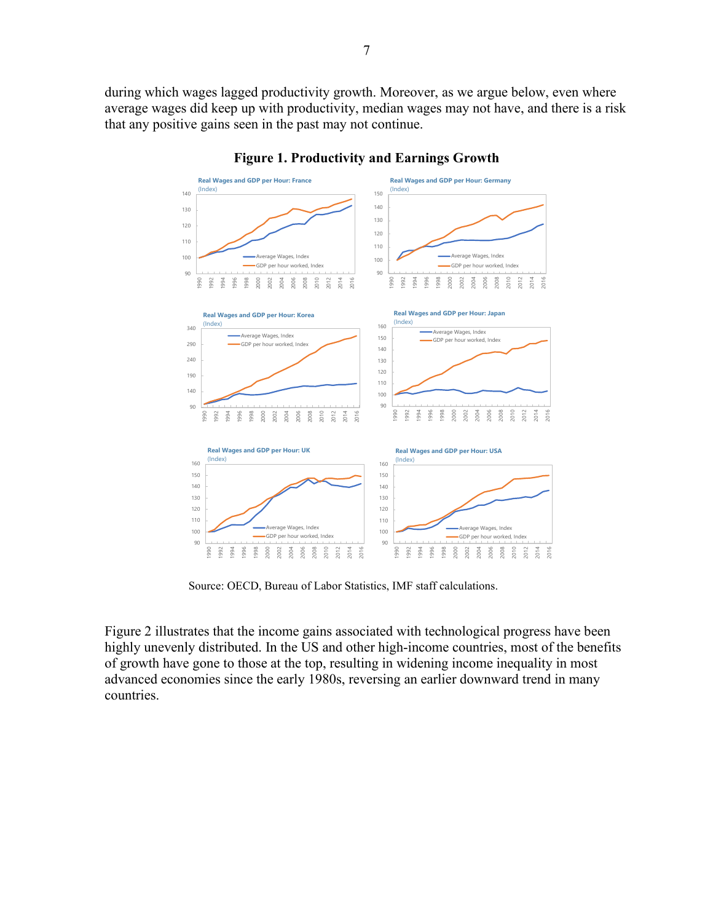during which wages lagged productivity growth. Moreover, as we argue below, even where average wages did keep up with productivity, median wages may not have, and there is a risk that any positive gains seen in the past may not continue.

**Figure 1. Productivity and Earnings Growth**

Source: OECD, Bureau of Labor Statistics, IMF staff calculations.

Figure 2 illustrates that the income gains associated with technological progress have been highly unevenly distributed. In the US and other high-income countries, most of the benefits of growth have gone to those at the top, resulting in widening income inequality in most advanced economies since the early 1980s, reversing an earlier downward trend in many countries.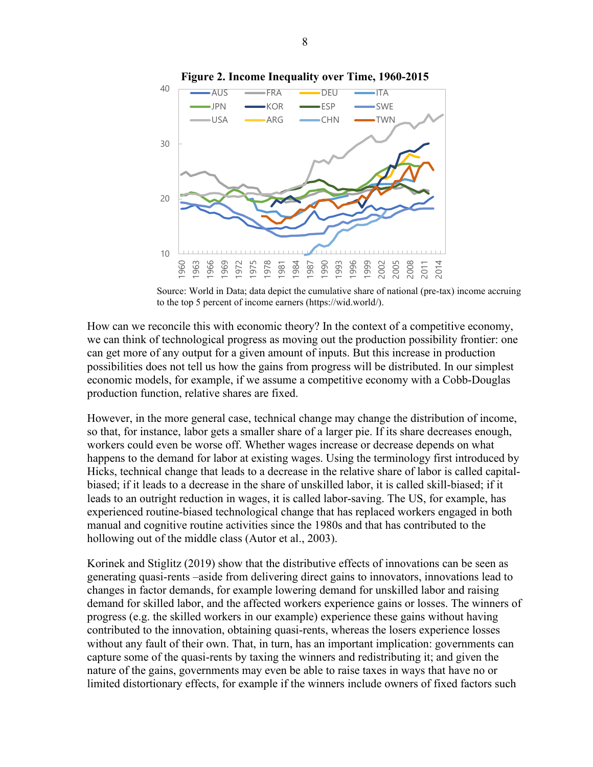**Figure 2. Income Inequality over Time, 1960-2015**

Source: World in Data; data depict the cumulative share of national (pre-tax) income accruing to the top 5 percent of income earners (https://wid.world/).

How can we reconcile this with economic theory? In the context of a competitive economy, we can think of technological progress as moving out the production possibility frontier: one can get more of any output for a given amount of inputs. But this increase in production possibilities does not tell us how the gains from progress will be distributed. In our simplest economic models, for example, if we assume a competitive economy with a Cobb-Douglas production function, relative shares are fixed.

However, in the more general case, technical change may change the distribution of income, so that, for instance, labor gets a smaller share of a larger pie. If its share decreases enough, workers could even be worse off. Whether wages increase or decrease depends on what happens to the demand for labor at existing wages. Using the terminology first introduced by Hicks, technical change that leads to a decrease in the relative share of labor is called capital-biased; if it leads to a decrease in the share of unskilled labor, it is called skill-biased; if it leads to an outright reduction in wages, it is called labor-saving. The US, for example, has experienced routine-biased technological change that has replaced workers engaged in both manual and cognitive routine activities since the 1980s and that has contributed to the hollowing out of the middle class (Autor et al., 2003).

Korinek and Stiglitz (2019) show that the distributive effects of innovations can be seen as generating quasi-rents –aside from delivering direct gains to innovators, innovations lead to changes in factor demands, for example lowering demand for unskilled labor and raising demand for skilled labor, and the affected workers experience gains or losses. The winners of progress (e.g. the skilled workers in our example) experience these gains without having contributed to the innovation, obtaining quasi-rents, whereas the losers experience losses without any fault of their own. That, in turn, has an important implication: governments can capture some of the quasi-rents by taxing the winners and redistributing it; and given the nature of the gains, governments may even be able to raise taxes in ways that have no or limited distortionary effects, for example if the winners include owners of fixed factors such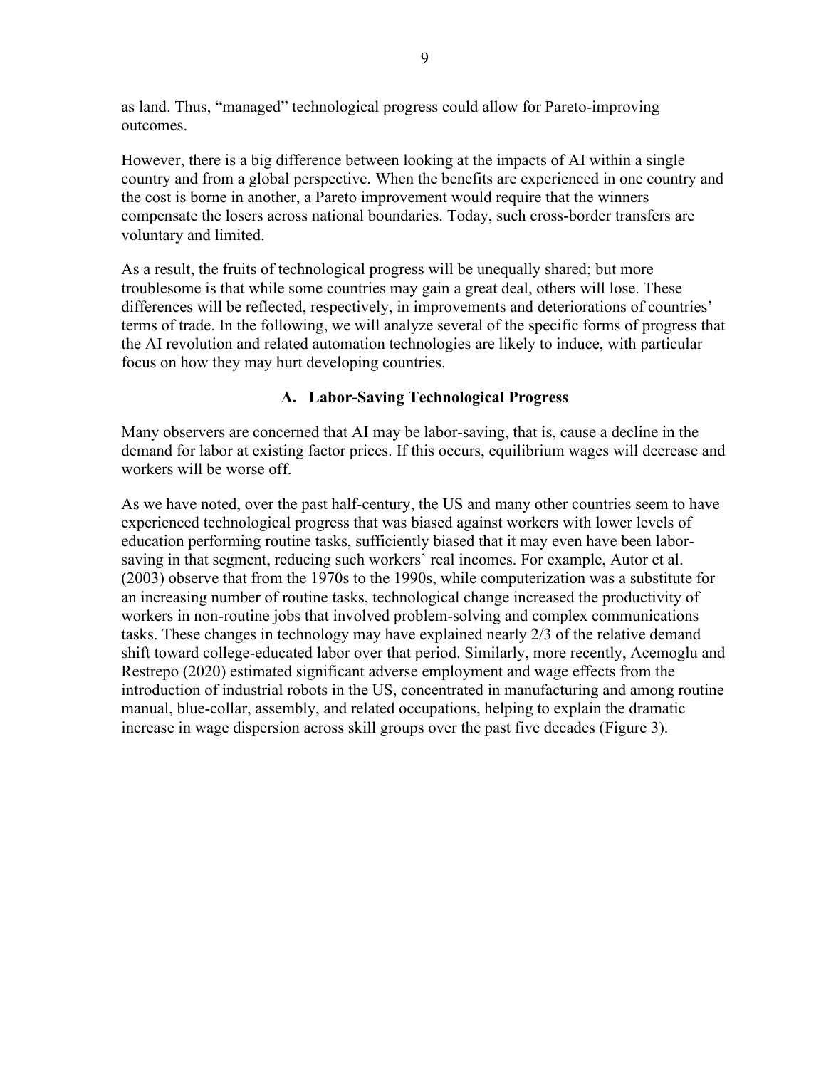as land. Thus, "managed" technological progress could allow for Pareto-improving outcomes.

However, there is a big difference between looking at the impacts of AI within a single country and from a global perspective. When the benefits are experienced in one country and the cost is borne in another, a Pareto improvement would require that the winners compensate the losers across national boundaries. Today, such cross-border transfers are voluntary and limited.

As a result, the fruits of technological progress will be unequally shared; but more troublesome is that while some countries may gain a great deal, others will lose. These differences will be reflected, respectively, in improvements and deteriorations of countries' terms of trade. In the following, we will analyze several of the specific forms of progress that the AI revolution and related automation technologies are likely to induce, with particular focus on how they may hurt developing countries.

## A. Labor-Saving Technological Progress

Many observers are concerned that AI may be labor-saving, that is, cause a decline in the demand for labor at existing factor prices. If this occurs, equilibrium wages will decrease and workers will be worse off.

As we have noted, over the past half-century, the US and many other countries seem to have experienced technological progress that was biased against workers with lower levels of education performing routine tasks, sufficiently biased that it may even have been labor-saving in that segment, reducing such workers' real incomes. For example, Autor et al. (2003) observe that from the 1970s to the 1990s, while computerization was a substitute for an increasing number of routine tasks, technological change increased the productivity of workers in non-routine jobs that involved problem-solving and complex communications tasks. These changes in technology may have explained nearly 2/3 of the relative demand shift toward college-educated labor over that period. Similarly, more recently, Acemoglu and Restrepo (2020) estimated significant adverse employment and wage effects from the introduction of industrial robots in the US, concentrated in manufacturing and among routine manual, blue-collar, assembly, and related occupations, helping to explain the dramatic increase in wage dispersion across skill groups over the past five decades (Figure 3).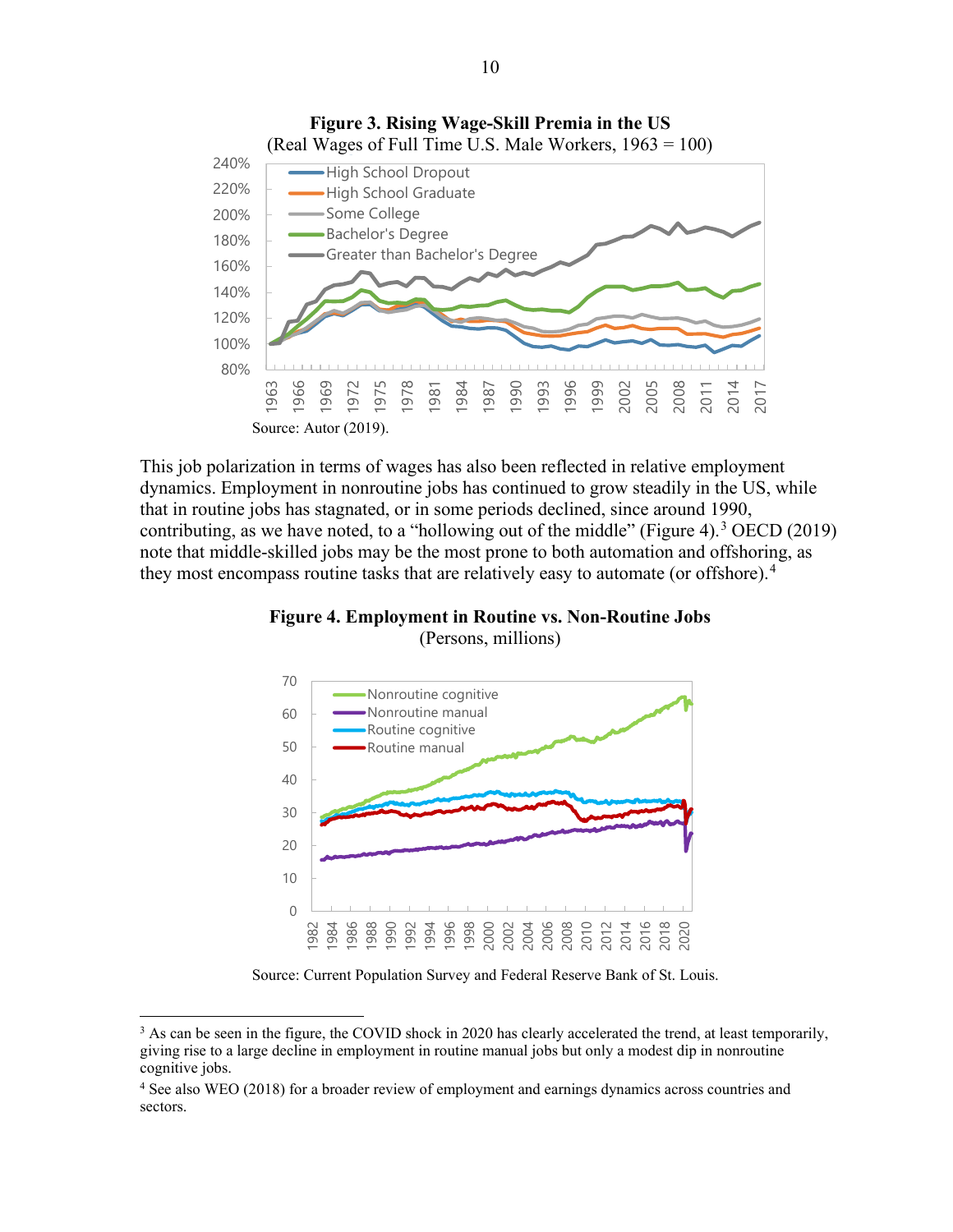**Figure 3. Rising Wage-Skill Premia in the US**
(Real Wages of Full Time U.S. Male Workers, 1963 = 100)

Source: Autor (2019).

This job polarization in terms of wages has also been reflected in relative employment dynamics. Employment in nonroutine jobs has continued to grow steadily in the US, while that in routine jobs has stagnated, or in some periods declined, since around 1990, contributing, as we have noted, to a "hollowing out of the middle" (Figure 4).[3] OECD (2019) note that middle-skilled jobs may be the most prone to both automation and offshoring, as they most encompass routine tasks that are relatively easy to automate (or offshore).[4]

**Figure 4. Employment in Routine vs. Non-Routine Jobs**
(Persons, millions)

Source: Current Population Survey and Federal Reserve Bank of St. Louis.

---

[3] As can be seen in the figure, the COVID shock in 2020 has clearly accelerated the trend, at least temporarily, giving rise to a large decline in employment in routine manual jobs but only a modest dip in nonroutine cognitive jobs.

[4] See also WEO (2018) for a broader review of employment and earnings dynamics across countries and sectors.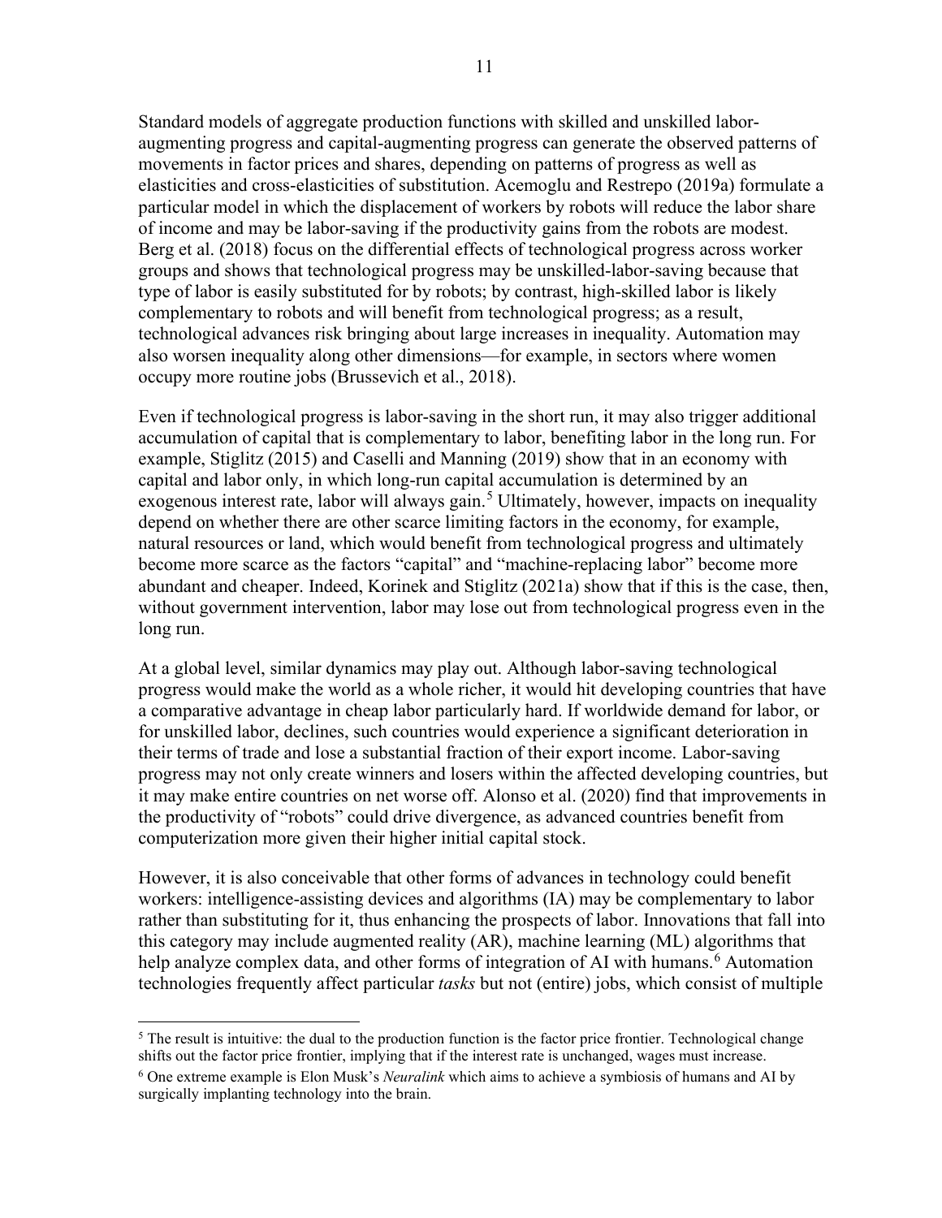Standard models of aggregate production functions with skilled and unskilled labor-augmenting progress and capital-augmenting progress can generate the observed patterns of movements in factor prices and shares, depending on patterns of progress as well as elasticities and cross-elasticities of substitution. Acemoglu and Restrepo (2019a) formulate a particular model in which the displacement of workers by robots will reduce the labor share of income and may be labor-saving if the productivity gains from the robots are modest. Berg et al. (2018) focus on the differential effects of technological progress across worker groups and shows that technological progress may be unskilled-labor-saving because that type of labor is easily substituted for by robots; by contrast, high-skilled labor is likely complementary to robots and will benefit from technological progress; as a result, technological advances risk bringing about large increases in inequality. Automation may also worsen inequality along other dimensions—for example, in sectors where women occupy more routine jobs (Brussevich et al., 2018).

Even if technological progress is labor-saving in the short run, it may also trigger additional accumulation of capital that is complementary to labor, benefiting labor in the long run. For example, Stiglitz (2015) and Caselli and Manning (2019) show that in an economy with capital and labor only, in which long-run capital accumulation is determined by an exogenous interest rate, labor will always gain.[5] Ultimately, however, impacts on inequality depend on whether there are other scarce limiting factors in the economy, for example, natural resources or land, which would benefit from technological progress and ultimately become more scarce as the factors "capital" and "machine-replacing labor" become more abundant and cheaper. Indeed, Korinek and Stiglitz (2021a) show that if this is the case, then, without government intervention, labor may lose out from technological progress even in the long run.

At a global level, similar dynamics may play out. Although labor-saving technological progress would make the world as a whole richer, it would hit developing countries that have a comparative advantage in cheap labor particularly hard. If worldwide demand for labor, or for unskilled labor, declines, such countries would experience a significant deterioration in their terms of trade and lose a substantial fraction of their export income. Labor-saving progress may not only create winners and losers within the affected developing countries, but it may make entire countries on net worse off. Alonso et al. (2020) find that improvements in the productivity of "robots" could drive divergence, as advanced countries benefit from computerization more given their higher initial capital stock.

However, it is also conceivable that other forms of advances in technology could benefit workers: intelligence-assisting devices and algorithms (IA) may be complementary to labor rather than substituting for it, thus enhancing the prospects of labor. Innovations that fall into this category may include augmented reality (AR), machine learning (ML) algorithms that help analyze complex data, and other forms of integration of AI with humans.[6] Automation technologies frequently affect particular *tasks* but not (entire) jobs, which consist of multiple

---

[5] The result is intuitive: the dual to the production function is the factor price frontier. Technological change shifts out the factor price frontier, implying that if the interest rate is unchanged, wages must increase.

[6] One extreme example is Elon Musk's *Neuralink* which aims to achieve a symbiosis of humans and AI by surgically implanting technology into the brain.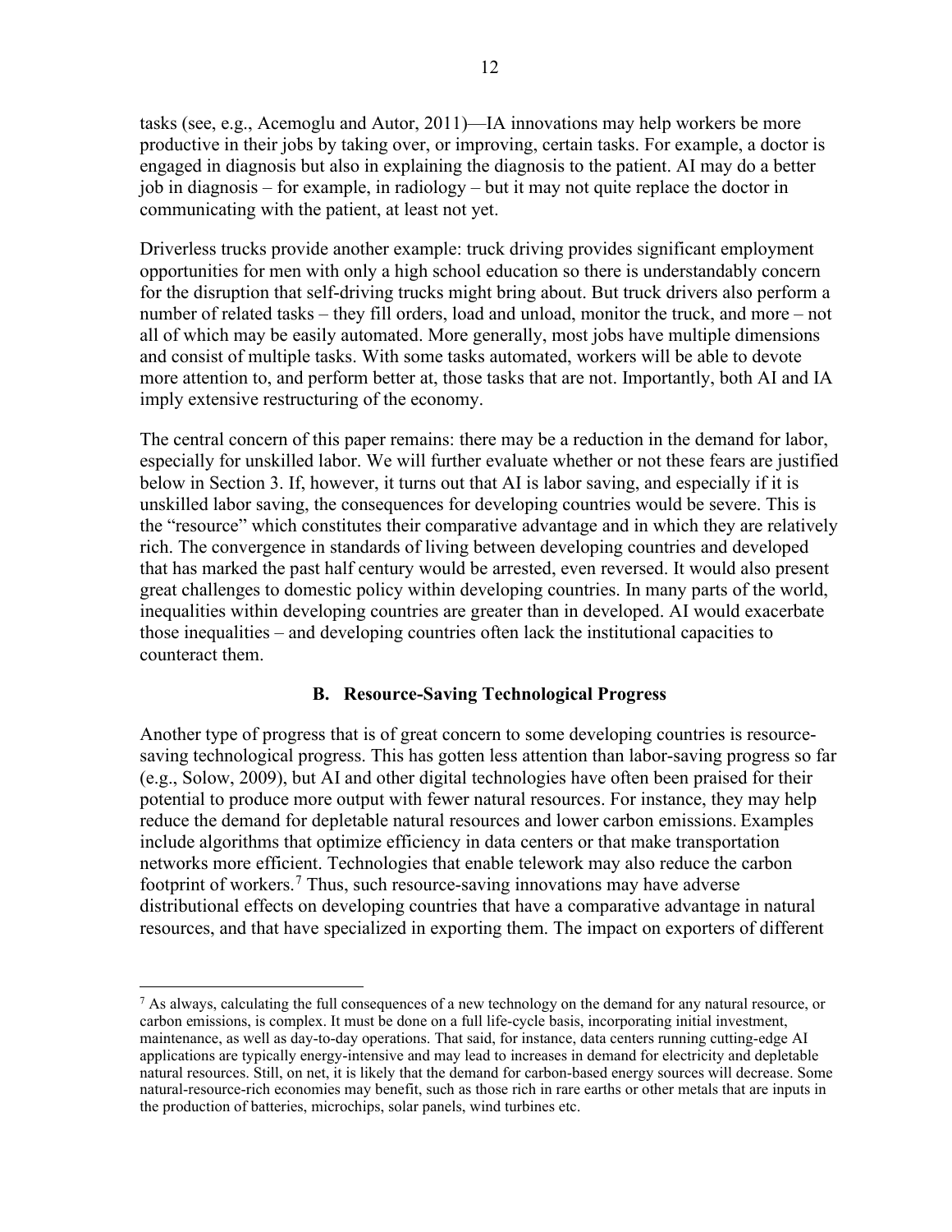tasks (see, e.g., Acemoglu and Autor, 2011)—IA innovations may help workers be more productive in their jobs by taking over, or improving, certain tasks. For example, a doctor is engaged in diagnosis but also in explaining the diagnosis to the patient. AI may do a better job in diagnosis – for example, in radiology – but it may not quite replace the doctor in communicating with the patient, at least not yet.

Driverless trucks provide another example: truck driving provides significant employment opportunities for men with only a high school education so there is understandably concern for the disruption that self-driving trucks might bring about. But truck drivers also perform a number of related tasks – they fill orders, load and unload, monitor the truck, and more – not all of which may be easily automated. More generally, most jobs have multiple dimensions and consist of multiple tasks. With some tasks automated, workers will be able to devote more attention to, and perform better at, those tasks that are not. Importantly, both AI and IA imply extensive restructuring of the economy.

The central concern of this paper remains: there may be a reduction in the demand for labor, especially for unskilled labor. We will further evaluate whether or not these fears are justified below in Section 3. If, however, it turns out that AI is labor saving, and especially if it is unskilled labor saving, the consequences for developing countries would be severe. This is the "resource" which constitutes their comparative advantage and in which they are relatively rich. The convergence in standards of living between developing countries and developed that has marked the past half century would be arrested, even reversed. It would also present great challenges to domestic policy within developing countries. In many parts of the world, inequalities within developing countries are greater than in developed. AI would exacerbate those inequalities – and developing countries often lack the institutional capacities to counteract them.

## B. Resource-Saving Technological Progress

Another type of progress that is of great concern to some developing countries is resource-saving technological progress. This has gotten less attention than labor-saving progress so far (e.g., Solow, 2009), but AI and other digital technologies have often been praised for their potential to produce more output with fewer natural resources. For instance, they may help reduce the demand for depletable natural resources and lower carbon emissions. Examples include algorithms that optimize efficiency in data centers or that make transportation networks more efficient. Technologies that enable telework may also reduce the carbon footprint of workers.[7] Thus, such resource-saving innovations may have adverse distributional effects on developing countries that have a comparative advantage in natural resources, and that have specialized in exporting them. The impact on exporters of different

---

[7] As always, calculating the full consequences of a new technology on the demand for any natural resource, or carbon emissions, is complex. It must be done on a full life-cycle basis, incorporating initial investment, maintenance, as well as day-to-day operations. That said, for instance, data centers running cutting-edge AI applications are typically energy-intensive and may lead to increases in demand for electricity and depletable natural resources. Still, on net, it is likely that the demand for carbon-based energy sources will decrease. Some natural-resource-rich economies may benefit, such as those rich in rare earths or other metals that are inputs in the production of batteries, microchips, solar panels, wind turbines etc.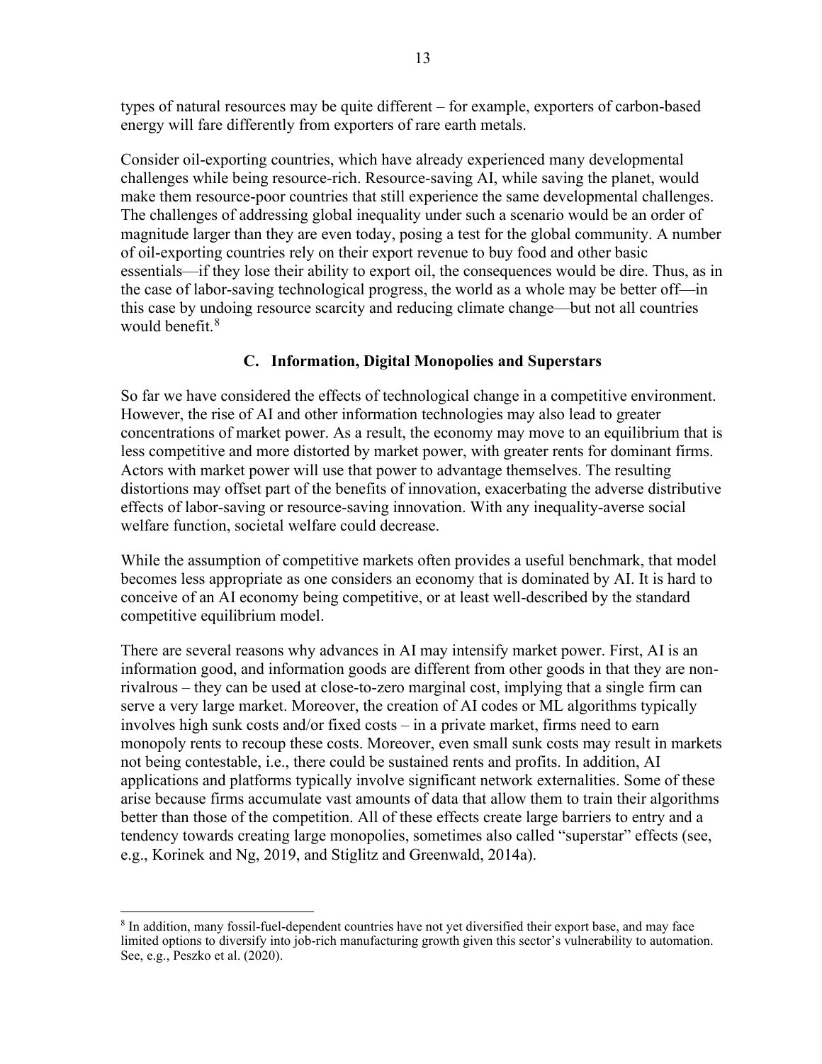types of natural resources may be quite different – for example, exporters of carbon-based energy will fare differently from exporters of rare earth metals.

Consider oil-exporting countries, which have already experienced many developmental challenges while being resource-rich. Resource-saving AI, while saving the planet, would make them resource-poor countries that still experience the same developmental challenges. The challenges of addressing global inequality under such a scenario would be an order of magnitude larger than they are even today, posing a test for the global community. A number of oil-exporting countries rely on their export revenue to buy food and other basic essentials—if they lose their ability to export oil, the consequences would be dire. Thus, as in the case of labor-saving technological progress, the world as a whole may be better off—in this case by undoing resource scarcity and reducing climate change—but not all countries would benefit.[8]

### C. Information, Digital Monopolies and Superstars

So far we have considered the effects of technological change in a competitive environment. However, the rise of AI and other information technologies may also lead to greater concentrations of market power. As a result, the economy may move to an equilibrium that is less competitive and more distorted by market power, with greater rents for dominant firms. Actors with market power will use that power to advantage themselves. The resulting distortions may offset part of the benefits of innovation, exacerbating the adverse distributive effects of labor-saving or resource-saving innovation. With any inequality-averse social welfare function, societal welfare could decrease.

While the assumption of competitive markets often provides a useful benchmark, that model becomes less appropriate as one considers an economy that is dominated by AI. It is hard to conceive of an AI economy being competitive, or at least well-described by the standard competitive equilibrium model.

There are several reasons why advances in AI may intensify market power. First, AI is an information good, and information goods are different from other goods in that they are non-rivalrous – they can be used at close-to-zero marginal cost, implying that a single firm can serve a very large market. Moreover, the creation of AI codes or ML algorithms typically involves high sunk costs and/or fixed costs – in a private market, firms need to earn monopoly rents to recoup these costs. Moreover, even small sunk costs may result in markets not being contestable, i.e., there could be sustained rents and profits. In addition, AI applications and platforms typically involve significant network externalities. Some of these arise because firms accumulate vast amounts of data that allow them to train their algorithms better than those of the competition. All of these effects create large barriers to entry and a tendency towards creating large monopolies, sometimes also called "superstar" effects (see, e.g., Korinek and Ng, 2019, and Stiglitz and Greenwald, 2014a).

[8] In addition, many fossil-fuel-dependent countries have not yet diversified their export base, and may face limited options to diversify into job-rich manufacturing growth given this sector's vulnerability to automation. See, e.g., Peszko et al. (2020).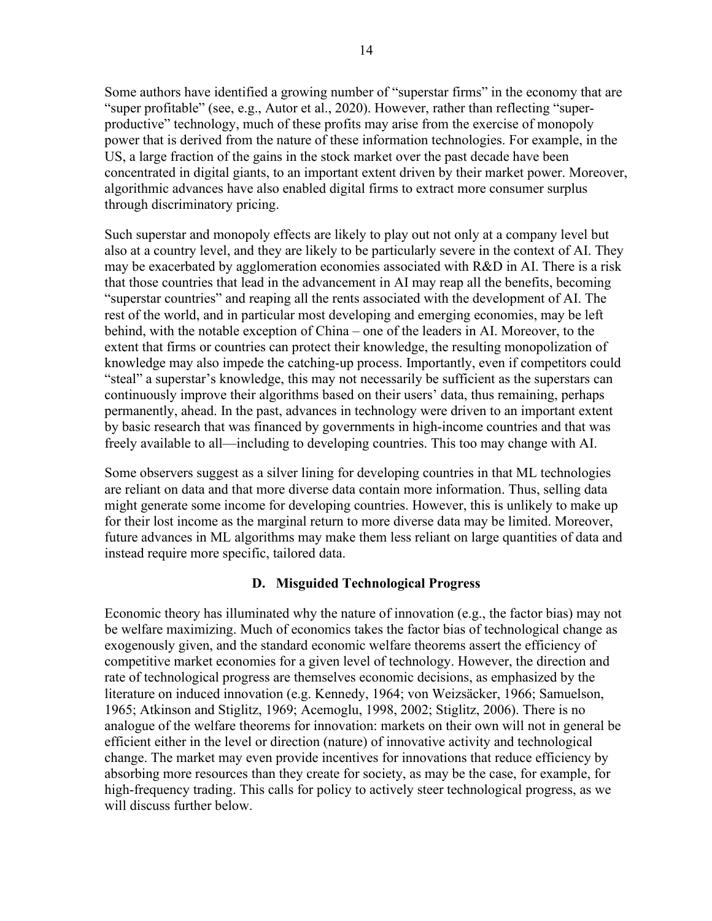Some authors have identified a growing number of "superstar firms" in the economy that are "super profitable" (see, e.g., Autor et al., 2020). However, rather than reflecting "super-productive" technology, much of these profits may arise from the exercise of monopoly power that is derived from the nature of these information technologies. For example, in the US, a large fraction of the gains in the stock market over the past decade have been concentrated in digital giants, to an important extent driven by their market power. Moreover, algorithmic advances have also enabled digital firms to extract more consumer surplus through discriminatory pricing.

Such superstar and monopoly effects are likely to play out not only at a company level but also at a country level, and they are likely to be particularly severe in the context of AI. They may be exacerbated by agglomeration economies associated with R&D in AI. There is a risk that those countries that lead in the advancement in AI may reap all the benefits, becoming "superstar countries" and reaping all the rents associated with the development of AI. The rest of the world, and in particular most developing and emerging economies, may be left behind, with the notable exception of China – one of the leaders in AI. Moreover, to the extent that firms or countries can protect their knowledge, the resulting monopolization of knowledge may also impede the catching-up process. Importantly, even if competitors could "steal" a superstar's knowledge, this may not necessarily be sufficient as the superstars can continuously improve their algorithms based on their users' data, thus remaining, perhaps permanently, ahead. In the past, advances in technology were driven to an important extent by basic research that was financed by governments in high-income countries and that was freely available to all—including to developing countries. This too may change with AI.

Some observers suggest as a silver lining for developing countries in that ML technologies are reliant on data and that more diverse data contain more information. Thus, selling data might generate some income for developing countries. However, this is unlikely to make up for their lost income as the marginal return to more diverse data may be limited. Moreover, future advances in ML algorithms may make them less reliant on large quantities of data and instead require more specific, tailored data.

### D. Misguided Technological Progress

Economic theory has illuminated why the nature of innovation (e.g., the factor bias) may not be welfare maximizing. Much of economics takes the factor bias of technological change as exogenously given, and the standard economic welfare theorems assert the efficiency of competitive market economies for a given level of technology. However, the direction and rate of technological progress are themselves economic decisions, as emphasized by the literature on induced innovation (e.g. Kennedy, 1964; von Weizsäcker, 1966; Samuelson, 1965; Atkinson and Stiglitz, 1969; Acemoglu, 1998, 2002; Stiglitz, 2006). There is no analogue of the welfare theorems for innovation: markets on their own will not in general be efficient either in the level or direction (nature) of innovative activity and technological change. The market may even provide incentives for innovations that reduce efficiency by absorbing more resources than they create for society, as may be the case, for example, for high-frequency trading. This calls for policy to actively steer technological progress, as we will discuss further below.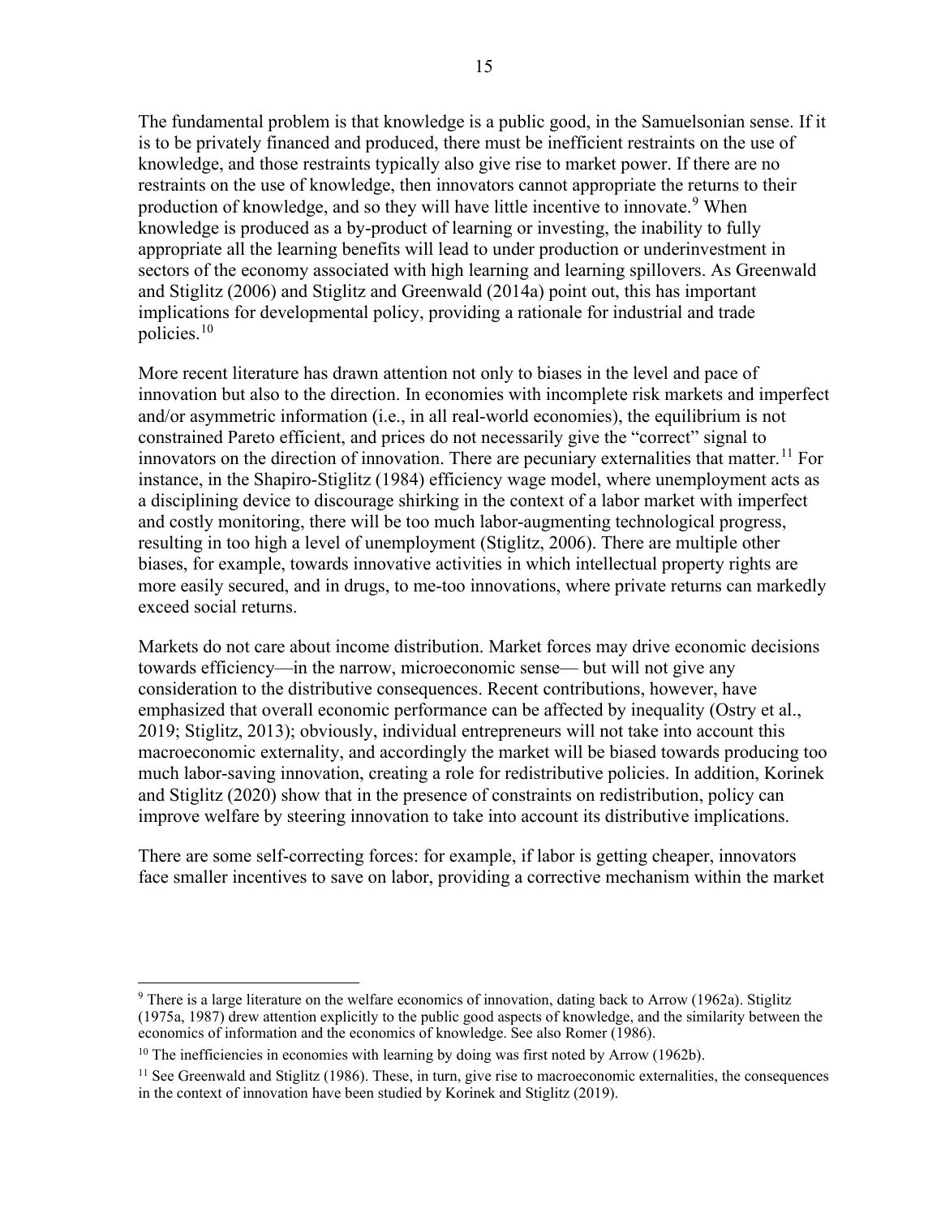The fundamental problem is that knowledge is a public good, in the Samuelsonian sense. If it is to be privately financed and produced, there must be inefficient restraints on the use of knowledge, and those restraints typically also give rise to market power. If there are no restraints on the use of knowledge, then innovators cannot appropriate the returns to their production of knowledge, and so they will have little incentive to innovate.[9] When knowledge is produced as a by-product of learning or investing, the inability to fully appropriate all the learning benefits will lead to under production or underinvestment in sectors of the economy associated with high learning and learning spillovers. As Greenwald and Stiglitz (2006) and Stiglitz and Greenwald (2014a) point out, this has important implications for developmental policy, providing a rationale for industrial and trade policies.[10]

More recent literature has drawn attention not only to biases in the level and pace of innovation but also to the direction. In economies with incomplete risk markets and imperfect and/or asymmetric information (i.e., in all real-world economies), the equilibrium is not constrained Pareto efficient, and prices do not necessarily give the "correct" signal to innovators on the direction of innovation. There are pecuniary externalities that matter.[11] For instance, in the Shapiro-Stiglitz (1984) efficiency wage model, where unemployment acts as a disciplining device to discourage shirking in the context of a labor market with imperfect and costly monitoring, there will be too much labor-augmenting technological progress, resulting in too high a level of unemployment (Stiglitz, 2006). There are multiple other biases, for example, towards innovative activities in which intellectual property rights are more easily secured, and in drugs, to me-too innovations, where private returns can markedly exceed social returns.

Markets do not care about income distribution. Market forces may drive economic decisions towards efficiency—in the narrow, microeconomic sense— but will not give any consideration to the distributive consequences. Recent contributions, however, have emphasized that overall economic performance can be affected by inequality (Ostry et al., 2019; Stiglitz, 2013); obviously, individual entrepreneurs will not take into account this macroeconomic externality, and accordingly the market will be biased towards producing too much labor-saving innovation, creating a role for redistributive policies. In addition, Korinek and Stiglitz (2020) show that in the presence of constraints on redistribution, policy can improve welfare by steering innovation to take into account its distributive implications.

There are some self-correcting forces: for example, if labor is getting cheaper, innovators face smaller incentives to save on labor, providing a corrective mechanism within the market

[9] There is a large literature on the welfare economics of innovation, dating back to Arrow (1962a). Stiglitz (1975a, 1987) drew attention explicitly to the public good aspects of knowledge, and the similarity between the economics of information and the economics of knowledge. See also Romer (1986).

[10] The inefficiencies in economies with learning by doing was first noted by Arrow (1962b).

[11] See Greenwald and Stiglitz (1986). These, in turn, give rise to macroeconomic externalities, the consequences in the context of innovation have been studied by Korinek and Stiglitz (2019).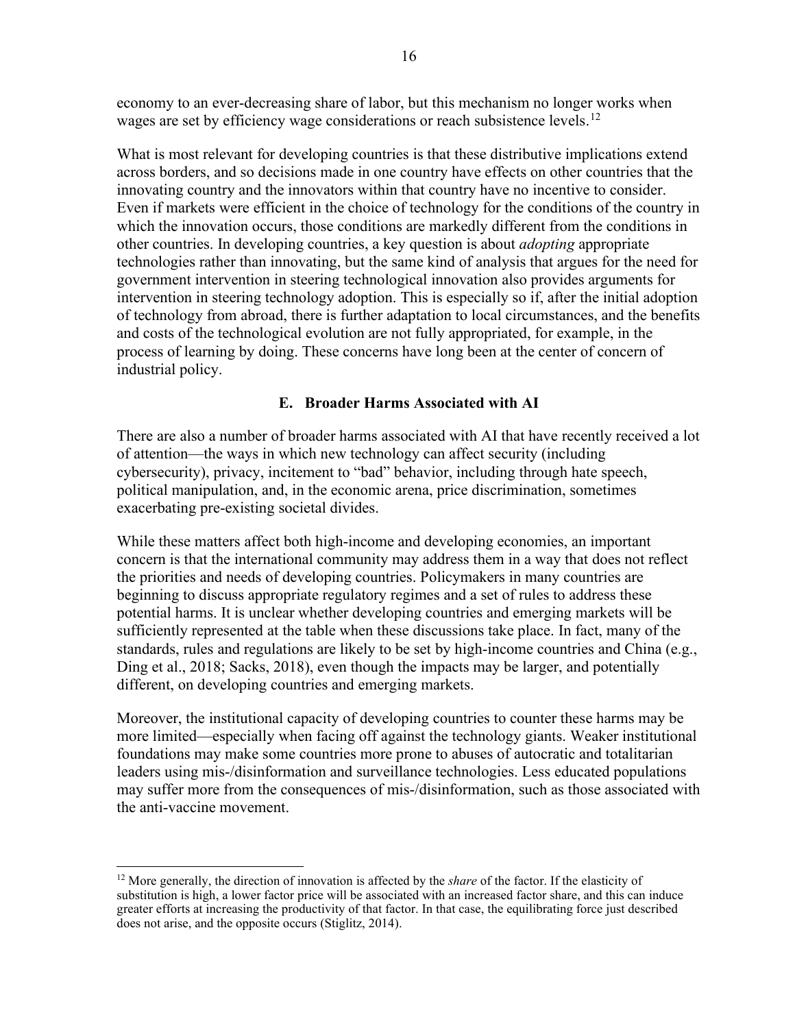economy to an ever-decreasing share of labor, but this mechanism no longer works when wages are set by efficiency wage considerations or reach subsistence levels.[12]

What is most relevant for developing countries is that these distributive implications extend across borders, and so decisions made in one country have effects on other countries that the innovating country and the innovators within that country have no incentive to consider. Even if markets were efficient in the choice of technology for the conditions of the country in which the innovation occurs, those conditions are markedly different from the conditions in other countries. In developing countries, a key question is about *adopting* appropriate technologies rather than innovating, but the same kind of analysis that argues for the need for government intervention in steering technological innovation also provides arguments for intervention in steering technology adoption. This is especially so if, after the initial adoption of technology from abroad, there is further adaptation to local circumstances, and the benefits and costs of the technological evolution are not fully appropriated, for example, in the process of learning by doing. These concerns have long been at the center of concern of industrial policy.

## E. Broader Harms Associated with AI

There are also a number of broader harms associated with AI that have recently received a lot of attention—the ways in which new technology can affect security (including cybersecurity), privacy, incitement to "bad" behavior, including through hate speech, political manipulation, and, in the economic arena, price discrimination, sometimes exacerbating pre-existing societal divides.

While these matters affect both high-income and developing economies, an important concern is that the international community may address them in a way that does not reflect the priorities and needs of developing countries. Policymakers in many countries are beginning to discuss appropriate regulatory regimes and a set of rules to address these potential harms. It is unclear whether developing countries and emerging markets will be sufficiently represented at the table when these discussions take place. In fact, many of the standards, rules and regulations are likely to be set by high-income countries and China (e.g., Ding et al., 2018; Sacks, 2018), even though the impacts may be larger, and potentially different, on developing countries and emerging markets.

Moreover, the institutional capacity of developing countries to counter these harms may be more limited—especially when facing off against the technology giants. Weaker institutional foundations may make some countries more prone to abuses of autocratic and totalitarian leaders using mis-/disinformation and surveillance technologies. Less educated populations may suffer more from the consequences of mis-/disinformation, such as those associated with the anti-vaccine movement.

[12] More generally, the direction of innovation is affected by the *share* of the factor. If the elasticity of substitution is high, a lower factor price will be associated with an increased factor share, and this can induce greater efforts at increasing the productivity of that factor. In that case, the equilibrating force just described does not arise, and the opposite occurs (Stiglitz, 2014).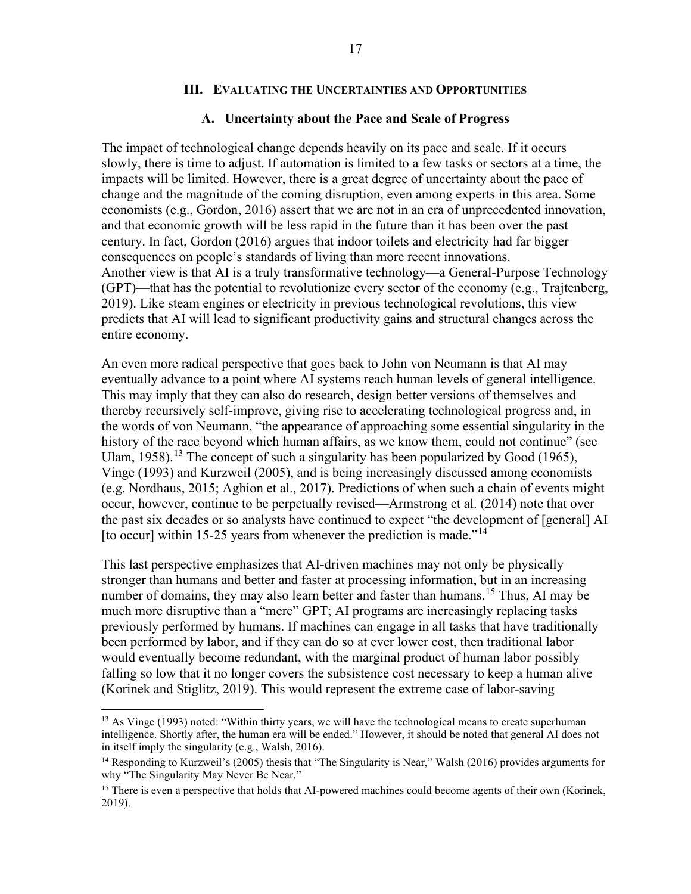## III. Evaluating the Uncertainties and Opportunities

### A. Uncertainty about the Pace and Scale of Progress

The impact of technological change depends heavily on its pace and scale. If it occurs slowly, there is time to adjust. If automation is limited to a few tasks or sectors at a time, the impacts will be limited. However, there is a great degree of uncertainty about the pace of change and the magnitude of the coming disruption, even among experts in this area. Some economists (e.g., Gordon, 2016) assert that we are not in an era of unprecedented innovation, and that economic growth will be less rapid in the future than it has been over the past century. In fact, Gordon (2016) argues that indoor toilets and electricity had far bigger consequences on people's standards of living than more recent innovations.
Another view is that AI is a truly transformative technology—a General-Purpose Technology (GPT)—that has the potential to revolutionize every sector of the economy (e.g., Trajtenberg, 2019). Like steam engines or electricity in previous technological revolutions, this view predicts that AI will lead to significant productivity gains and structural changes across the entire economy.

An even more radical perspective that goes back to John von Neumann is that AI may eventually advance to a point where AI systems reach human levels of general intelligence. This may imply that they can also do research, design better versions of themselves and thereby recursively self-improve, giving rise to accelerating technological progress and, in the words of von Neumann, "the appearance of approaching some essential singularity in the history of the race beyond which human affairs, as we know them, could not continue" (see Ulam, 1958).[13] The concept of such a singularity has been popularized by Good (1965), Vinge (1993) and Kurzweil (2005), and is being increasingly discussed among economists (e.g. Nordhaus, 2015; Aghion et al., 2017). Predictions of when such a chain of events might occur, however, continue to be perpetually revised—Armstrong et al. (2014) note that over the past six decades or so analysts have continued to expect "the development of [general] AI [to occur] within 15-25 years from whenever the prediction is made."[14]

This last perspective emphasizes that AI-driven machines may not only be physically stronger than humans and better and faster at processing information, but in an increasing number of domains, they may also learn better and faster than humans.[15] Thus, AI may be much more disruptive than a "mere" GPT; AI programs are increasingly replacing tasks previously performed by humans. If machines can engage in all tasks that have traditionally been performed by labor, and if they can do so at ever lower cost, then traditional labor would eventually become redundant, with the marginal product of human labor possibly falling so low that it no longer covers the subsistence cost necessary to keep a human alive (Korinek and Stiglitz, 2019). This would represent the extreme case of labor-saving

---

[13] As Vinge (1993) noted: "Within thirty years, we will have the technological means to create superhuman intelligence. Shortly after, the human era will be ended." However, it should be noted that general AI does not in itself imply the singularity (e.g., Walsh, 2016).

[14] Responding to Kurzweil's (2005) thesis that "The Singularity is Near," Walsh (2016) provides arguments for why "The Singularity May Never Be Near."

[15] There is even a perspective that holds that AI-powered machines could become agents of their own (Korinek, 2019).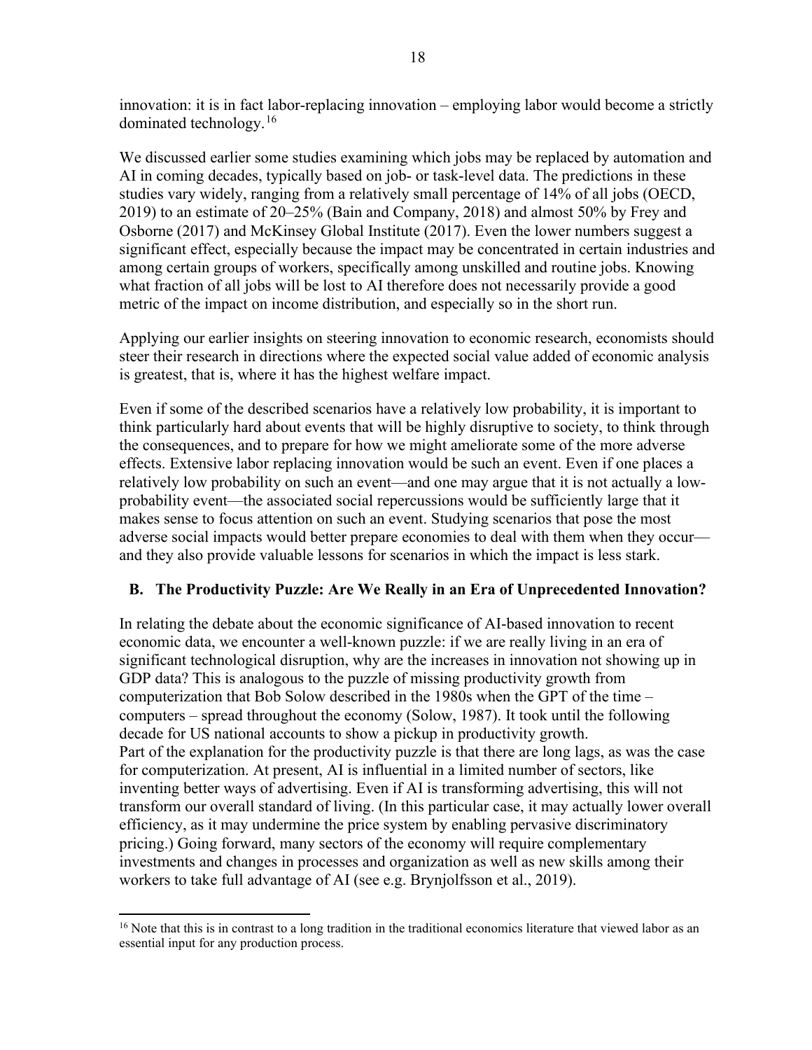innovation: it is in fact labor-replacing innovation – employing labor would become a strictly dominated technology.[16]

We discussed earlier some studies examining which jobs may be replaced by automation and AI in coming decades, typically based on job- or task-level data. The predictions in these studies vary widely, ranging from a relatively small percentage of 14% of all jobs (OECD, 2019) to an estimate of 20–25% (Bain and Company, 2018) and almost 50% by Frey and Osborne (2017) and McKinsey Global Institute (2017). Even the lower numbers suggest a significant effect, especially because the impact may be concentrated in certain industries and among certain groups of workers, specifically among unskilled and routine jobs. Knowing what fraction of all jobs will be lost to AI therefore does not necessarily provide a good metric of the impact on income distribution, and especially so in the short run.

Applying our earlier insights on steering innovation to economic research, economists should steer their research in directions where the expected social value added of economic analysis is greatest, that is, where it has the highest welfare impact.

Even if some of the described scenarios have a relatively low probability, it is important to think particularly hard about events that will be highly disruptive to society, to think through the consequences, and to prepare for how we might ameliorate some of the more adverse effects. Extensive labor replacing innovation would be such an event. Even if one places a relatively low probability on such an event—and one may argue that it is not actually a low-probability event—the associated social repercussions would be sufficiently large that it makes sense to focus attention on such an event. Studying scenarios that pose the most adverse social impacts would better prepare economies to deal with them when they occur—and they also provide valuable lessons for scenarios in which the impact is less stark.

## B. The Productivity Puzzle: Are We Really in an Era of Unprecedented Innovation?

In relating the debate about the economic significance of AI-based innovation to recent economic data, we encounter a well-known puzzle: if we are really living in an era of significant technological disruption, why are the increases in innovation not showing up in GDP data? This is analogous to the puzzle of missing productivity growth from computerization that Bob Solow described in the 1980s when the GPT of the time – computers – spread throughout the economy (Solow, 1987). It took until the following decade for US national accounts to show a pickup in productivity growth.

Part of the explanation for the productivity puzzle is that there are long lags, as was the case for computerization. At present, AI is influential in a limited number of sectors, like inventing better ways of advertising. Even if AI is transforming advertising, this will not transform our overall standard of living. (In this particular case, it may actually lower overall efficiency, as it may undermine the price system by enabling pervasive discriminatory pricing.) Going forward, many sectors of the economy will require complementary investments and changes in processes and organization as well as new skills among their workers to take full advantage of AI (see e.g. Brynjolfsson et al., 2019).

[16] Note that this is in contrast to a long tradition in the traditional economics literature that viewed labor as an essential input for any production process.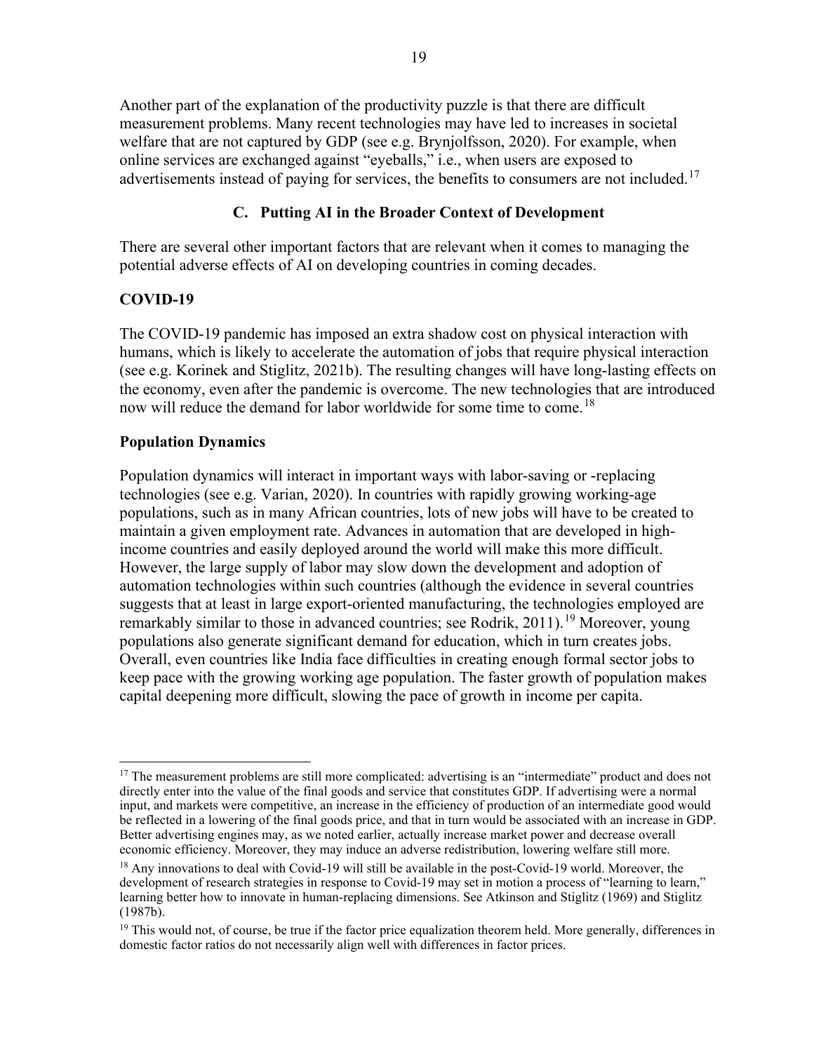Another part of the explanation of the productivity puzzle is that there are difficult measurement problems. Many recent technologies may have led to increases in societal welfare that are not captured by GDP (see e.g. Brynjolfsson, 2020). For example, when online services are exchanged against "eyeballs," i.e., when users are exposed to advertisements instead of paying for services, the benefits to consumers are not included.[17]

## C. Putting AI in the Broader Context of Development

There are several other important factors that are relevant when it comes to managing the potential adverse effects of AI on developing countries in coming decades.

### COVID-19

The COVID-19 pandemic has imposed an extra shadow cost on physical interaction with humans, which is likely to accelerate the automation of jobs that require physical interaction (see e.g. Korinek and Stiglitz, 2021b). The resulting changes will have long-lasting effects on the economy, even after the pandemic is overcome. The new technologies that are introduced now will reduce the demand for labor worldwide for some time to come.[18]

### Population Dynamics

Population dynamics will interact in important ways with labor-saving or -replacing technologies (see e.g. Varian, 2020). In countries with rapidly growing working-age populations, such as in many African countries, lots of new jobs will have to be created to maintain a given employment rate. Advances in automation that are developed in high-income countries and easily deployed around the world will make this more difficult. However, the large supply of labor may slow down the development and adoption of automation technologies within such countries (although the evidence in several countries suggests that at least in large export-oriented manufacturing, the technologies employed are remarkably similar to those in advanced countries; see Rodrik, 2011).[19] Moreover, young populations also generate significant demand for education, which in turn creates jobs. Overall, even countries like India face difficulties in creating enough formal sector jobs to keep pace with the growing working age population. The faster growth of population makes capital deepening more difficult, slowing the pace of growth in income per capita.

---

[17] The measurement problems are still more complicated: advertising is an "intermediate" product and does not directly enter into the value of the final goods and service that constitutes GDP. If advertising were a normal input, and markets were competitive, an increase in the efficiency of production of an intermediate good would be reflected in a lowering of the final goods price, and that in turn would be associated with an increase in GDP. Better advertising engines may, as we noted earlier, actually increase market power and decrease overall economic efficiency. Moreover, they may induce an adverse redistribution, lowering welfare still more.

[18] Any innovations to deal with Covid-19 will still be available in the post-Covid-19 world. Moreover, the development of research strategies in response to Covid-19 may set in motion a process of "learning to learn," learning better how to innovate in human-replacing dimensions. See Atkinson and Stiglitz (1969) and Stiglitz (1987b).

[19] This would not, of course, be true if the factor price equalization theorem held. More generally, differences in domestic factor ratios do not necessarily align well with differences in factor prices.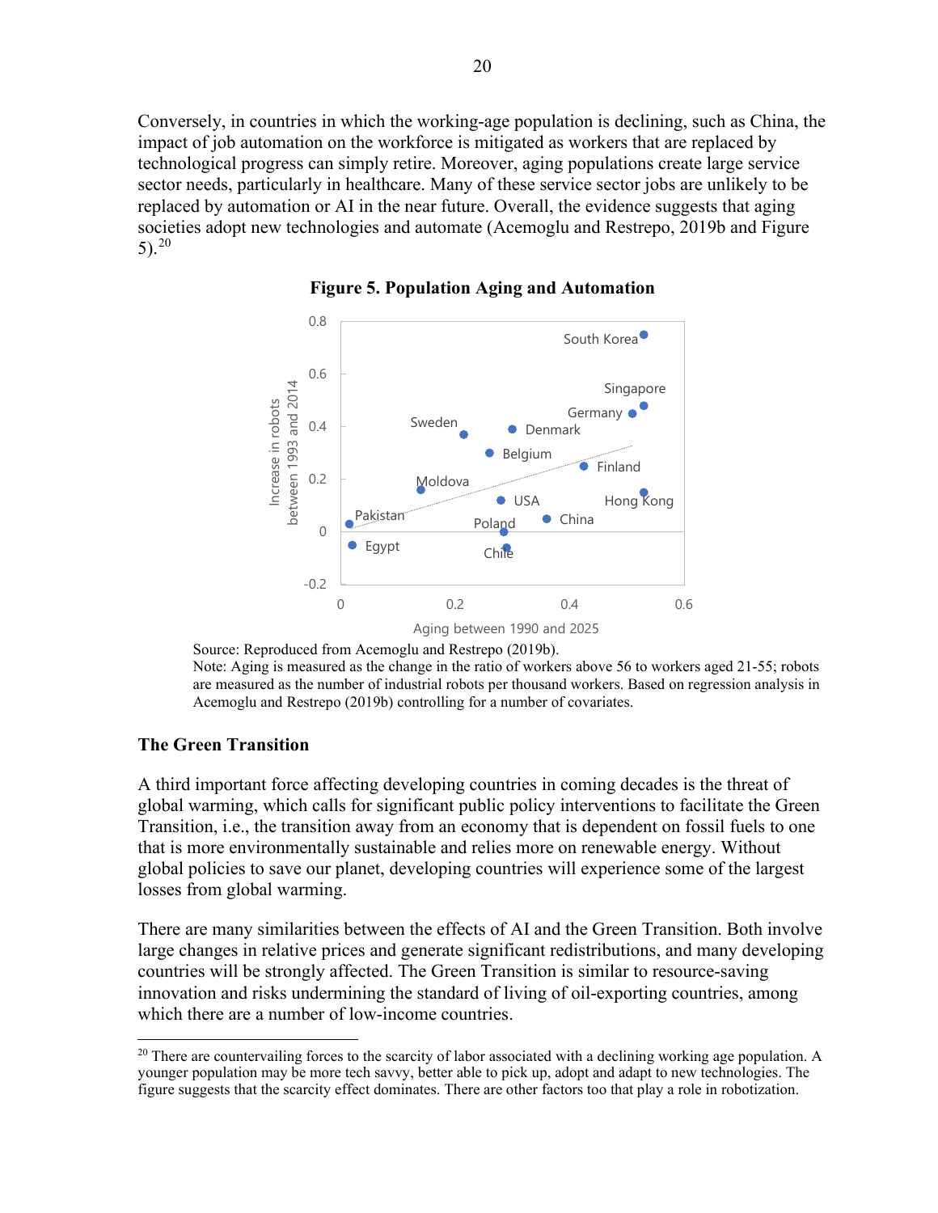Conversely, in countries in which the working-age population is declining, such as China, the impact of job automation on the workforce is mitigated as workers that are replaced by technological progress can simply retire. Moreover, aging populations create large service sector needs, particularly in healthcare. Many of these service sector jobs are unlikely to be replaced by automation or AI in the near future. Overall, the evidence suggests that aging societies adopt new technologies and automate (Acemoglu and Restrepo, 2019b and Figure 5).[20]

**Figure 5. Population Aging and Automation**

Source: Reproduced from Acemoglu and Restrepo (2019b).
Note: Aging is measured as the change in the ratio of workers above 56 to workers aged 21-55; robots are measured as the number of industrial robots per thousand workers. Based on regression analysis in Acemoglu and Restrepo (2019b) controlling for a number of covariates.

## The Green Transition

A third important force affecting developing countries in coming decades is the threat of global warming, which calls for significant public policy interventions to facilitate the Green Transition, i.e., the transition away from an economy that is dependent on fossil fuels to one that is more environmentally sustainable and relies more on renewable energy. Without global policies to save our planet, developing countries will experience some of the largest losses from global warming.

There are many similarities between the effects of AI and the Green Transition. Both involve large changes in relative prices and generate significant redistributions, and many developing countries will be strongly affected. The Green Transition is similar to resource-saving innovation and risks undermining the standard of living of oil-exporting countries, among which there are a number of low-income countries.

[20] There are countervailing forces to the scarcity of labor associated with a declining working age population. A younger population may be more tech savvy, better able to pick up, adopt and adapt to new technologies. The figure suggests that the scarcity effect dominates. There are other factors too that play a role in robotization.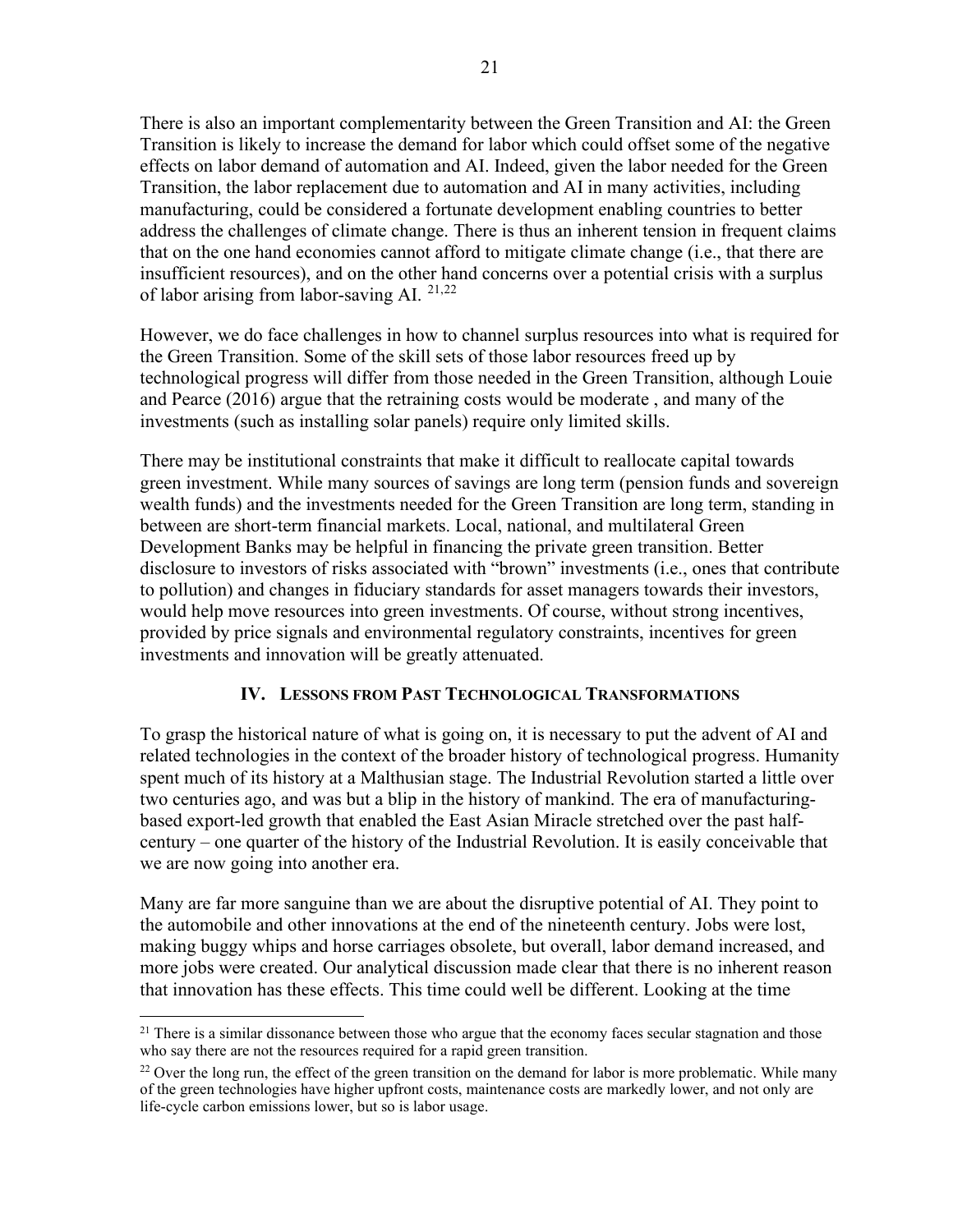There is also an important complementarity between the Green Transition and AI: the Green Transition is likely to increase the demand for labor which could offset some of the negative effects on labor demand of automation and AI. Indeed, given the labor needed for the Green Transition, the labor replacement due to automation and AI in many activities, including manufacturing, could be considered a fortunate development enabling countries to better address the challenges of climate change. There is thus an inherent tension in frequent claims that on the one hand economies cannot afford to mitigate climate change (i.e., that there are insufficient resources), and on the other hand concerns over a potential crisis with a surplus of labor arising from labor-saving AI. [21,22]

However, we do face challenges in how to channel surplus resources into what is required for the Green Transition. Some of the skill sets of those labor resources freed up by technological progress will differ from those needed in the Green Transition, although Louie and Pearce (2016) argue that the retraining costs would be moderate , and many of the investments (such as installing solar panels) require only limited skills.

There may be institutional constraints that make it difficult to reallocate capital towards green investment. While many sources of savings are long term (pension funds and sovereign wealth funds) and the investments needed for the Green Transition are long term, standing in between are short-term financial markets. Local, national, and multilateral Green Development Banks may be helpful in financing the private green transition. Better disclosure to investors of risks associated with "brown" investments (i.e., ones that contribute to pollution) and changes in fiduciary standards for asset managers towards their investors, would help move resources into green investments. Of course, without strong incentives, provided by price signals and environmental regulatory constraints, incentives for green investments and innovation will be greatly attenuated.

## IV. Lessons from Past Technological Transformations

To grasp the historical nature of what is going on, it is necessary to put the advent of AI and related technologies in the context of the broader history of technological progress. Humanity spent much of its history at a Malthusian stage. The Industrial Revolution started a little over two centuries ago, and was but a blip in the history of mankind. The era of manufacturing-based export-led growth that enabled the East Asian Miracle stretched over the past half-century – one quarter of the history of the Industrial Revolution. It is easily conceivable that we are now going into another era.

Many are far more sanguine than we are about the disruptive potential of AI. They point to the automobile and other innovations at the end of the nineteenth century. Jobs were lost, making buggy whips and horse carriages obsolete, but overall, labor demand increased, and more jobs were created. Our analytical discussion made clear that there is no inherent reason that innovation has these effects. This time could well be different. Looking at the time

[21] There is a similar dissonance between those who argue that the economy faces secular stagnation and those who say there are not the resources required for a rapid green transition.

[22] Over the long run, the effect of the green transition on the demand for labor is more problematic. While many of the green technologies have higher upfront costs, maintenance costs are markedly lower, and not only are life-cycle carbon emissions lower, but so is labor usage.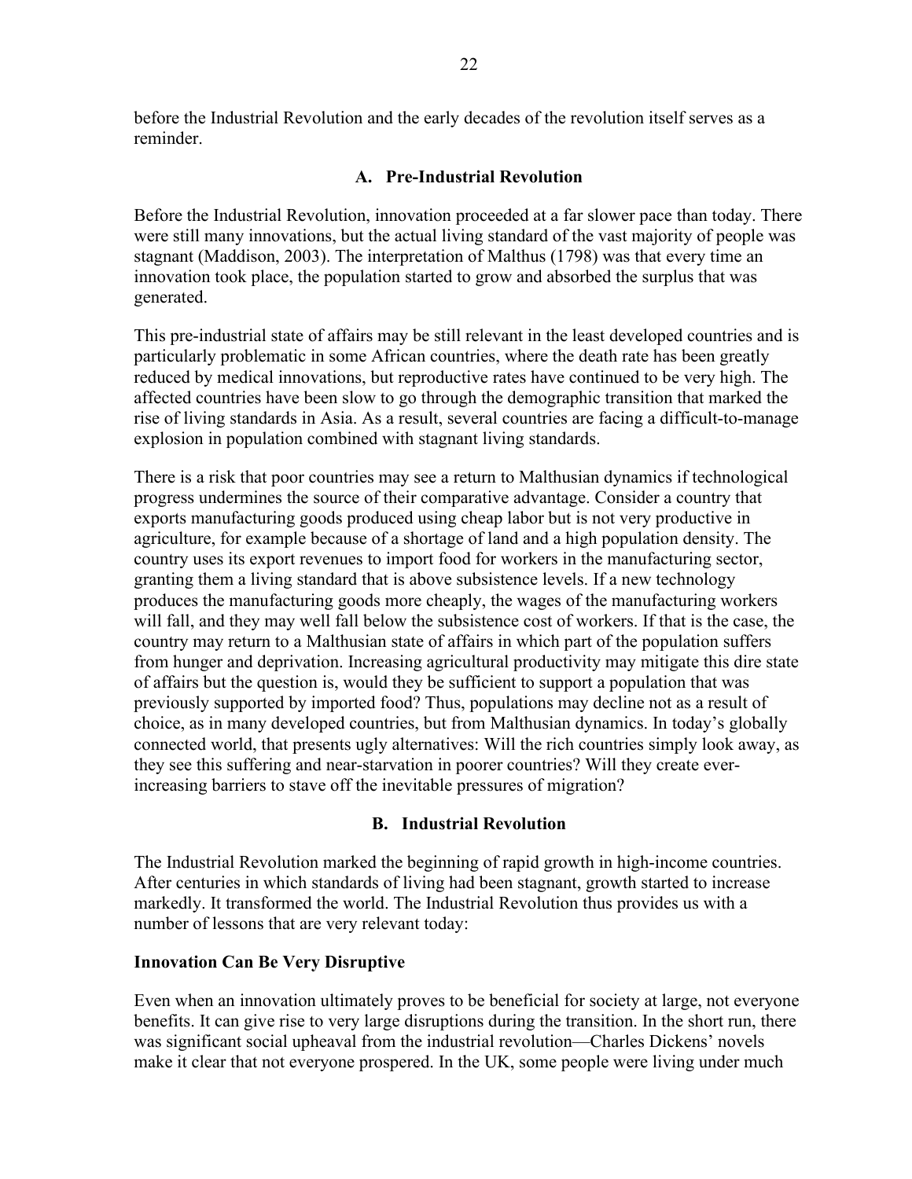before the Industrial Revolution and the early decades of the revolution itself serves as a reminder.

## A. Pre-Industrial Revolution

Before the Industrial Revolution, innovation proceeded at a far slower pace than today. There were still many innovations, but the actual living standard of the vast majority of people was stagnant (Maddison, 2003). The interpretation of Malthus (1798) was that every time an innovation took place, the population started to grow and absorbed the surplus that was generated.

This pre-industrial state of affairs may be still relevant in the least developed countries and is particularly problematic in some African countries, where the death rate has been greatly reduced by medical innovations, but reproductive rates have continued to be very high. The affected countries have been slow to go through the demographic transition that marked the rise of living standards in Asia. As a result, several countries are facing a difficult-to-manage explosion in population combined with stagnant living standards.

There is a risk that poor countries may see a return to Malthusian dynamics if technological progress undermines the source of their comparative advantage. Consider a country that exports manufacturing goods produced using cheap labor but is not very productive in agriculture, for example because of a shortage of land and a high population density. The country uses its export revenues to import food for workers in the manufacturing sector, granting them a living standard that is above subsistence levels. If a new technology produces the manufacturing goods more cheaply, the wages of the manufacturing workers will fall, and they may well fall below the subsistence cost of workers. If that is the case, the country may return to a Malthusian state of affairs in which part of the population suffers from hunger and deprivation. Increasing agricultural productivity may mitigate this dire state of affairs but the question is, would they be sufficient to support a population that was previously supported by imported food? Thus, populations may decline not as a result of choice, as in many developed countries, but from Malthusian dynamics. In today's globally connected world, that presents ugly alternatives: Will the rich countries simply look away, as they see this suffering and near-starvation in poorer countries? Will they create ever-increasing barriers to stave off the inevitable pressures of migration?

## B. Industrial Revolution

The Industrial Revolution marked the beginning of rapid growth in high-income countries. After centuries in which standards of living had been stagnant, growth started to increase markedly. It transformed the world. The Industrial Revolution thus provides us with a number of lessons that are very relevant today:

### Innovation Can Be Very Disruptive

Even when an innovation ultimately proves to be beneficial for society at large, not everyone benefits. It can give rise to very large disruptions during the transition. In the short run, there was significant social upheaval from the industrial revolution—Charles Dickens' novels make it clear that not everyone prospered. In the UK, some people were living under much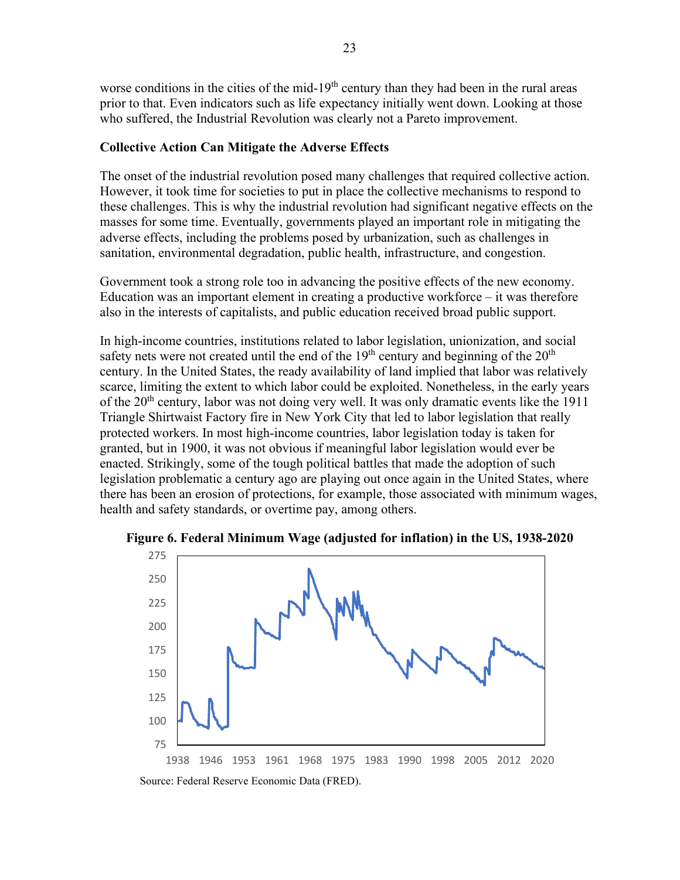worse conditions in the cities of the mid-19th century than they had been in the rural areas prior to that. Even indicators such as life expectancy initially went down. Looking at those who suffered, the Industrial Revolution was clearly not a Pareto improvement.

**Collective Action Can Mitigate the Adverse Effects**

The onset of the industrial revolution posed many challenges that required collective action. However, it took time for societies to put in place the collective mechanisms to respond to these challenges. This is why the industrial revolution had significant negative effects on the masses for some time. Eventually, governments played an important role in mitigating the adverse effects, including the problems posed by urbanization, such as challenges in sanitation, environmental degradation, public health, infrastructure, and congestion.

Government took a strong role too in advancing the positive effects of the new economy. Education was an important element in creating a productive workforce – it was therefore also in the interests of capitalists, and public education received broad public support.

In high-income countries, institutions related to labor legislation, unionization, and social safety nets were not created until the end of the 19th century and beginning of the 20th century. In the United States, the ready availability of land implied that labor was relatively scarce, limiting the extent to which labor could be exploited. Nonetheless, in the early years of the 20th century, labor was not doing very well. It was only dramatic events like the 1911 Triangle Shirtwaist Factory fire in New York City that led to labor legislation that really protected workers. In most high-income countries, labor legislation today is taken for granted, but in 1900, it was not obvious if meaningful labor legislation would ever be enacted. Strikingly, some of the tough political battles that made the adoption of such legislation problematic a century ago are playing out once again in the United States, where there has been an erosion of protections, for example, those associated with minimum wages, health and safety standards, or overtime pay, among others.

**Figure 6. Federal Minimum Wage (adjusted for inflation) in the US, 1938-2020**

Source: Federal Reserve Economic Data (FRED).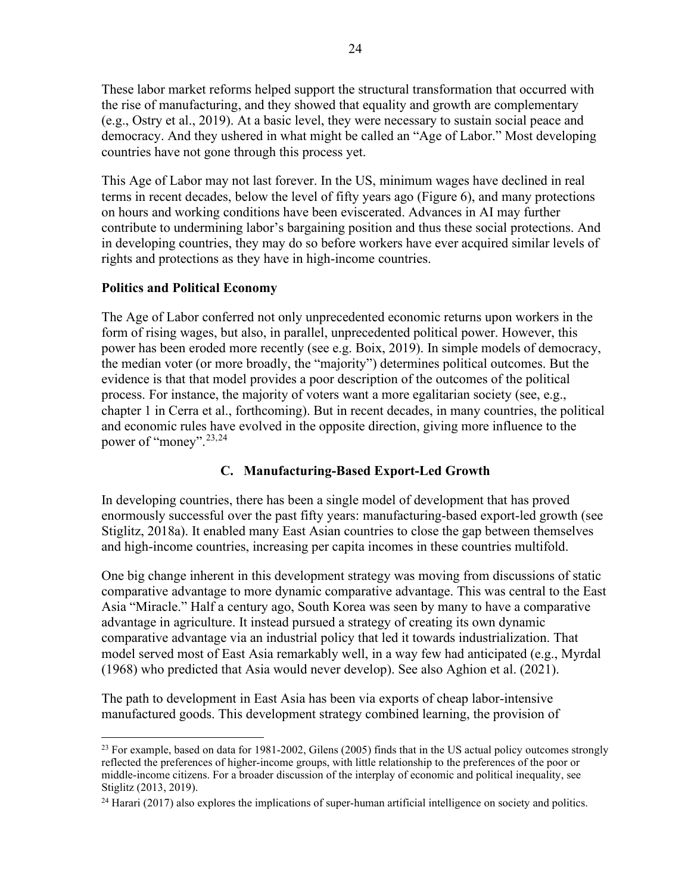These labor market reforms helped support the structural transformation that occurred with the rise of manufacturing, and they showed that equality and growth are complementary (e.g., Ostry et al., 2019). At a basic level, they were necessary to sustain social peace and democracy. And they ushered in what might be called an "Age of Labor." Most developing countries have not gone through this process yet.

This Age of Labor may not last forever. In the US, minimum wages have declined in real terms in recent decades, below the level of fifty years ago (Figure 6), and many protections on hours and working conditions have been eviscerated. Advances in AI may further contribute to undermining labor's bargaining position and thus these social protections. And in developing countries, they may do so before workers have ever acquired similar levels of rights and protections as they have in high-income countries.

**Politics and Political Economy**

The Age of Labor conferred not only unprecedented economic returns upon workers in the form of rising wages, but also, in parallel, unprecedented political power. However, this power has been eroded more recently (see e.g. Boix, 2019). In simple models of democracy, the median voter (or more broadly, the "majority") determines political outcomes. But the evidence is that that model provides a poor description of the outcomes of the political process. For instance, the majority of voters want a more egalitarian society (see, e.g., chapter 1 in Cerra et al., forthcoming). But in recent decades, in many countries, the political and economic rules have evolved in the opposite direction, giving more influence to the power of "money".[23,24]

### C. Manufacturing-Based Export-Led Growth

In developing countries, there has been a single model of development that has proved enormously successful over the past fifty years: manufacturing-based export-led growth (see Stiglitz, 2018a). It enabled many East Asian countries to close the gap between themselves and high-income countries, increasing per capita incomes in these countries multifold.

One big change inherent in this development strategy was moving from discussions of static comparative advantage to more dynamic comparative advantage. This was central to the East Asia "Miracle." Half a century ago, South Korea was seen by many to have a comparative advantage in agriculture. It instead pursued a strategy of creating its own dynamic comparative advantage via an industrial policy that led it towards industrialization. That model served most of East Asia remarkably well, in a way few had anticipated (e.g., Myrdal (1968) who predicted that Asia would never develop). See also Aghion et al. (2021).

The path to development in East Asia has been via exports of cheap labor-intensive manufactured goods. This development strategy combined learning, the provision of

---

[23] For example, based on data for 1981-2002, Gilens (2005) finds that in the US actual policy outcomes strongly reflected the preferences of higher-income groups, with little relationship to the preferences of the poor or middle-income citizens. For a broader discussion of the interplay of economic and political inequality, see Stiglitz (2013, 2019).

[24] Harari (2017) also explores the implications of super-human artificial intelligence on society and politics.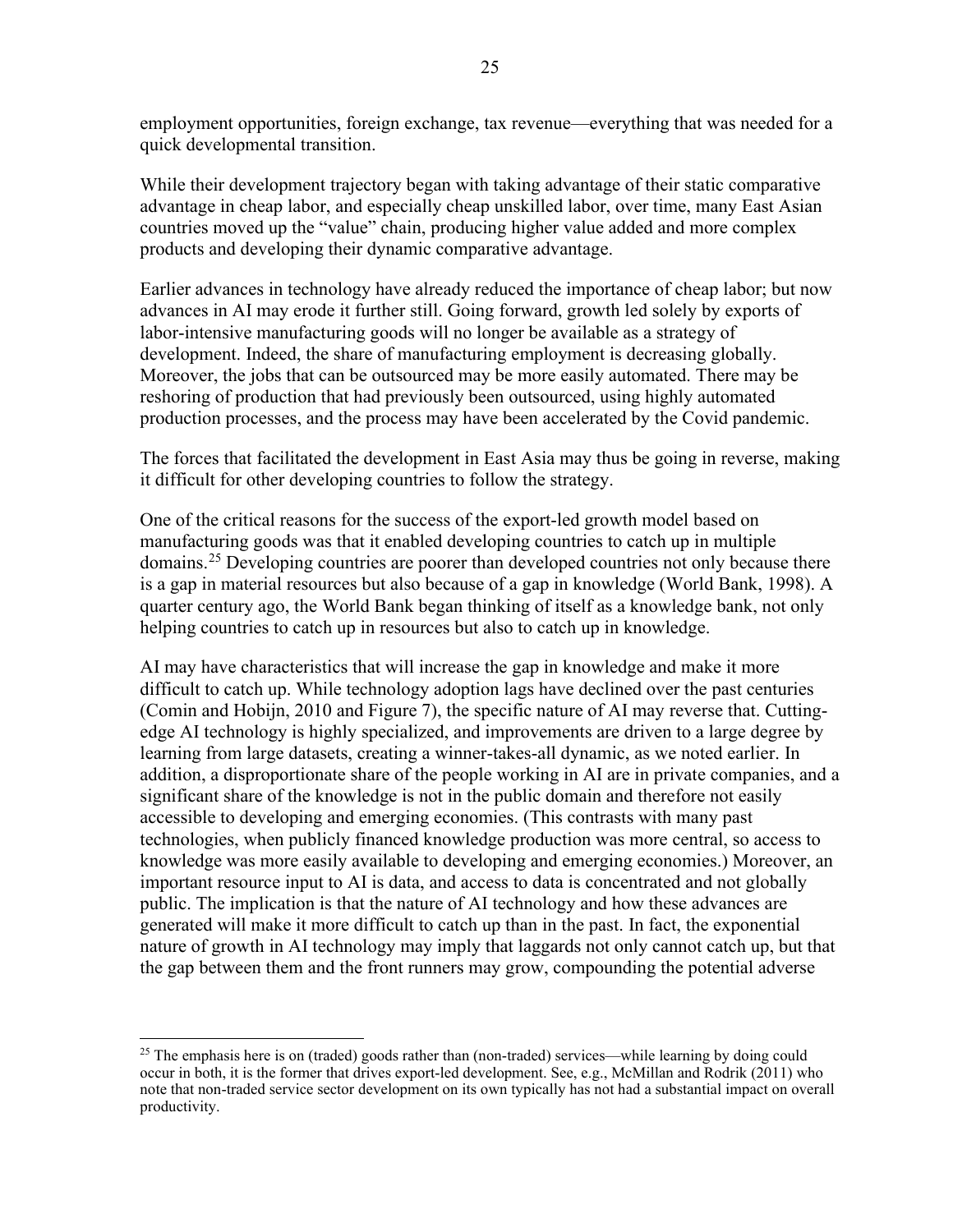employment opportunities, foreign exchange, tax revenue—everything that was needed for a quick developmental transition.

While their development trajectory began with taking advantage of their static comparative advantage in cheap labor, and especially cheap unskilled labor, over time, many East Asian countries moved up the "value" chain, producing higher value added and more complex products and developing their dynamic comparative advantage.

Earlier advances in technology have already reduced the importance of cheap labor; but now advances in AI may erode it further still. Going forward, growth led solely by exports of labor-intensive manufacturing goods will no longer be available as a strategy of development. Indeed, the share of manufacturing employment is decreasing globally. Moreover, the jobs that can be outsourced may be more easily automated. There may be reshoring of production that had previously been outsourced, using highly automated production processes, and the process may have been accelerated by the Covid pandemic.

The forces that facilitated the development in East Asia may thus be going in reverse, making it difficult for other developing countries to follow the strategy.

One of the critical reasons for the success of the export-led growth model based on manufacturing goods was that it enabled developing countries to catch up in multiple domains.[25] Developing countries are poorer than developed countries not only because there is a gap in material resources but also because of a gap in knowledge (World Bank, 1998). A quarter century ago, the World Bank began thinking of itself as a knowledge bank, not only helping countries to catch up in resources but also to catch up in knowledge.

AI may have characteristics that will increase the gap in knowledge and make it more difficult to catch up. While technology adoption lags have declined over the past centuries (Comin and Hobijn, 2010 and Figure 7), the specific nature of AI may reverse that. Cutting-edge AI technology is highly specialized, and improvements are driven to a large degree by learning from large datasets, creating a winner-takes-all dynamic, as we noted earlier. In addition, a disproportionate share of the people working in AI are in private companies, and a significant share of the knowledge is not in the public domain and therefore not easily accessible to developing and emerging economies. (This contrasts with many past technologies, when publicly financed knowledge production was more central, so access to knowledge was more easily available to developing and emerging economies.) Moreover, an important resource input to AI is data, and access to data is concentrated and not globally public. The implication is that the nature of AI technology and how these advances are generated will make it more difficult to catch up than in the past. In fact, the exponential nature of growth in AI technology may imply that laggards not only cannot catch up, but that the gap between them and the front runners may grow, compounding the potential adverse

[25] The emphasis here is on (traded) goods rather than (non-traded) services—while learning by doing could occur in both, it is the former that drives export-led development. See, e.g., McMillan and Rodrik (2011) who note that non-traded service sector development on its own typically has not had a substantial impact on overall productivity.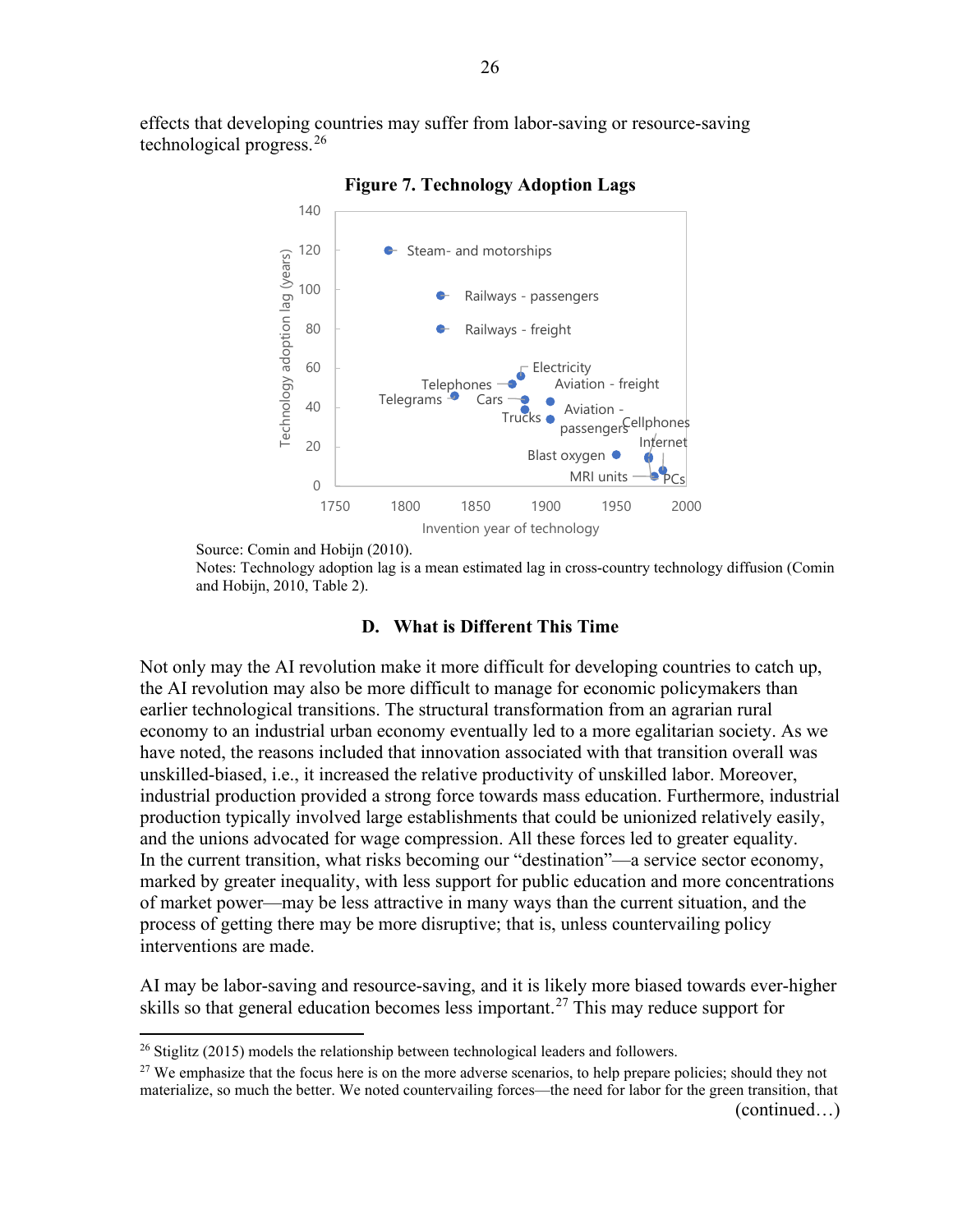effects that developing countries may suffer from labor-saving or resource-saving technological progress.[26]

**Figure 7. Technology Adoption Lags**

Source: Comin and Hobijn (2010).
Notes: Technology adoption lag is a mean estimated lag in cross-country technology diffusion (Comin and Hobijn, 2010, Table 2).

### D. What is Different This Time

Not only may the AI revolution make it more difficult for developing countries to catch up, the AI revolution may also be more difficult to manage for economic policymakers than earlier technological transitions. The structural transformation from an agrarian rural economy to an industrial urban economy eventually led to a more egalitarian society. As we have noted, the reasons included that innovation associated with that transition overall was unskilled-biased, i.e., it increased the relative productivity of unskilled labor. Moreover, industrial production provided a strong force towards mass education. Furthermore, industrial production typically involved large establishments that could be unionized relatively easily, and the unions advocated for wage compression. All these forces led to greater equality. In the current transition, what risks becoming our "destination"—a service sector economy, marked by greater inequality, with less support for public education and more concentrations of market power—may be less attractive in many ways than the current situation, and the process of getting there may be more disruptive; that is, unless countervailing policy interventions are made.

AI may be labor-saving and resource-saving, and it is likely more biased towards ever-higher skills so that general education becomes less important.[27] This may reduce support for

---

[26] Stiglitz (2015) models the relationship between technological leaders and followers.

[27] We emphasize that the focus here is on the more adverse scenarios, to help prepare policies; should they not materialize, so much the better. We noted countervailing forces—the need for labor for the green transition, that

(continued…)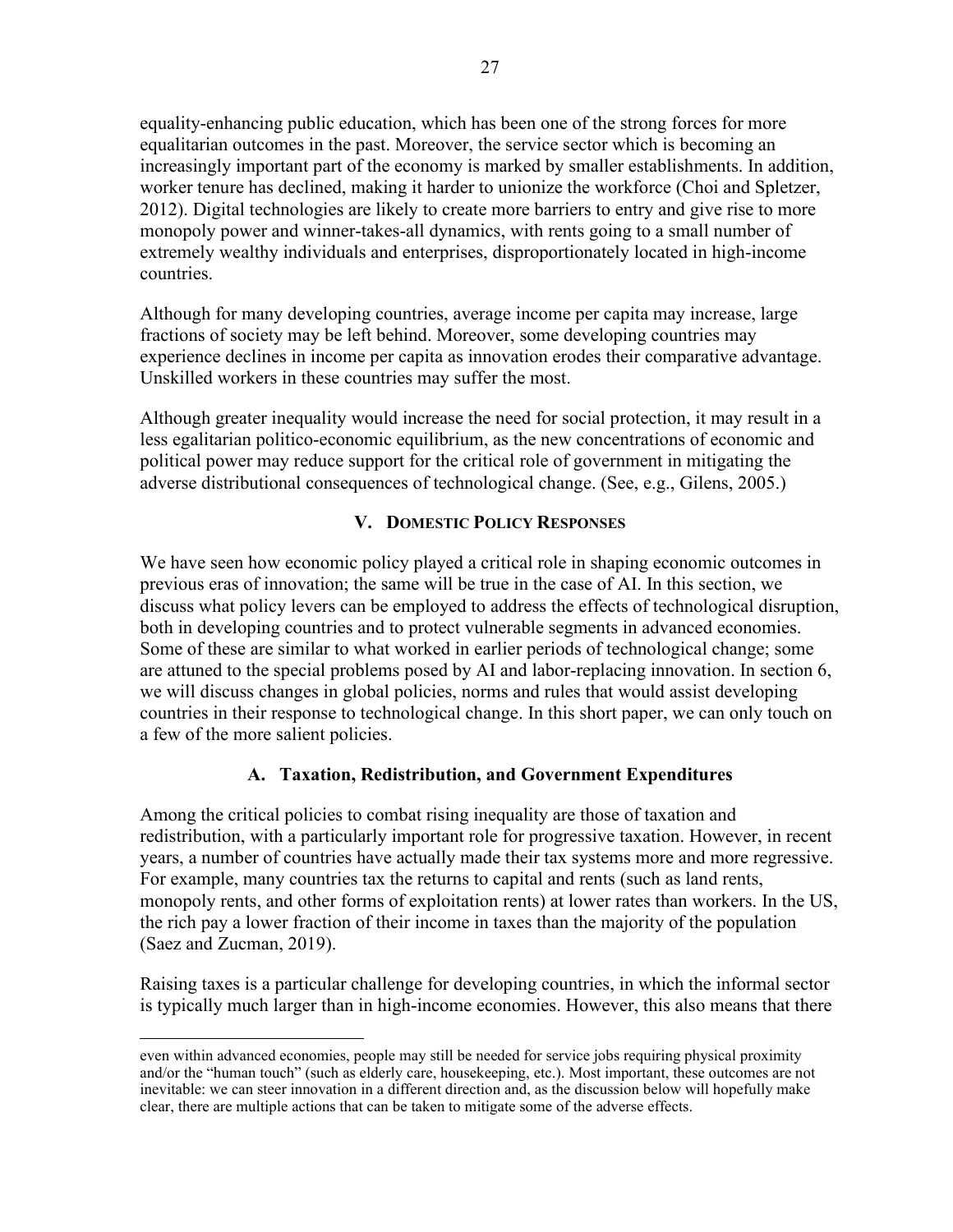equality-enhancing public education, which has been one of the strong forces for more equalitarian outcomes in the past. Moreover, the service sector which is becoming an increasingly important part of the economy is marked by smaller establishments. In addition, worker tenure has declined, making it harder to unionize the workforce (Choi and Spletzer, 2012). Digital technologies are likely to create more barriers to entry and give rise to more monopoly power and winner-takes-all dynamics, with rents going to a small number of extremely wealthy individuals and enterprises, disproportionately located in high-income countries.

Although for many developing countries, average income per capita may increase, large fractions of society may be left behind. Moreover, some developing countries may experience declines in income per capita as innovation erodes their comparative advantage. Unskilled workers in these countries may suffer the most.

Although greater inequality would increase the need for social protection, it may result in a less egalitarian politico-economic equilibrium, as the new concentrations of economic and political power may reduce support for the critical role of government in mitigating the adverse distributional consequences of technological change. (See, e.g., Gilens, 2005.)

## V. Domestic Policy Responses

We have seen how economic policy played a critical role in shaping economic outcomes in previous eras of innovation; the same will be true in the case of AI. In this section, we discuss what policy levers can be employed to address the effects of technological disruption, both in developing countries and to protect vulnerable segments in advanced economies. Some of these are similar to what worked in earlier periods of technological change; some are attuned to the special problems posed by AI and labor-replacing innovation. In section 6, we will discuss changes in global policies, norms and rules that would assist developing countries in their response to technological change. In this short paper, we can only touch on a few of the more salient policies.

### A. Taxation, Redistribution, and Government Expenditures

Among the critical policies to combat rising inequality are those of taxation and redistribution, with a particularly important role for progressive taxation. However, in recent years, a number of countries have actually made their tax systems more and more regressive. For example, many countries tax the returns to capital and rents (such as land rents, monopoly rents, and other forms of exploitation rents) at lower rates than workers. In the US, the rich pay a lower fraction of their income in taxes than the majority of the population (Saez and Zucman, 2019).

Raising taxes is a particular challenge for developing countries, in which the informal sector is typically much larger than in high-income economies. However, this also means that there

---

even within advanced economies, people may still be needed for service jobs requiring physical proximity and/or the "human touch" (such as elderly care, housekeeping, etc.). Most important, these outcomes are not inevitable: we can steer innovation in a different direction and, as the discussion below will hopefully make clear, there are multiple actions that can be taken to mitigate some of the adverse effects.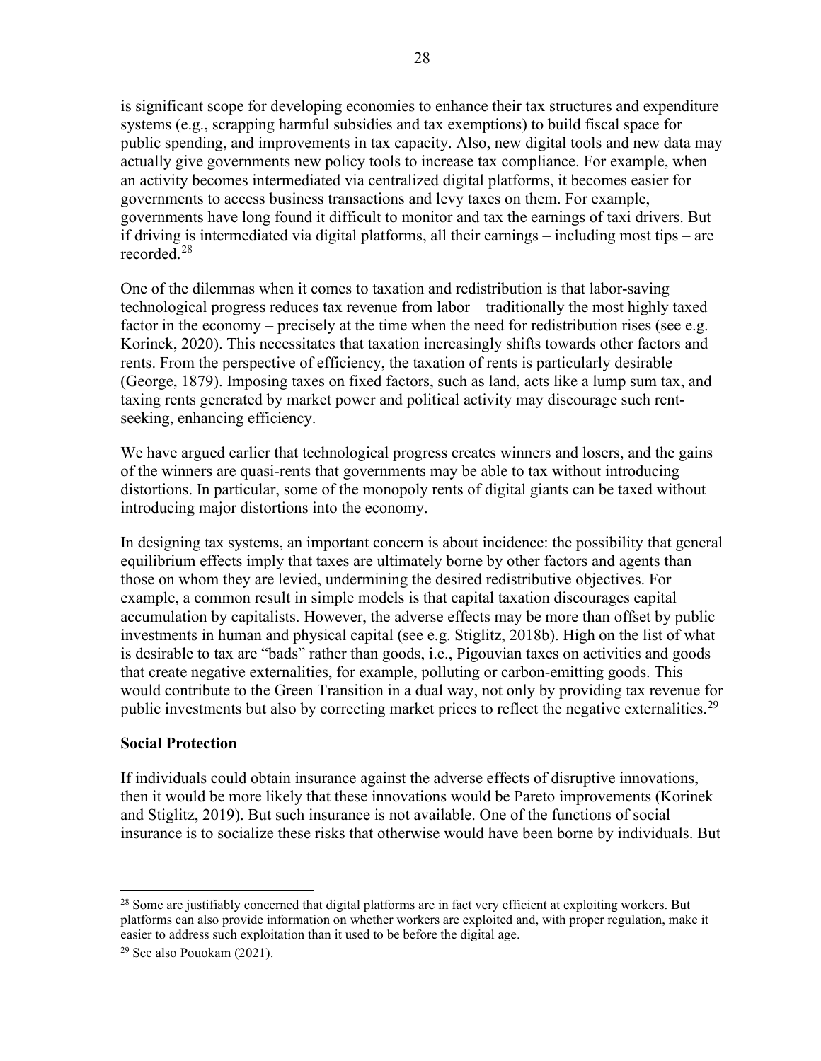is significant scope for developing economies to enhance their tax structures and expenditure systems (e.g., scrapping harmful subsidies and tax exemptions) to build fiscal space for public spending, and improvements in tax capacity. Also, new digital tools and new data may actually give governments new policy tools to increase tax compliance. For example, when an activity becomes intermediated via centralized digital platforms, it becomes easier for governments to access business transactions and levy taxes on them. For example, governments have long found it difficult to monitor and tax the earnings of taxi drivers. But if driving is intermediated via digital platforms, all their earnings – including most tips – are recorded.[28]

One of the dilemmas when it comes to taxation and redistribution is that labor-saving technological progress reduces tax revenue from labor – traditionally the most highly taxed factor in the economy – precisely at the time when the need for redistribution rises (see e.g. Korinek, 2020). This necessitates that taxation increasingly shifts towards other factors and rents. From the perspective of efficiency, the taxation of rents is particularly desirable (George, 1879). Imposing taxes on fixed factors, such as land, acts like a lump sum tax, and taxing rents generated by market power and political activity may discourage such rent-seeking, enhancing efficiency.

We have argued earlier that technological progress creates winners and losers, and the gains of the winners are quasi-rents that governments may be able to tax without introducing distortions. In particular, some of the monopoly rents of digital giants can be taxed without introducing major distortions into the economy.

In designing tax systems, an important concern is about incidence: the possibility that general equilibrium effects imply that taxes are ultimately borne by other factors and agents than those on whom they are levied, undermining the desired redistributive objectives. For example, a common result in simple models is that capital taxation discourages capital accumulation by capitalists. However, the adverse effects may be more than offset by public investments in human and physical capital (see e.g. Stiglitz, 2018b). High on the list of what is desirable to tax are "bads" rather than goods, i.e., Pigouvian taxes on activities and goods that create negative externalities, for example, polluting or carbon-emitting goods. This would contribute to the Green Transition in a dual way, not only by providing tax revenue for public investments but also by correcting market prices to reflect the negative externalities.[29]

**Social Protection**

If individuals could obtain insurance against the adverse effects of disruptive innovations, then it would be more likely that these innovations would be Pareto improvements (Korinek and Stiglitz, 2019). But such insurance is not available. One of the functions of social insurance is to socialize these risks that otherwise would have been borne by individuals. But

[28] Some are justifiably concerned that digital platforms are in fact very efficient at exploiting workers. But platforms can also provide information on whether workers are exploited and, with proper regulation, make it easier to address such exploitation than it used to be before the digital age.

[29] See also Pouokam (2021).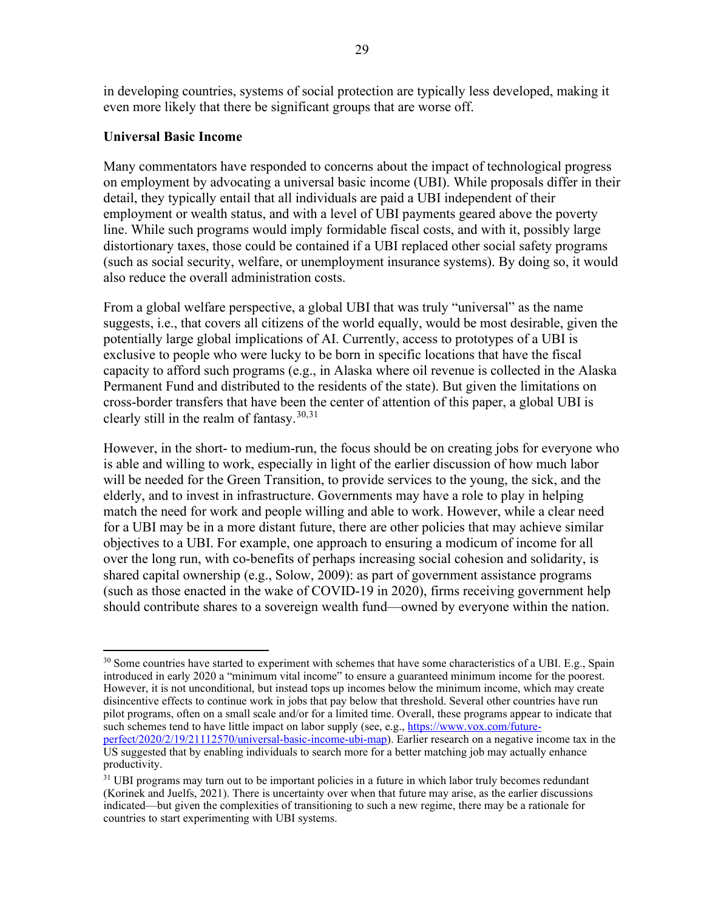in developing countries, systems of social protection are typically less developed, making it even more likely that there be significant groups that are worse off.

**Universal Basic Income**

Many commentators have responded to concerns about the impact of technological progress on employment by advocating a universal basic income (UBI). While proposals differ in their detail, they typically entail that all individuals are paid a UBI independent of their employment or wealth status, and with a level of UBI payments geared above the poverty line. While such programs would imply formidable fiscal costs, and with it, possibly large distortionary taxes, those could be contained if a UBI replaced other social safety programs (such as social security, welfare, or unemployment insurance systems). By doing so, it would also reduce the overall administration costs.

From a global welfare perspective, a global UBI that was truly "universal" as the name suggests, i.e., that covers all citizens of the world equally, would be most desirable, given the potentially large global implications of AI. Currently, access to prototypes of a UBI is exclusive to people who were lucky to be born in specific locations that have the fiscal capacity to afford such programs (e.g., in Alaska where oil revenue is collected in the Alaska Permanent Fund and distributed to the residents of the state). But given the limitations on cross-border transfers that have been the center of attention of this paper, a global UBI is clearly still in the realm of fantasy.[30,31]

However, in the short- to medium-run, the focus should be on creating jobs for everyone who is able and willing to work, especially in light of the earlier discussion of how much labor will be needed for the Green Transition, to provide services to the young, the sick, and the elderly, and to invest in infrastructure. Governments may have a role to play in helping match the need for work and people willing and able to work. However, while a clear need for a UBI may be in a more distant future, there are other policies that may achieve similar objectives to a UBI. For example, one approach to ensuring a modicum of income for all over the long run, with co-benefits of perhaps increasing social cohesion and solidarity, is shared capital ownership (e.g., Solow, 2009): as part of government assistance programs (such as those enacted in the wake of COVID-19 in 2020), firms receiving government help should contribute shares to a sovereign wealth fund—owned by everyone within the nation.

---

[30] Some countries have started to experiment with schemes that have some characteristics of a UBI. E.g., Spain introduced in early 2020 a "minimum vital income" to ensure a guaranteed minimum income for the poorest. However, it is not unconditional, but instead tops up incomes below the minimum income, which may create disincentive effects to continue work in jobs that pay below that threshold. Several other countries have run pilot programs, often on a small scale and/or for a limited time. Overall, these programs appear to indicate that such schemes tend to have little impact on labor supply (see, e.g., https://www.vox.com/future-perfect/2020/2/19/21112570/universal-basic-income-ubi-map). Earlier research on a negative income tax in the US suggested that by enabling individuals to search more for a better matching job may actually enhance productivity.

[31] UBI programs may turn out to be important policies in a future in which labor truly becomes redundant (Korinek and Juelfs, 2021). There is uncertainty over when that future may arise, as the earlier discussions indicated—but given the complexities of transitioning to such a new regime, there may be a rationale for countries to start experimenting with UBI systems.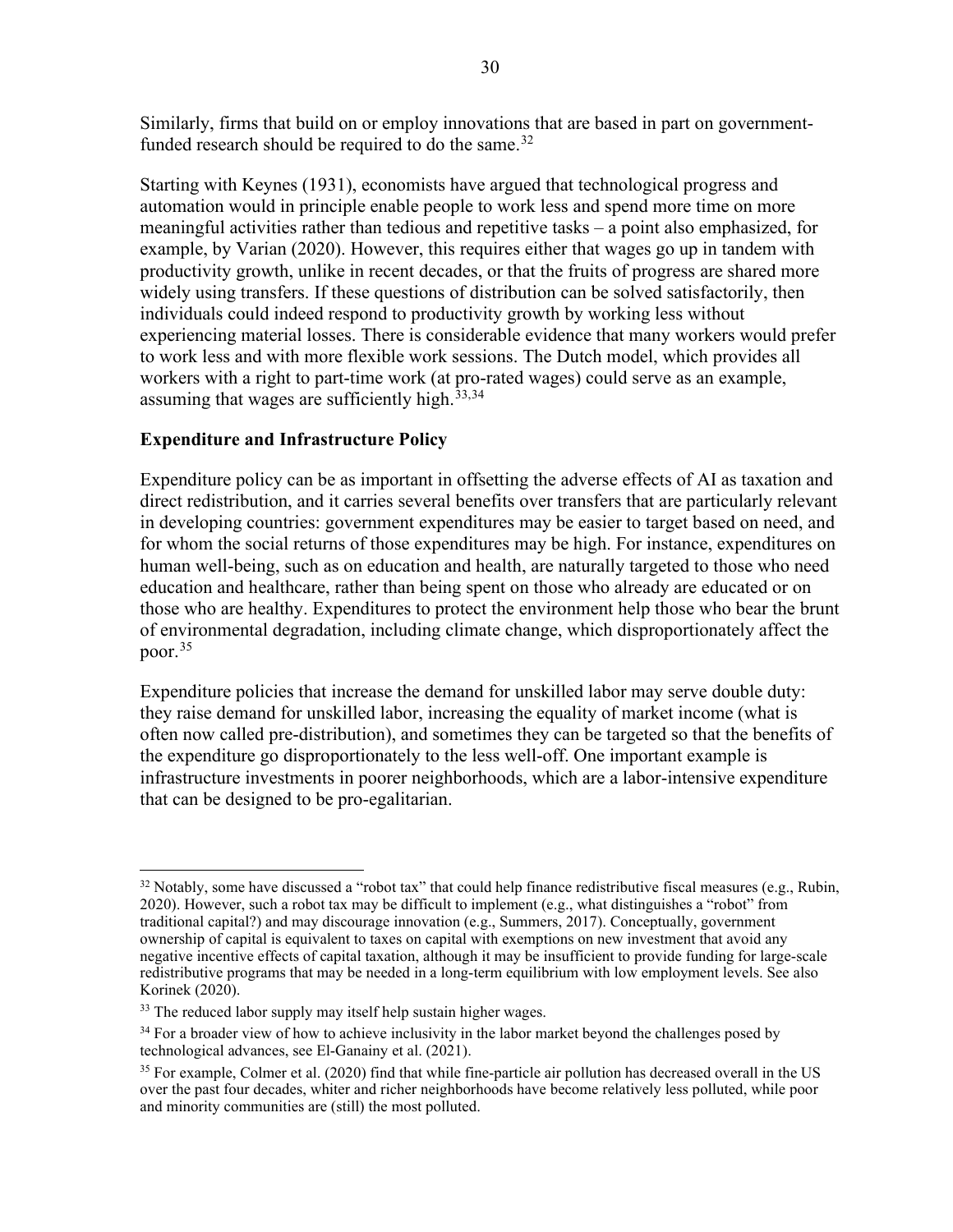Similarly, firms that build on or employ innovations that are based in part on government-funded research should be required to do the same.[32]

Starting with Keynes (1931), economists have argued that technological progress and automation would in principle enable people to work less and spend more time on more meaningful activities rather than tedious and repetitive tasks – a point also emphasized, for example, by Varian (2020). However, this requires either that wages go up in tandem with productivity growth, unlike in recent decades, or that the fruits of progress are shared more widely using transfers. If these questions of distribution can be solved satisfactorily, then individuals could indeed respond to productivity growth by working less without experiencing material losses. There is considerable evidence that many workers would prefer to work less and with more flexible work sessions. The Dutch model, which provides all workers with a right to part-time work (at pro-rated wages) could serve as an example, assuming that wages are sufficiently high.[33,34]

**Expenditure and Infrastructure Policy**

Expenditure policy can be as important in offsetting the adverse effects of AI as taxation and direct redistribution, and it carries several benefits over transfers that are particularly relevant in developing countries: government expenditures may be easier to target based on need, and for whom the social returns of those expenditures may be high. For instance, expenditures on human well-being, such as on education and health, are naturally targeted to those who need education and healthcare, rather than being spent on those who already are educated or on those who are healthy. Expenditures to protect the environment help those who bear the brunt of environmental degradation, including climate change, which disproportionately affect the poor.[35]

Expenditure policies that increase the demand for unskilled labor may serve double duty: they raise demand for unskilled labor, increasing the equality of market income (what is often now called pre-distribution), and sometimes they can be targeted so that the benefits of the expenditure go disproportionately to the less well-off. One important example is infrastructure investments in poorer neighborhoods, which are a labor-intensive expenditure that can be designed to be pro-egalitarian.

[32] Notably, some have discussed a "robot tax" that could help finance redistributive fiscal measures (e.g., Rubin, 2020). However, such a robot tax may be difficult to implement (e.g., what distinguishes a "robot" from traditional capital?) and may discourage innovation (e.g., Summers, 2017). Conceptually, government ownership of capital is equivalent to taxes on capital with exemptions on new investment that avoid any negative incentive effects of capital taxation, although it may be insufficient to provide funding for large-scale redistributive programs that may be needed in a long-term equilibrium with low employment levels. See also Korinek (2020).

[33] The reduced labor supply may itself help sustain higher wages.

[34] For a broader view of how to achieve inclusivity in the labor market beyond the challenges posed by technological advances, see El-Ganainy et al. (2021).

[35] For example, Colmer et al. (2020) find that while fine-particle air pollution has decreased overall in the US over the past four decades, whiter and richer neighborhoods have become relatively less polluted, while poor and minority communities are (still) the most polluted.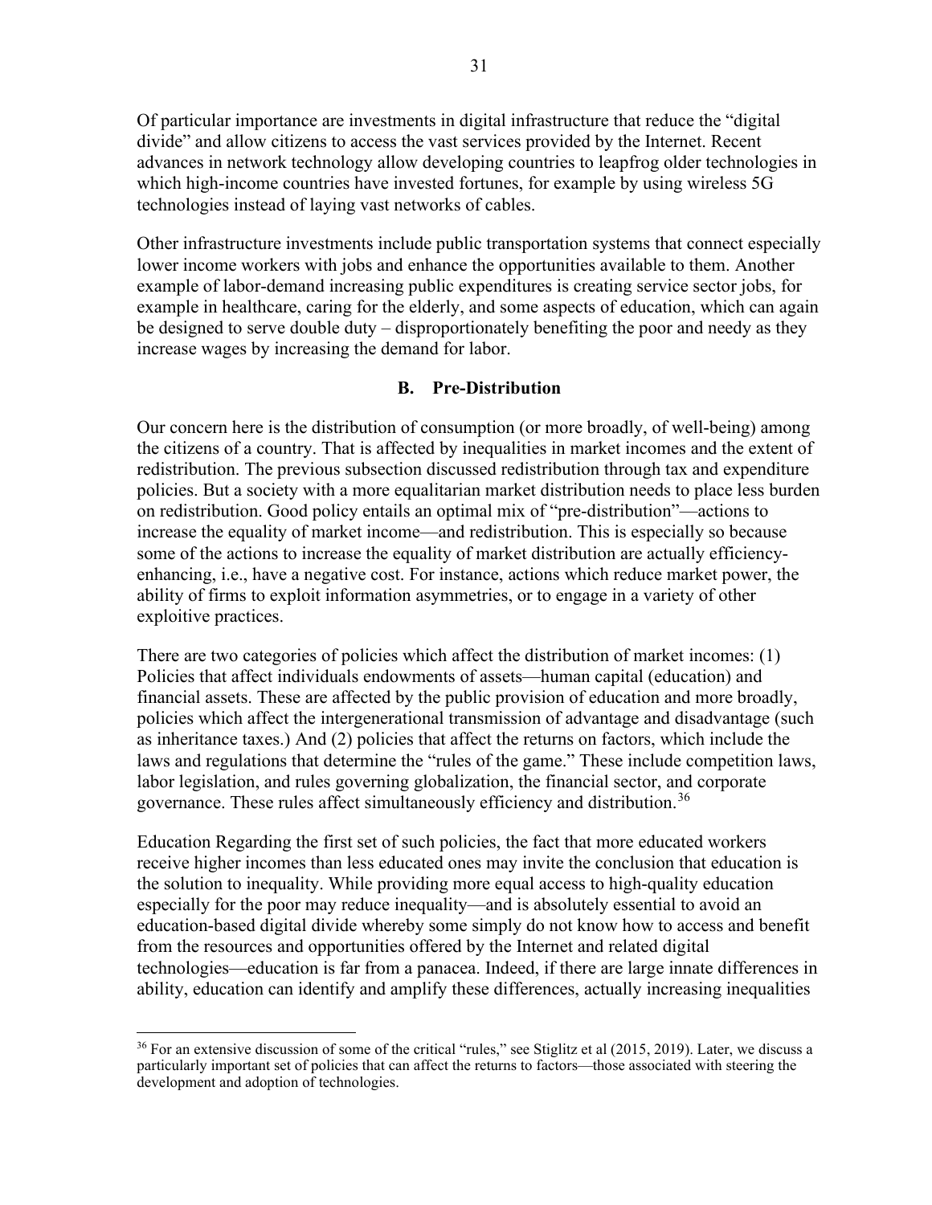Of particular importance are investments in digital infrastructure that reduce the "digital divide" and allow citizens to access the vast services provided by the Internet. Recent advances in network technology allow developing countries to leapfrog older technologies in which high-income countries have invested fortunes, for example by using wireless 5G technologies instead of laying vast networks of cables.

Other infrastructure investments include public transportation systems that connect especially lower income workers with jobs and enhance the opportunities available to them. Another example of labor-demand increasing public expenditures is creating service sector jobs, for example in healthcare, caring for the elderly, and some aspects of education, which can again be designed to serve double duty – disproportionately benefiting the poor and needy as they increase wages by increasing the demand for labor.

### B. Pre-Distribution

Our concern here is the distribution of consumption (or more broadly, of well-being) among the citizens of a country. That is affected by inequalities in market incomes and the extent of redistribution. The previous subsection discussed redistribution through tax and expenditure policies. But a society with a more equalitarian market distribution needs to place less burden on redistribution. Good policy entails an optimal mix of "pre-distribution"—actions to increase the equality of market income—and redistribution. This is especially so because some of the actions to increase the equality of market distribution are actually efficiency-enhancing, i.e., have a negative cost. For instance, actions which reduce market power, the ability of firms to exploit information asymmetries, or to engage in a variety of other exploitive practices.

There are two categories of policies which affect the distribution of market incomes: (1) Policies that affect individuals endowments of assets—human capital (education) and financial assets. These are affected by the public provision of education and more broadly, policies which affect the intergenerational transmission of advantage and disadvantage (such as inheritance taxes.) And (2) policies that affect the returns on factors, which include the laws and regulations that determine the "rules of the game." These include competition laws, labor legislation, and rules governing globalization, the financial sector, and corporate governance. These rules affect simultaneously efficiency and distribution.[36]

Education Regarding the first set of such policies, the fact that more educated workers receive higher incomes than less educated ones may invite the conclusion that education is the solution to inequality. While providing more equal access to high-quality education especially for the poor may reduce inequality—and is absolutely essential to avoid an education-based digital divide whereby some simply do not know how to access and benefit from the resources and opportunities offered by the Internet and related digital technologies—education is far from a panacea. Indeed, if there are large innate differences in ability, education can identify and amplify these differences, actually increasing inequalities

[36] For an extensive discussion of some of the critical "rules," see Stiglitz et al (2015, 2019). Later, we discuss a particularly important set of policies that can affect the returns to factors—those associated with steering the development and adoption of technologies.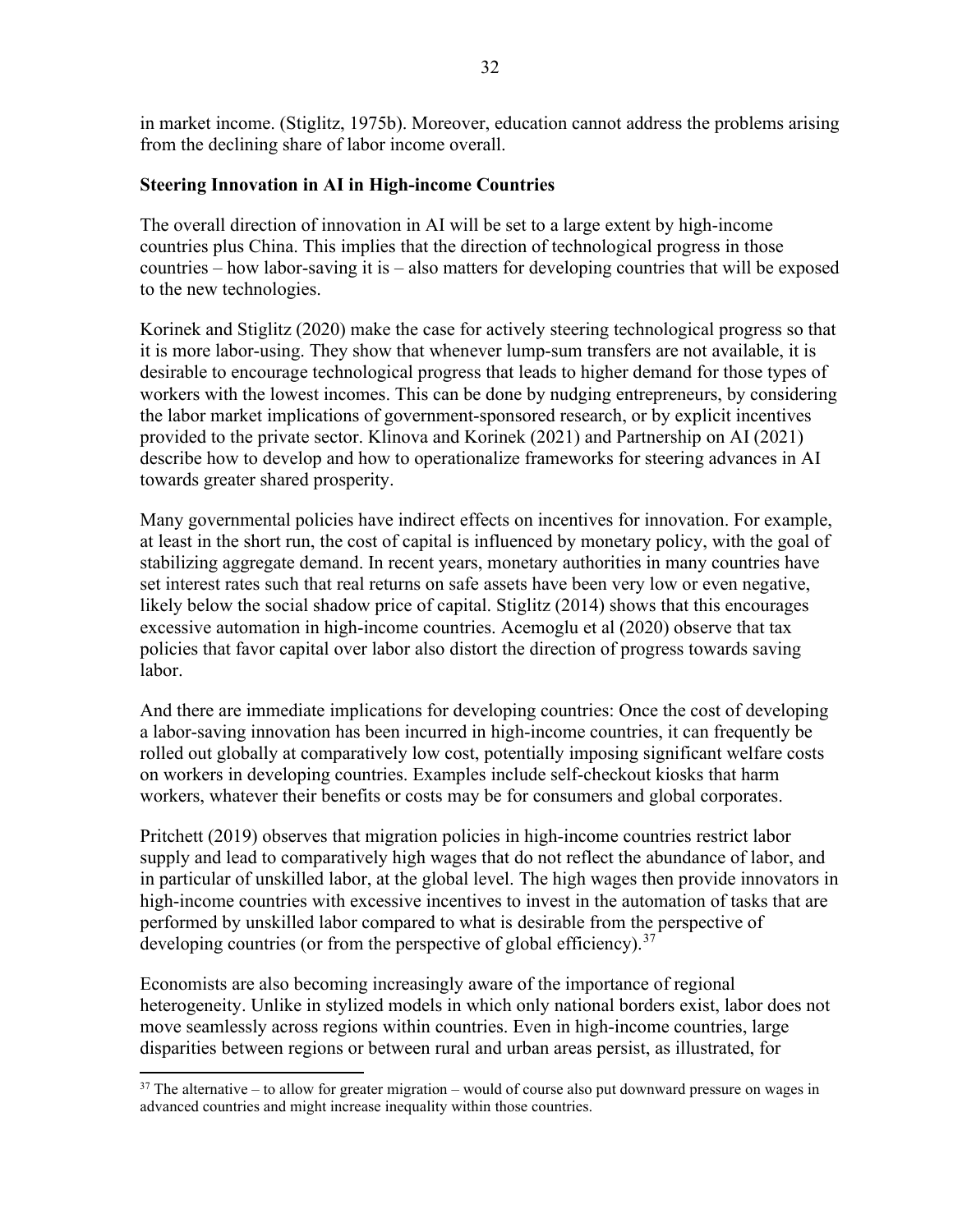in market income. (Stiglitz, 1975b). Moreover, education cannot address the problems arising from the declining share of labor income overall.

**Steering Innovation in AI in High-income Countries**

The overall direction of innovation in AI will be set to a large extent by high-income countries plus China. This implies that the direction of technological progress in those countries – how labor-saving it is – also matters for developing countries that will be exposed to the new technologies.

Korinek and Stiglitz (2020) make the case for actively steering technological progress so that it is more labor-using. They show that whenever lump-sum transfers are not available, it is desirable to encourage technological progress that leads to higher demand for those types of workers with the lowest incomes. This can be done by nudging entrepreneurs, by considering the labor market implications of government-sponsored research, or by explicit incentives provided to the private sector. Klinova and Korinek (2021) and Partnership on AI (2021) describe how to develop and how to operationalize frameworks for steering advances in AI towards greater shared prosperity.

Many governmental policies have indirect effects on incentives for innovation. For example, at least in the short run, the cost of capital is influenced by monetary policy, with the goal of stabilizing aggregate demand. In recent years, monetary authorities in many countries have set interest rates such that real returns on safe assets have been very low or even negative, likely below the social shadow price of capital. Stiglitz (2014) shows that this encourages excessive automation in high-income countries. Acemoglu et al (2020) observe that tax policies that favor capital over labor also distort the direction of progress towards saving labor.

And there are immediate implications for developing countries: Once the cost of developing a labor-saving innovation has been incurred in high-income countries, it can frequently be rolled out globally at comparatively low cost, potentially imposing significant welfare costs on workers in developing countries. Examples include self-checkout kiosks that harm workers, whatever their benefits or costs may be for consumers and global corporates.

Pritchett (2019) observes that migration policies in high-income countries restrict labor supply and lead to comparatively high wages that do not reflect the abundance of labor, and in particular of unskilled labor, at the global level. The high wages then provide innovators in high-income countries with excessive incentives to invest in the automation of tasks that are performed by unskilled labor compared to what is desirable from the perspective of developing countries (or from the perspective of global efficiency).[37]

Economists are also becoming increasingly aware of the importance of regional heterogeneity. Unlike in stylized models in which only national borders exist, labor does not move seamlessly across regions within countries. Even in high-income countries, large disparities between regions or between rural and urban areas persist, as illustrated, for

[37] The alternative – to allow for greater migration – would of course also put downward pressure on wages in advanced countries and might increase inequality within those countries.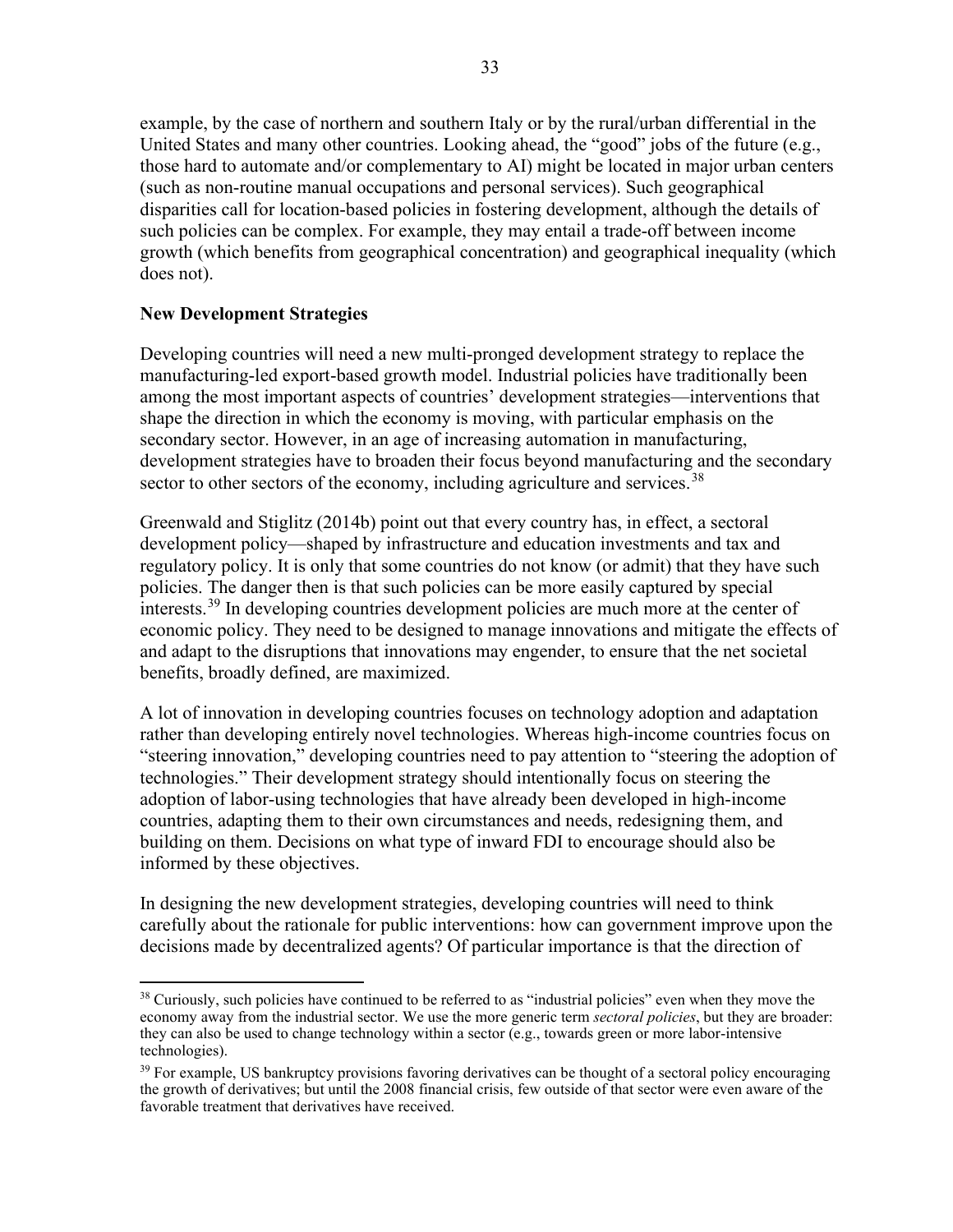example, by the case of northern and southern Italy or by the rural/urban differential in the United States and many other countries. Looking ahead, the "good" jobs of the future (e.g., those hard to automate and/or complementary to AI) might be located in major urban centers (such as non-routine manual occupations and personal services). Such geographical disparities call for location-based policies in fostering development, although the details of such policies can be complex. For example, they may entail a trade-off between income growth (which benefits from geographical concentration) and geographical inequality (which does not).

**New Development Strategies**

Developing countries will need a new multi-pronged development strategy to replace the manufacturing-led export-based growth model. Industrial policies have traditionally been among the most important aspects of countries' development strategies—interventions that shape the direction in which the economy is moving, with particular emphasis on the secondary sector. However, in an age of increasing automation in manufacturing, development strategies have to broaden their focus beyond manufacturing and the secondary sector to other sectors of the economy, including agriculture and services.[38]

Greenwald and Stiglitz (2014b) point out that every country has, in effect, a sectoral development policy—shaped by infrastructure and education investments and tax and regulatory policy. It is only that some countries do not know (or admit) that they have such policies. The danger then is that such policies can be more easily captured by special interests.[39] In developing countries development policies are much more at the center of economic policy. They need to be designed to manage innovations and mitigate the effects of and adapt to the disruptions that innovations may engender, to ensure that the net societal benefits, broadly defined, are maximized.

A lot of innovation in developing countries focuses on technology adoption and adaptation rather than developing entirely novel technologies. Whereas high-income countries focus on "steering innovation," developing countries need to pay attention to "steering the adoption of technologies." Their development strategy should intentionally focus on steering the adoption of labor-using technologies that have already been developed in high-income countries, adapting them to their own circumstances and needs, redesigning them, and building on them. Decisions on what type of inward FDI to encourage should also be informed by these objectives.

In designing the new development strategies, developing countries will need to think carefully about the rationale for public interventions: how can government improve upon the decisions made by decentralized agents? Of particular importance is that the direction of

---

[38] Curiously, such policies have continued to be referred to as "industrial policies" even when they move the economy away from the industrial sector. We use the more generic term *sectoral policies*, but they are broader: they can also be used to change technology within a sector (e.g., towards green or more labor-intensive technologies).

[39] For example, US bankruptcy provisions favoring derivatives can be thought of a sectoral policy encouraging the growth of derivatives; but until the 2008 financial crisis, few outside of that sector were even aware of the favorable treatment that derivatives have received.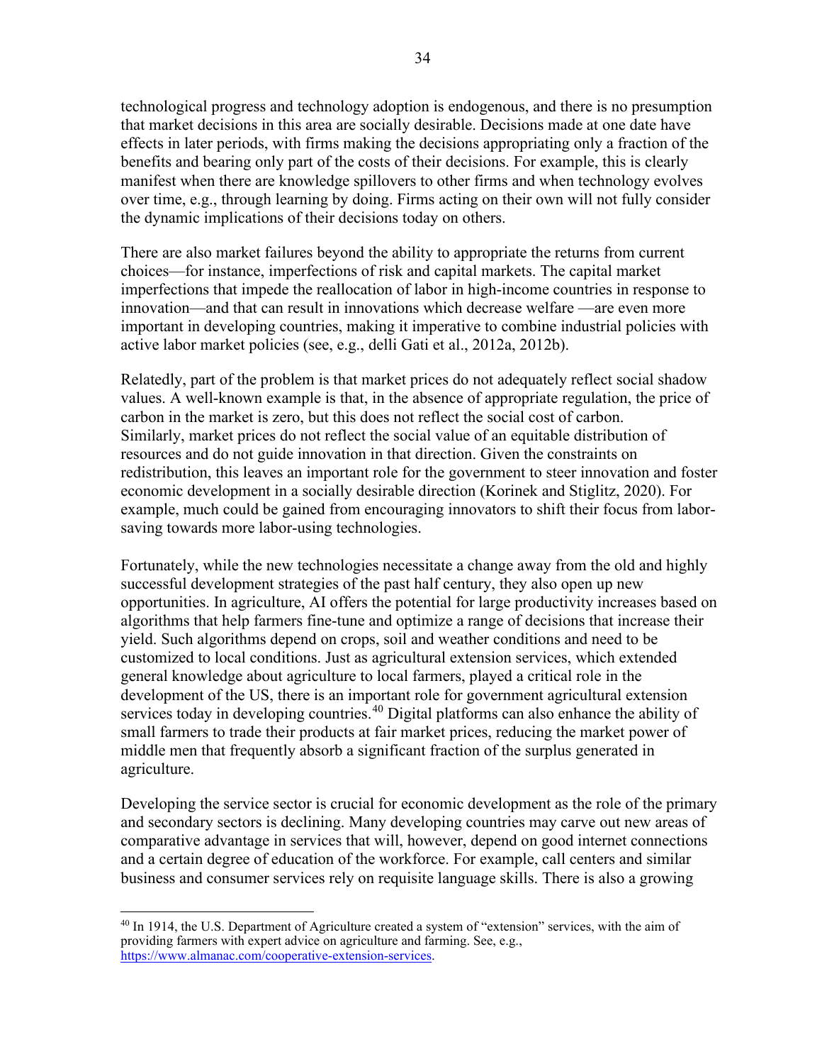technological progress and technology adoption is endogenous, and there is no presumption that market decisions in this area are socially desirable. Decisions made at one date have effects in later periods, with firms making the decisions appropriating only a fraction of the benefits and bearing only part of the costs of their decisions. For example, this is clearly manifest when there are knowledge spillovers to other firms and when technology evolves over time, e.g., through learning by doing. Firms acting on their own will not fully consider the dynamic implications of their decisions today on others.

There are also market failures beyond the ability to appropriate the returns from current choices—for instance, imperfections of risk and capital markets. The capital market imperfections that impede the reallocation of labor in high-income countries in response to innovation—and that can result in innovations which decrease welfare —are even more important in developing countries, making it imperative to combine industrial policies with active labor market policies (see, e.g., delli Gati et al., 2012a, 2012b).

Relatedly, part of the problem is that market prices do not adequately reflect social shadow values. A well-known example is that, in the absence of appropriate regulation, the price of carbon in the market is zero, but this does not reflect the social cost of carbon. Similarly, market prices do not reflect the social value of an equitable distribution of resources and do not guide innovation in that direction. Given the constraints on redistribution, this leaves an important role for the government to steer innovation and foster economic development in a socially desirable direction (Korinek and Stiglitz, 2020). For example, much could be gained from encouraging innovators to shift their focus from labor-saving towards more labor-using technologies.

Fortunately, while the new technologies necessitate a change away from the old and highly successful development strategies of the past half century, they also open up new opportunities. In agriculture, AI offers the potential for large productivity increases based on algorithms that help farmers fine-tune and optimize a range of decisions that increase their yield. Such algorithms depend on crops, soil and weather conditions and need to be customized to local conditions. Just as agricultural extension services, which extended general knowledge about agriculture to local farmers, played a critical role in the development of the US, there is an important role for government agricultural extension services today in developing countries.[40] Digital platforms can also enhance the ability of small farmers to trade their products at fair market prices, reducing the market power of middle men that frequently absorb a significant fraction of the surplus generated in agriculture.

Developing the service sector is crucial for economic development as the role of the primary and secondary sectors is declining. Many developing countries may carve out new areas of comparative advantage in services that will, however, depend on good internet connections and a certain degree of education of the workforce. For example, call centers and similar business and consumer services rely on requisite language skills. There is also a growing

[40] In 1914, the U.S. Department of Agriculture created a system of "extension" services, with the aim of providing farmers with expert advice on agriculture and farming. See, e.g., https://www.almanac.com/cooperative-extension-services.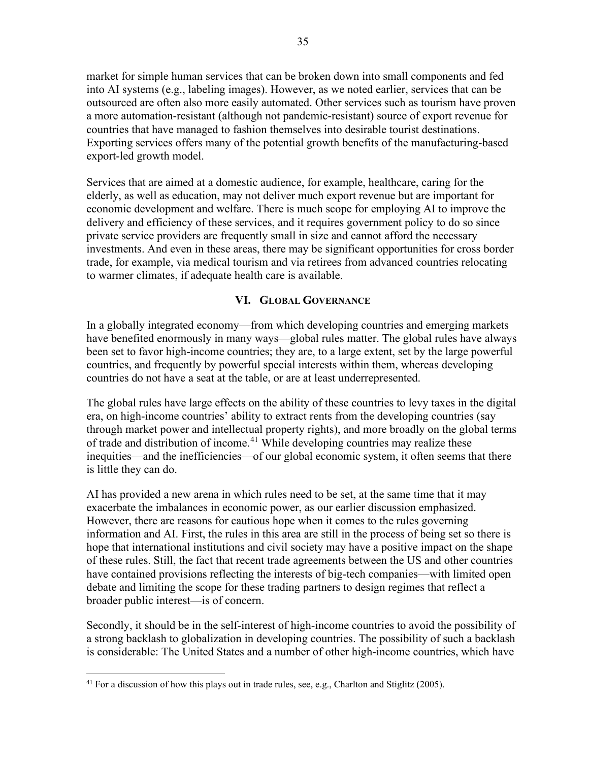market for simple human services that can be broken down into small components and fed into AI systems (e.g., labeling images). However, as we noted earlier, services that can be outsourced are often also more easily automated. Other services such as tourism have proven a more automation-resistant (although not pandemic-resistant) source of export revenue for countries that have managed to fashion themselves into desirable tourist destinations. Exporting services offers many of the potential growth benefits of the manufacturing-based export-led growth model.

Services that are aimed at a domestic audience, for example, healthcare, caring for the elderly, as well as education, may not deliver much export revenue but are important for economic development and welfare. There is much scope for employing AI to improve the delivery and efficiency of these services, and it requires government policy to do so since private service providers are frequently small in size and cannot afford the necessary investments. And even in these areas, there may be significant opportunities for cross border trade, for example, via medical tourism and via retirees from advanced countries relocating to warmer climates, if adequate health care is available.

## VI. Global Governance

In a globally integrated economy—from which developing countries and emerging markets have benefited enormously in many ways—global rules matter. The global rules have always been set to favor high-income countries; they are, to a large extent, set by the large powerful countries, and frequently by powerful special interests within them, whereas developing countries do not have a seat at the table, or are at least underrepresented.

The global rules have large effects on the ability of these countries to levy taxes in the digital era, on high-income countries' ability to extract rents from the developing countries (say through market power and intellectual property rights), and more broadly on the global terms of trade and distribution of income.[41] While developing countries may realize these inequities—and the inefficiencies—of our global economic system, it often seems that there is little they can do.

AI has provided a new arena in which rules need to be set, at the same time that it may exacerbate the imbalances in economic power, as our earlier discussion emphasized. However, there are reasons for cautious hope when it comes to the rules governing information and AI. First, the rules in this area are still in the process of being set so there is hope that international institutions and civil society may have a positive impact on the shape of these rules. Still, the fact that recent trade agreements between the US and other countries have contained provisions reflecting the interests of big-tech companies—with limited open debate and limiting the scope for these trading partners to design regimes that reflect a broader public interest—is of concern.

Secondly, it should be in the self-interest of high-income countries to avoid the possibility of a strong backlash to globalization in developing countries. The possibility of such a backlash is considerable: The United States and a number of other high-income countries, which have

[41] For a discussion of how this plays out in trade rules, see, e.g., Charlton and Stiglitz (2005).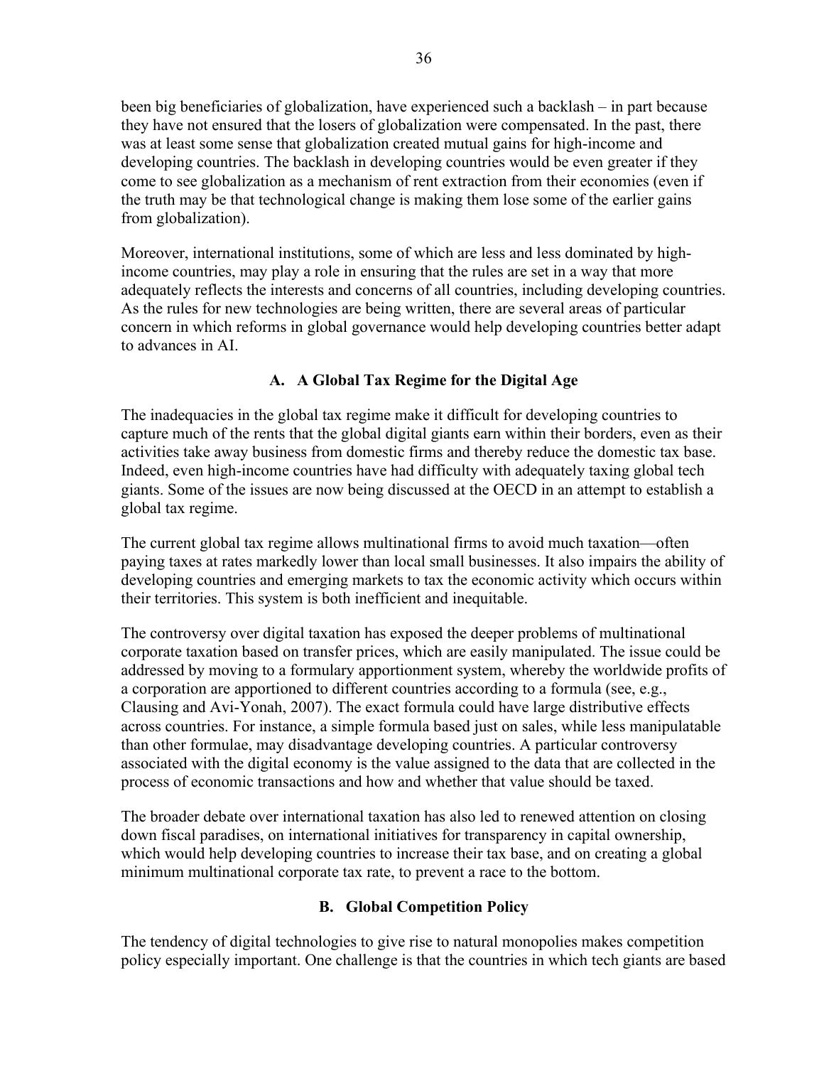been big beneficiaries of globalization, have experienced such a backlash – in part because they have not ensured that the losers of globalization were compensated. In the past, there was at least some sense that globalization created mutual gains for high-income and developing countries. The backlash in developing countries would be even greater if they come to see globalization as a mechanism of rent extraction from their economies (even if the truth may be that technological change is making them lose some of the earlier gains from globalization).

Moreover, international institutions, some of which are less and less dominated by high-income countries, may play a role in ensuring that the rules are set in a way that more adequately reflects the interests and concerns of all countries, including developing countries. As the rules for new technologies are being written, there are several areas of particular concern in which reforms in global governance would help developing countries better adapt to advances in AI.

## A. A Global Tax Regime for the Digital Age

The inadequacies in the global tax regime make it difficult for developing countries to capture much of the rents that the global digital giants earn within their borders, even as their activities take away business from domestic firms and thereby reduce the domestic tax base. Indeed, even high-income countries have had difficulty with adequately taxing global tech giants. Some of the issues are now being discussed at the OECD in an attempt to establish a global tax regime.

The current global tax regime allows multinational firms to avoid much taxation—often paying taxes at rates markedly lower than local small businesses. It also impairs the ability of developing countries and emerging markets to tax the economic activity which occurs within their territories. This system is both inefficient and inequitable.

The controversy over digital taxation has exposed the deeper problems of multinational corporate taxation based on transfer prices, which are easily manipulated. The issue could be addressed by moving to a formulary apportionment system, whereby the worldwide profits of a corporation are apportioned to different countries according to a formula (see, e.g., Clausing and Avi-Yonah, 2007). The exact formula could have large distributive effects across countries. For instance, a simple formula based just on sales, while less manipulatable than other formulae, may disadvantage developing countries. A particular controversy associated with the digital economy is the value assigned to the data that are collected in the process of economic transactions and how and whether that value should be taxed.

The broader debate over international taxation has also led to renewed attention on closing down fiscal paradises, on international initiatives for transparency in capital ownership, which would help developing countries to increase their tax base, and on creating a global minimum multinational corporate tax rate, to prevent a race to the bottom.

## B. Global Competition Policy

The tendency of digital technologies to give rise to natural monopolies makes competition policy especially important. One challenge is that the countries in which tech giants are based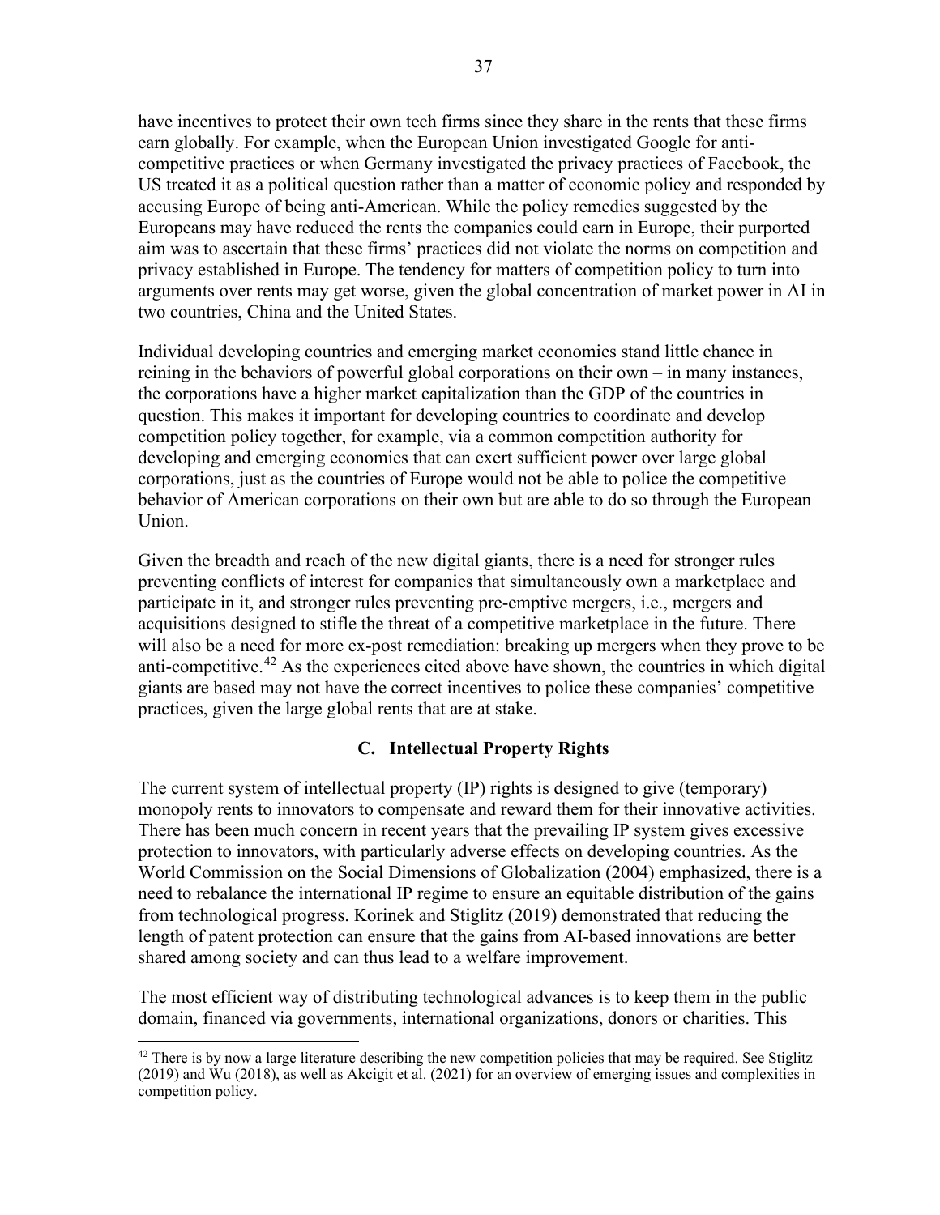have incentives to protect their own tech firms since they share in the rents that these firms earn globally. For example, when the European Union investigated Google for anti-competitive practices or when Germany investigated the privacy practices of Facebook, the US treated it as a political question rather than a matter of economic policy and responded by accusing Europe of being anti-American. While the policy remedies suggested by the Europeans may have reduced the rents the companies could earn in Europe, their purported aim was to ascertain that these firms' practices did not violate the norms on competition and privacy established in Europe. The tendency for matters of competition policy to turn into arguments over rents may get worse, given the global concentration of market power in AI in two countries, China and the United States.

Individual developing countries and emerging market economies stand little chance in reining in the behaviors of powerful global corporations on their own – in many instances, the corporations have a higher market capitalization than the GDP of the countries in question. This makes it important for developing countries to coordinate and develop competition policy together, for example, via a common competition authority for developing and emerging economies that can exert sufficient power over large global corporations, just as the countries of Europe would not be able to police the competitive behavior of American corporations on their own but are able to do so through the European Union.

Given the breadth and reach of the new digital giants, there is a need for stronger rules preventing conflicts of interest for companies that simultaneously own a marketplace and participate in it, and stronger rules preventing pre-emptive mergers, i.e., mergers and acquisitions designed to stifle the threat of a competitive marketplace in the future. There will also be a need for more ex-post remediation: breaking up mergers when they prove to be anti-competitive.[42] As the experiences cited above have shown, the countries in which digital giants are based may not have the correct incentives to police these companies' competitive practices, given the large global rents that are at stake.

## C. Intellectual Property Rights

The current system of intellectual property (IP) rights is designed to give (temporary) monopoly rents to innovators to compensate and reward them for their innovative activities. There has been much concern in recent years that the prevailing IP system gives excessive protection to innovators, with particularly adverse effects on developing countries. As the World Commission on the Social Dimensions of Globalization (2004) emphasized, there is a need to rebalance the international IP regime to ensure an equitable distribution of the gains from technological progress. Korinek and Stiglitz (2019) demonstrated that reducing the length of patent protection can ensure that the gains from AI-based innovations are better shared among society and can thus lead to a welfare improvement.

The most efficient way of distributing technological advances is to keep them in the public domain, financed via governments, international organizations, donors or charities. This

---

[42] There is by now a large literature describing the new competition policies that may be required. See Stiglitz (2019) and Wu (2018), as well as Akcigit et al. (2021) for an overview of emerging issues and complexities in competition policy.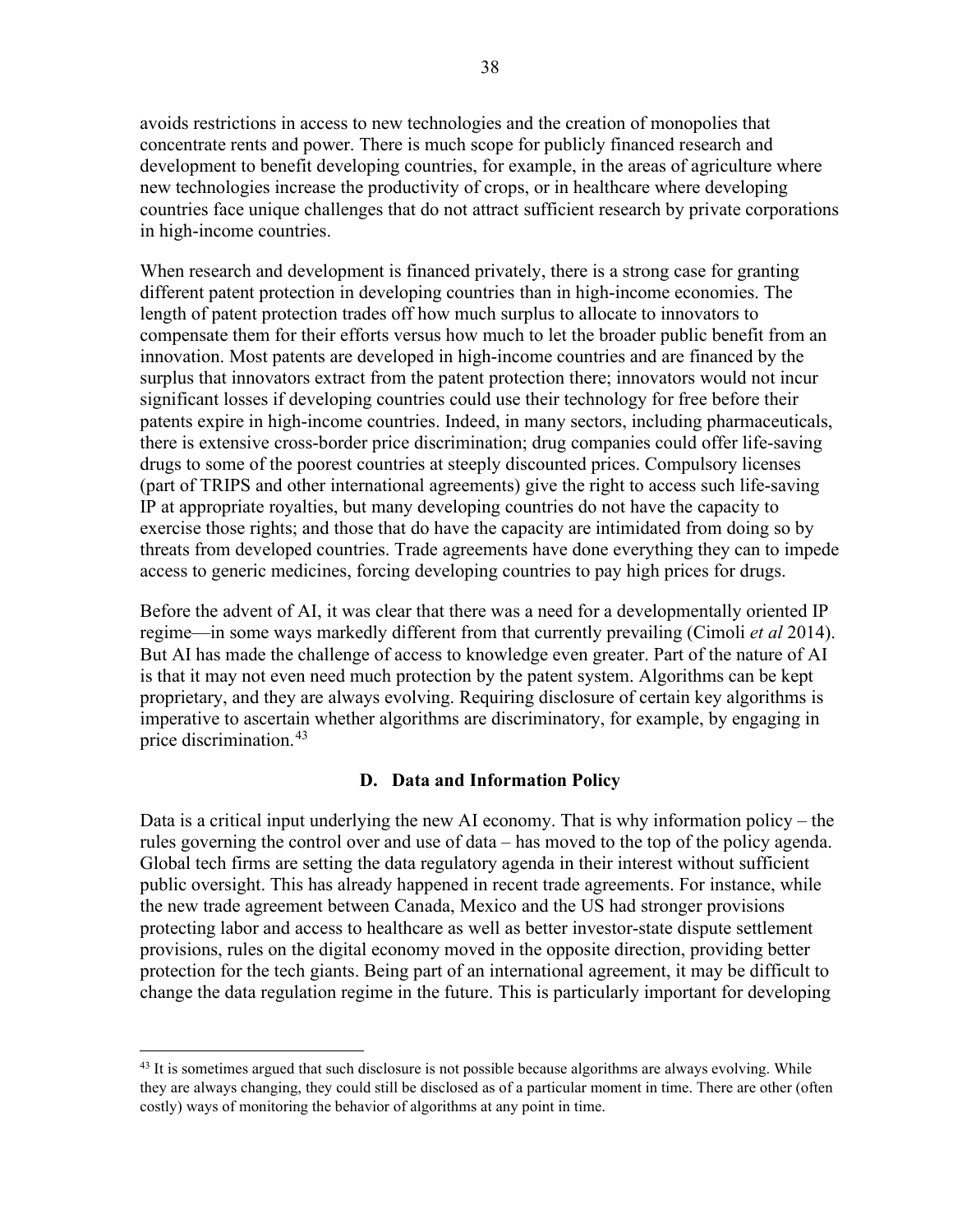avoids restrictions in access to new technologies and the creation of monopolies that concentrate rents and power. There is much scope for publicly financed research and development to benefit developing countries, for example, in the areas of agriculture where new technologies increase the productivity of crops, or in healthcare where developing countries face unique challenges that do not attract sufficient research by private corporations in high-income countries.

When research and development is financed privately, there is a strong case for granting different patent protection in developing countries than in high-income economies. The length of patent protection trades off how much surplus to allocate to innovators to compensate them for their efforts versus how much to let the broader public benefit from an innovation. Most patents are developed in high-income countries and are financed by the surplus that innovators extract from the patent protection there; innovators would not incur significant losses if developing countries could use their technology for free before their patents expire in high-income countries. Indeed, in many sectors, including pharmaceuticals, there is extensive cross-border price discrimination; drug companies could offer life-saving drugs to some of the poorest countries at steeply discounted prices. Compulsory licenses (part of TRIPS and other international agreements) give the right to access such life-saving IP at appropriate royalties, but many developing countries do not have the capacity to exercise those rights; and those that do have the capacity are intimidated from doing so by threats from developed countries. Trade agreements have done everything they can to impede access to generic medicines, forcing developing countries to pay high prices for drugs.

Before the advent of AI, it was clear that there was a need for a developmentally oriented IP regime—in some ways markedly different from that currently prevailing (Cimoli *et al* 2014). But AI has made the challenge of access to knowledge even greater. Part of the nature of AI is that it may not even need much protection by the patent system. Algorithms can be kept proprietary, and they are always evolving. Requiring disclosure of certain key algorithms is imperative to ascertain whether algorithms are discriminatory, for example, by engaging in price discrimination.[43]

### D. Data and Information Policy

Data is a critical input underlying the new AI economy. That is why information policy – the rules governing the control over and use of data – has moved to the top of the policy agenda. Global tech firms are setting the data regulatory agenda in their interest without sufficient public oversight. This has already happened in recent trade agreements. For instance, while the new trade agreement between Canada, Mexico and the US had stronger provisions protecting labor and access to healthcare as well as better investor-state dispute settlement provisions, rules on the digital economy moved in the opposite direction, providing better protection for the tech giants. Being part of an international agreement, it may be difficult to change the data regulation regime in the future. This is particularly important for developing

[43] It is sometimes argued that such disclosure is not possible because algorithms are always evolving. While they are always changing, they could still be disclosed as of a particular moment in time. There are other (often costly) ways of monitoring the behavior of algorithms at any point in time.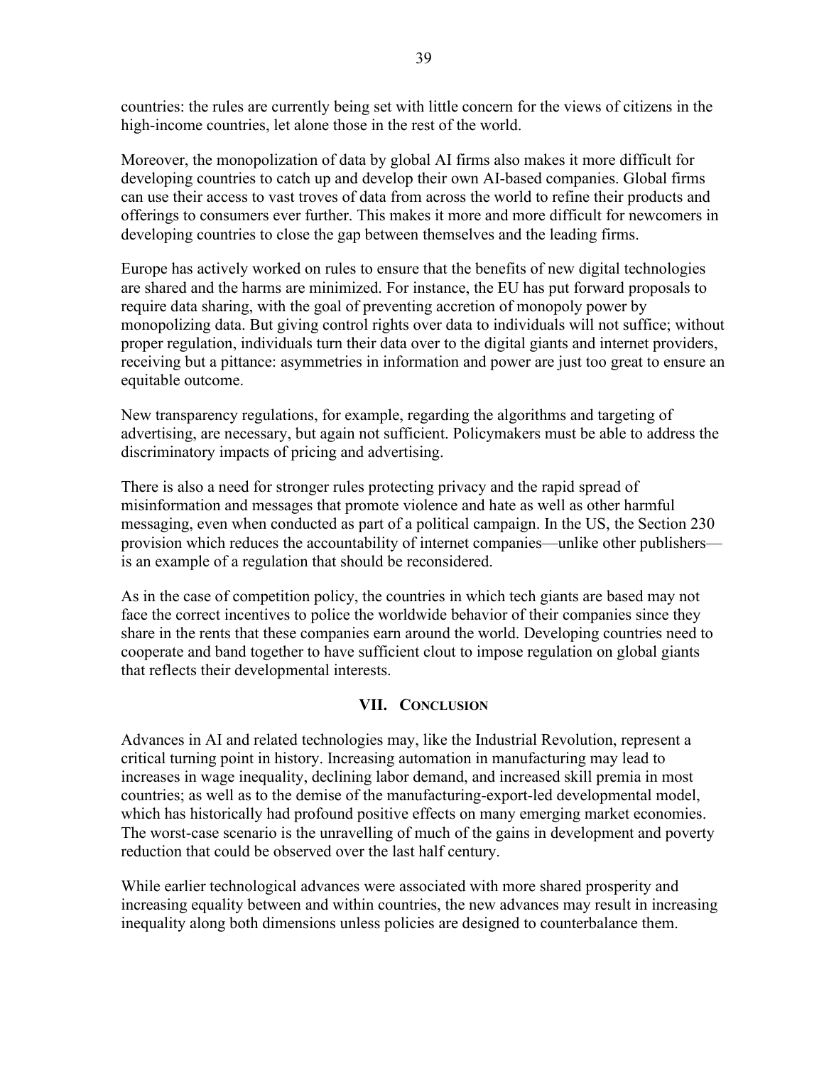countries: the rules are currently being set with little concern for the views of citizens in the high-income countries, let alone those in the rest of the world.

Moreover, the monopolization of data by global AI firms also makes it more difficult for developing countries to catch up and develop their own AI-based companies. Global firms can use their access to vast troves of data from across the world to refine their products and offerings to consumers ever further. This makes it more and more difficult for newcomers in developing countries to close the gap between themselves and the leading firms.

Europe has actively worked on rules to ensure that the benefits of new digital technologies are shared and the harms are minimized. For instance, the EU has put forward proposals to require data sharing, with the goal of preventing accretion of monopoly power by monopolizing data. But giving control rights over data to individuals will not suffice; without proper regulation, individuals turn their data over to the digital giants and internet providers, receiving but a pittance: asymmetries in information and power are just too great to ensure an equitable outcome.

New transparency regulations, for example, regarding the algorithms and targeting of advertising, are necessary, but again not sufficient. Policymakers must be able to address the discriminatory impacts of pricing and advertising.

There is also a need for stronger rules protecting privacy and the rapid spread of misinformation and messages that promote violence and hate as well as other harmful messaging, even when conducted as part of a political campaign. In the US, the Section 230 provision which reduces the accountability of internet companies—unlike other publishers—is an example of a regulation that should be reconsidered.

As in the case of competition policy, the countries in which tech giants are based may not face the correct incentives to police the worldwide behavior of their companies since they share in the rents that these companies earn around the world. Developing countries need to cooperate and band together to have sufficient clout to impose regulation on global giants that reflects their developmental interests.

## VII. Conclusion

Advances in AI and related technologies may, like the Industrial Revolution, represent a critical turning point in history. Increasing automation in manufacturing may lead to increases in wage inequality, declining labor demand, and increased skill premia in most countries; as well as to the demise of the manufacturing-export-led developmental model, which has historically had profound positive effects on many emerging market economies. The worst-case scenario is the unravelling of much of the gains in development and poverty reduction that could be observed over the last half century.

While earlier technological advances were associated with more shared prosperity and increasing equality between and within countries, the new advances may result in increasing inequality along both dimensions unless policies are designed to counterbalance them.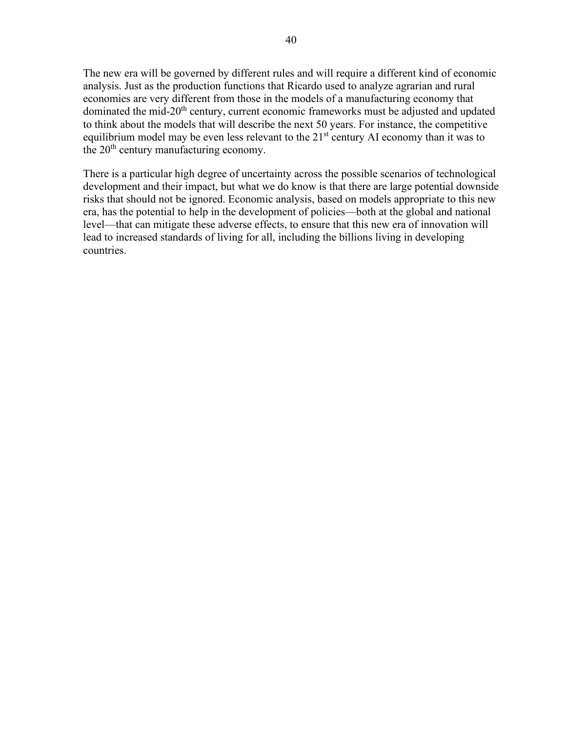The new era will be governed by different rules and will require a different kind of economic analysis. Just as the production functions that Ricardo used to analyze agrarian and rural economies are very different from those in the models of a manufacturing economy that dominated the mid-20th century, current economic frameworks must be adjusted and updated to think about the models that will describe the next 50 years. For instance, the competitive equilibrium model may be even less relevant to the 21st century AI economy than it was to the 20th century manufacturing economy.

There is a particular high degree of uncertainty across the possible scenarios of technological development and their impact, but what we do know is that there are large potential downside risks that should not be ignored. Economic analysis, based on models appropriate to this new era, has the potential to help in the development of policies—both at the global and national level—that can mitigate these adverse effects, to ensure that this new era of innovation will lead to increased standards of living for all, including the billions living in developing countries.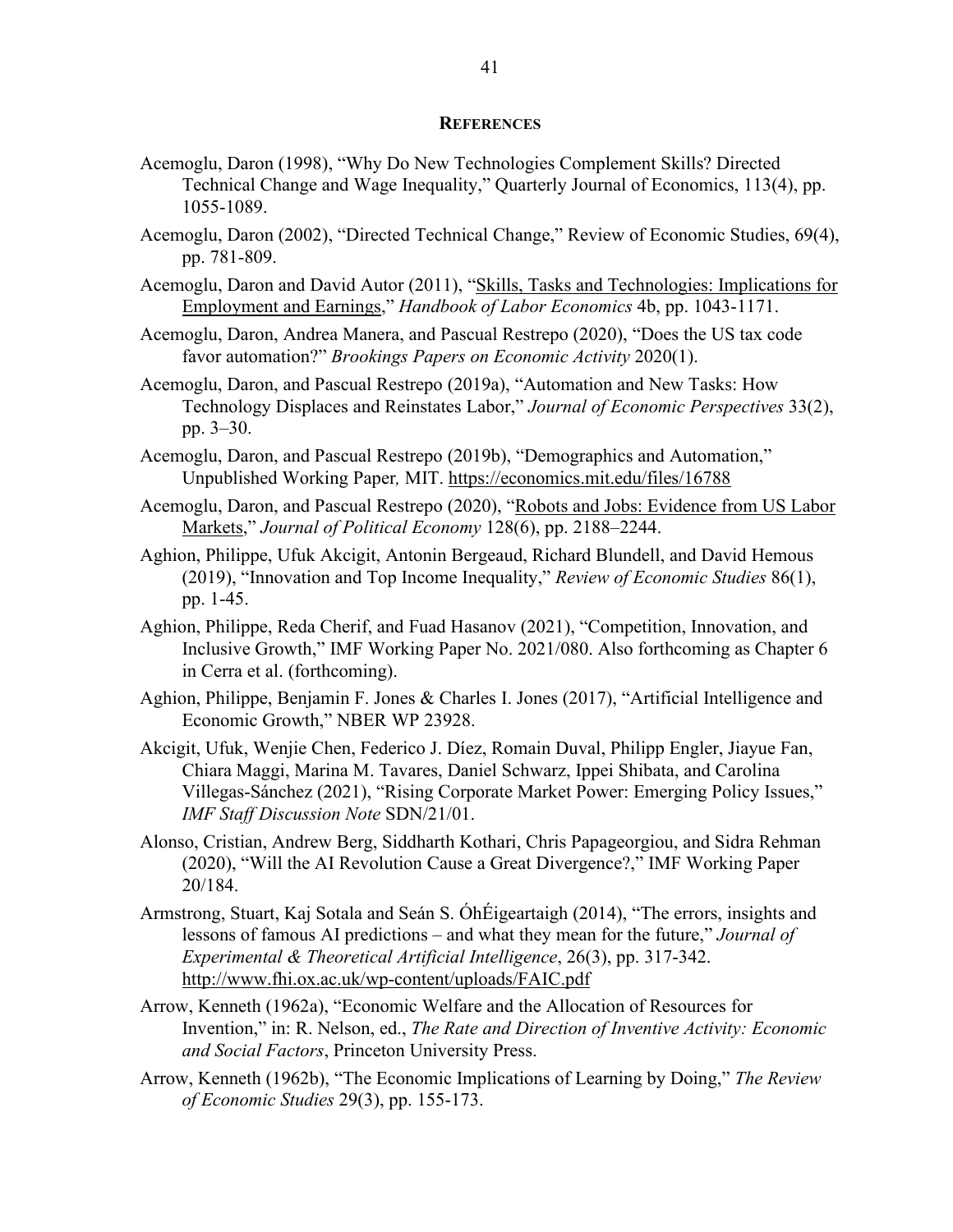## REFERENCES

Acemoglu, Daron (1998), "Why Do New Technologies Complement Skills? Directed Technical Change and Wage Inequality," Quarterly Journal of Economics, 113(4), pp. 1055-1089.

Acemoglu, Daron (2002), "Directed Technical Change," Review of Economic Studies, 69(4), pp. 781-809.

Acemoglu, Daron and David Autor (2011), "Skills, Tasks and Technologies: Implications for Employment and Earnings," *Handbook of Labor Economics* 4b, pp. 1043-1171.

Acemoglu, Daron, Andrea Manera, and Pascual Restrepo (2020), "Does the US tax code favor automation?" *Brookings Papers on Economic Activity* 2020(1).

Acemoglu, Daron, and Pascual Restrepo (2019a), "Automation and New Tasks: How Technology Displaces and Reinstates Labor," *Journal of Economic Perspectives* 33(2), pp. 3–30.

Acemoglu, Daron, and Pascual Restrepo (2019b), "Demographics and Automation," Unpublished Working Paper*,* MIT. https://economics.mit.edu/files/16788

Acemoglu, Daron, and Pascual Restrepo (2020), "Robots and Jobs: Evidence from US Labor Markets," *Journal of Political Economy* 128(6), pp. 2188–2244.

Aghion, Philippe, Ufuk Akcigit, Antonin Bergeaud, Richard Blundell, and David Hemous (2019), "Innovation and Top Income Inequality," *Review of Economic Studies* 86(1), pp. 1-45.

Aghion, Philippe, Reda Cherif, and Fuad Hasanov (2021), "Competition, Innovation, and Inclusive Growth," IMF Working Paper No. 2021/080. Also forthcoming as Chapter 6 in Cerra et al. (forthcoming).

Aghion, Philippe, Benjamin F. Jones & Charles I. Jones (2017), "Artificial Intelligence and Economic Growth," NBER WP 23928.

Akcigit, Ufuk, Wenjie Chen, Federico J. Díez, Romain Duval, Philipp Engler, Jiayue Fan, Chiara Maggi, Marina M. Tavares, Daniel Schwarz, Ippei Shibata, and Carolina Villegas-Sánchez (2021), "Rising Corporate Market Power: Emerging Policy Issues," *IMF Staff Discussion Note* SDN/21/01.

Alonso, Cristian, Andrew Berg, Siddharth Kothari, Chris Papageorgiou, and Sidra Rehman (2020), "Will the AI Revolution Cause a Great Divergence?," IMF Working Paper 20/184.

Armstrong, Stuart, Kaj Sotala and Seán S. ÓhÉigeartaigh (2014), "The errors, insights and lessons of famous AI predictions – and what they mean for the future," *Journal of Experimental & Theoretical Artificial Intelligence*, 26(3), pp. 317-342. http://www.fhi.ox.ac.uk/wp-content/uploads/FAIC.pdf

Arrow, Kenneth (1962a), "Economic Welfare and the Allocation of Resources for Invention," in: R. Nelson, ed., *The Rate and Direction of Inventive Activity: Economic and Social Factors*, Princeton University Press.

Arrow, Kenneth (1962b), "The Economic Implications of Learning by Doing," *The Review of Economic Studies* 29(3), pp. 155-173.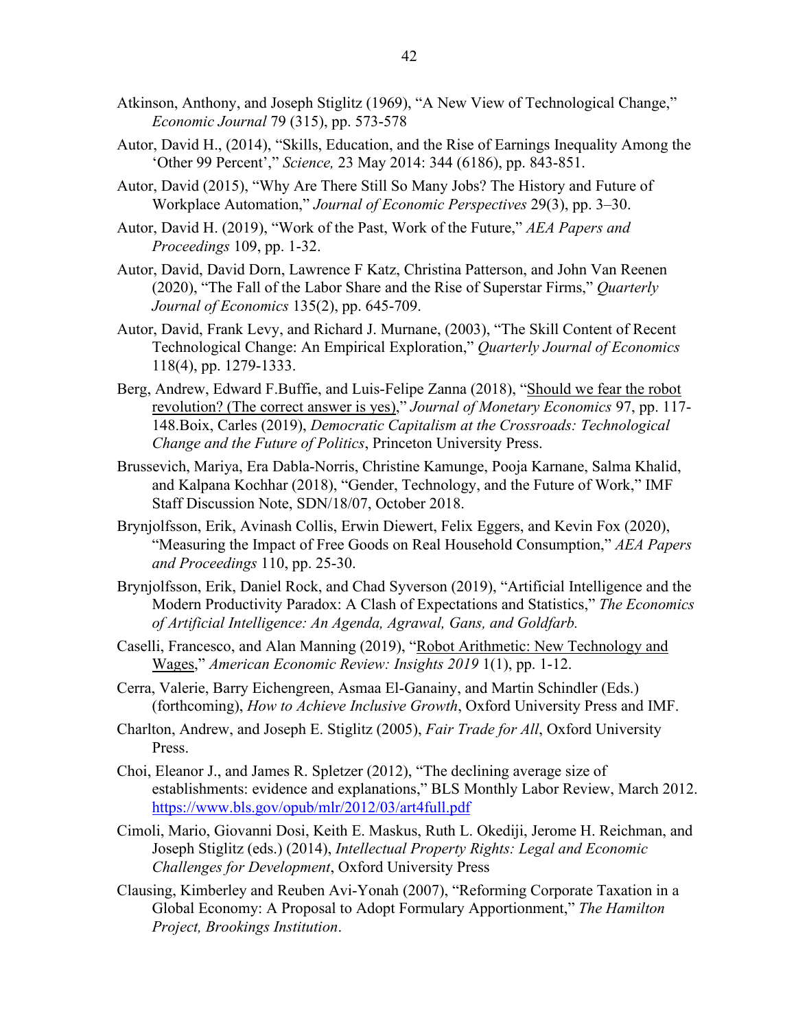Atkinson, Anthony, and Joseph Stiglitz (1969), "A New View of Technological Change," *Economic Journal* 79 (315), pp. 573-578

Autor, David H., (2014), "Skills, Education, and the Rise of Earnings Inequality Among the 'Other 99 Percent'," *Science,* 23 May 2014: 344 (6186), pp. 843-851.

Autor, David (2015), "Why Are There Still So Many Jobs? The History and Future of Workplace Automation," *Journal of Economic Perspectives* 29(3), pp. 3–30.

Autor, David H. (2019), "Work of the Past, Work of the Future," *AEA Papers and Proceedings* 109, pp. 1-32.

Autor, David, David Dorn, Lawrence F Katz, Christina Patterson, and John Van Reenen (2020), "The Fall of the Labor Share and the Rise of Superstar Firms," *Quarterly Journal of Economics* 135(2), pp. 645-709.

Autor, David, Frank Levy, and Richard J. Murnane, (2003), "The Skill Content of Recent Technological Change: An Empirical Exploration," *Quarterly Journal of Economics* 118(4), pp. 1279-1333.

Berg, Andrew, Edward F.Buffie, and Luis-Felipe Zanna (2018), "Should we fear the robot revolution? (The correct answer is yes)," *Journal of Monetary Economics* 97, pp. 117-148.Boix, Carles (2019), *Democratic Capitalism at the Crossroads: Technological Change and the Future of Politics*, Princeton University Press.

Brussevich, Mariya, Era Dabla-Norris, Christine Kamunge, Pooja Karnane, Salma Khalid, and Kalpana Kochhar (2018), "Gender, Technology, and the Future of Work," IMF Staff Discussion Note, SDN/18/07, October 2018.

Brynjolfsson, Erik, Avinash Collis, Erwin Diewert, Felix Eggers, and Kevin Fox (2020), "Measuring the Impact of Free Goods on Real Household Consumption," *AEA Papers and Proceedings* 110, pp. 25-30.

Brynjolfsson, Erik, Daniel Rock, and Chad Syverson (2019), "Artificial Intelligence and the Modern Productivity Paradox: A Clash of Expectations and Statistics," *The Economics of Artificial Intelligence: An Agenda, Agrawal, Gans, and Goldfarb.*

Caselli, Francesco, and Alan Manning (2019), "Robot Arithmetic: New Technology and Wages," *American Economic Review: Insights 2019* 1(1), pp. 1-12.

Cerra, Valerie, Barry Eichengreen, Asmaa El-Ganainy, and Martin Schindler (Eds.) (forthcoming), *How to Achieve Inclusive Growth*, Oxford University Press and IMF.

Charlton, Andrew, and Joseph E. Stiglitz (2005), *Fair Trade for All*, Oxford University Press.

Choi, Eleanor J., and James R. Spletzer (2012), "The declining average size of establishments: evidence and explanations," BLS Monthly Labor Review, March 2012. https://www.bls.gov/opub/mlr/2012/03/art4full.pdf

Cimoli, Mario, Giovanni Dosi, Keith E. Maskus, Ruth L. Okediji, Jerome H. Reichman, and Joseph Stiglitz (eds.) (2014), *Intellectual Property Rights: Legal and Economic Challenges for Development*, Oxford University Press

Clausing, Kimberley and Reuben Avi-Yonah (2007), "Reforming Corporate Taxation in a Global Economy: A Proposal to Adopt Formulary Apportionment," *The Hamilton Project, Brookings Institution*.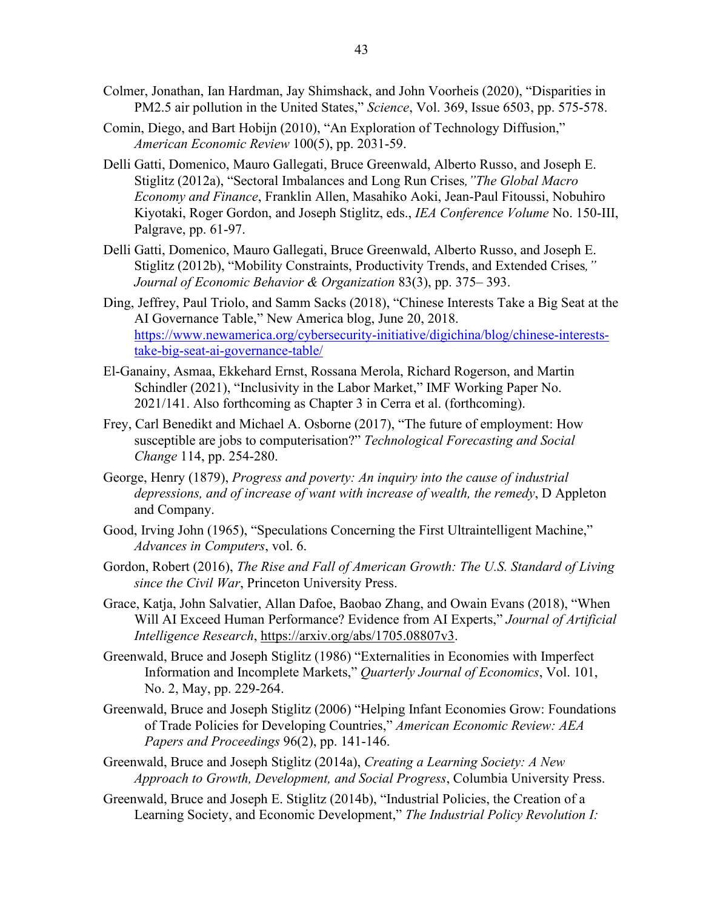Colmer, Jonathan, Ian Hardman, Jay Shimshack, and John Voorheis (2020), "Disparities in PM2.5 air pollution in the United States," *Science*, Vol. 369, Issue 6503, pp. 575-578.

Comin, Diego, and Bart Hobijn (2010), "An Exploration of Technology Diffusion," *American Economic Review* 100(5), pp. 2031-59.

Delli Gatti, Domenico, Mauro Gallegati, Bruce Greenwald, Alberto Russo, and Joseph E. Stiglitz (2012a), "Sectoral Imbalances and Long Run Crises*,"The Global Macro Economy and Finance*, Franklin Allen, Masahiko Aoki, Jean-Paul Fitoussi, Nobuhiro Kiyotaki, Roger Gordon, and Joseph Stiglitz, eds., *IEA Conference Volume* No. 150-III, Palgrave, pp. 61-97.

Delli Gatti, Domenico, Mauro Gallegati, Bruce Greenwald, Alberto Russo, and Joseph E. Stiglitz (2012b), "Mobility Constraints, Productivity Trends, and Extended Crises*," Journal of Economic Behavior & Organization* 83(3), pp. 375– 393.

Ding, Jeffrey, Paul Triolo, and Samm Sacks (2018), "Chinese Interests Take a Big Seat at the AI Governance Table," New America blog, June 20, 2018. https://www.newamerica.org/cybersecurity-initiative/digichina/blog/chinese-interests-take-big-seat-ai-governance-table/

El-Ganainy, Asmaa, Ekkehard Ernst, Rossana Merola, Richard Rogerson, and Martin Schindler (2021), "Inclusivity in the Labor Market," IMF Working Paper No. 2021/141. Also forthcoming as Chapter 3 in Cerra et al. (forthcoming).

Frey, Carl Benedikt and Michael A. Osborne (2017), "The future of employment: How susceptible are jobs to computerisation?" *Technological Forecasting and Social Change* 114, pp. 254-280.

George, Henry (1879), *Progress and poverty: An inquiry into the cause of industrial depressions, and of increase of want with increase of wealth, the remedy*, D Appleton and Company.

Good, Irving John (1965), "Speculations Concerning the First Ultraintelligent Machine," *Advances in Computers*, vol. 6.

Gordon, Robert (2016), *The Rise and Fall of American Growth: The U.S. Standard of Living since the Civil War*, Princeton University Press.

Grace, Katja, John Salvatier, Allan Dafoe, Baobao Zhang, and Owain Evans (2018), "When Will AI Exceed Human Performance? Evidence from AI Experts," *Journal of Artificial Intelligence Research*, https://arxiv.org/abs/1705.08807v3.

Greenwald, Bruce and Joseph Stiglitz (1986) "Externalities in Economies with Imperfect Information and Incomplete Markets," *Quarterly Journal of Economics*, Vol. 101, No. 2, May, pp. 229-264.

Greenwald, Bruce and Joseph Stiglitz (2006) "Helping Infant Economies Grow: Foundations of Trade Policies for Developing Countries," *American Economic Review: AEA Papers and Proceedings* 96(2), pp. 141-146.

Greenwald, Bruce and Joseph Stiglitz (2014a), *Creating a Learning Society: A New Approach to Growth, Development, and Social Progress*, Columbia University Press.

Greenwald, Bruce and Joseph E. Stiglitz (2014b), "Industrial Policies, the Creation of a Learning Society, and Economic Development," *The Industrial Policy Revolution I:*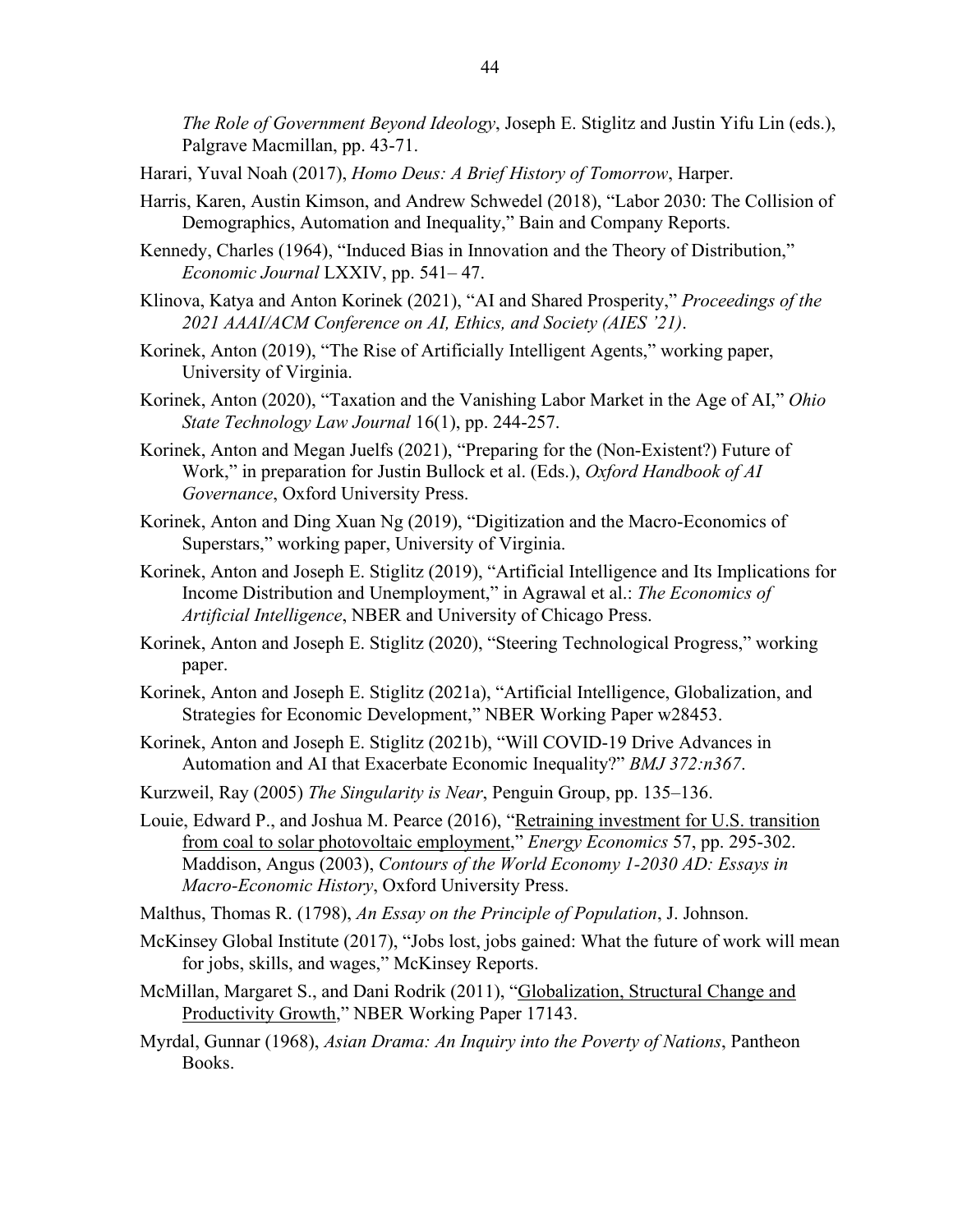*The Role of Government Beyond Ideology*, Joseph E. Stiglitz and Justin Yifu Lin (eds.), Palgrave Macmillan, pp. 43-71.

Harari, Yuval Noah (2017), *Homo Deus: A Brief History of Tomorrow*, Harper.

Harris, Karen, Austin Kimson, and Andrew Schwedel (2018), "Labor 2030: The Collision of Demographics, Automation and Inequality," Bain and Company Reports.

Kennedy, Charles (1964), "Induced Bias in Innovation and the Theory of Distribution," *Economic Journal* LXXIV, pp. 541– 47.

Klinova, Katya and Anton Korinek (2021), "AI and Shared Prosperity," *Proceedings of the 2021 AAAI/ACM Conference on AI, Ethics, and Society (AIES '21)*.

Korinek, Anton (2019), "The Rise of Artificially Intelligent Agents," working paper, University of Virginia.

Korinek, Anton (2020), "Taxation and the Vanishing Labor Market in the Age of AI," *Ohio State Technology Law Journal* 16(1), pp. 244-257.

Korinek, Anton and Megan Juelfs (2021), "Preparing for the (Non-Existent?) Future of Work," in preparation for Justin Bullock et al. (Eds.), *Oxford Handbook of AI Governance*, Oxford University Press.

Korinek, Anton and Ding Xuan Ng (2019), "Digitization and the Macro-Economics of Superstars," working paper, University of Virginia.

Korinek, Anton and Joseph E. Stiglitz (2019), "Artificial Intelligence and Its Implications for Income Distribution and Unemployment," in Agrawal et al.: *The Economics of Artificial Intelligence*, NBER and University of Chicago Press.

Korinek, Anton and Joseph E. Stiglitz (2020), "Steering Technological Progress," working paper.

Korinek, Anton and Joseph E. Stiglitz (2021a), "Artificial Intelligence, Globalization, and Strategies for Economic Development," NBER Working Paper w28453.

Korinek, Anton and Joseph E. Stiglitz (2021b), "Will COVID-19 Drive Advances in Automation and AI that Exacerbate Economic Inequality?" *BMJ 372:n367*.

Kurzweil, Ray (2005) *The Singularity is Near*, Penguin Group, pp. 135–136.

Louie, Edward P., and Joshua M. Pearce (2016), "Retraining investment for U.S. transition from coal to solar photovoltaic employment," *Energy Economics* 57, pp. 295-302.

Maddison, Angus (2003), *Contours of the World Economy 1-2030 AD: Essays in Macro-Economic History*, Oxford University Press.

Malthus, Thomas R. (1798), *An Essay on the Principle of Population*, J. Johnson.

McKinsey Global Institute (2017), "Jobs lost, jobs gained: What the future of work will mean for jobs, skills, and wages," McKinsey Reports.

McMillan, Margaret S., and Dani Rodrik (2011), "Globalization, Structural Change and Productivity Growth," NBER Working Paper 17143.

Myrdal, Gunnar (1968), *Asian Drama: An Inquiry into the Poverty of Nations*, Pantheon Books.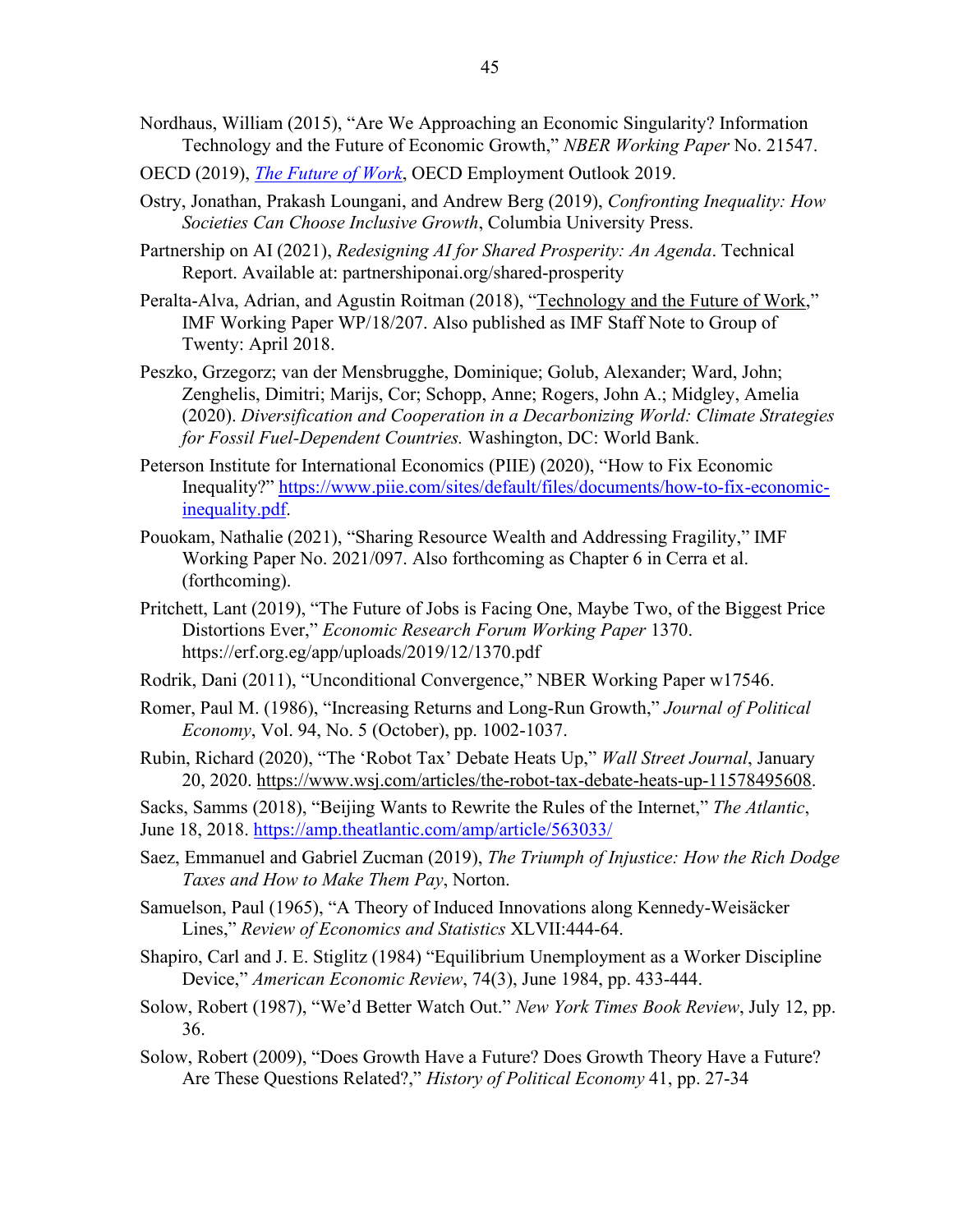Nordhaus, William (2015), "Are We Approaching an Economic Singularity? Information Technology and the Future of Economic Growth," *NBER Working Paper* No. 21547.

OECD (2019), *The Future of Work*, OECD Employment Outlook 2019.

Ostry, Jonathan, Prakash Loungani, and Andrew Berg (2019), *Confronting Inequality: How Societies Can Choose Inclusive Growth*, Columbia University Press.

Partnership on AI (2021), *Redesigning AI for Shared Prosperity: An Agenda*. Technical Report. Available at: partnershiponai.org/shared-prosperity

Peralta-Alva, Adrian, and Agustin Roitman (2018), "Technology and the Future of Work," IMF Working Paper WP/18/207. Also published as IMF Staff Note to Group of Twenty: April 2018.

Peszko, Grzegorz; van der Mensbrugghe, Dominique; Golub, Alexander; Ward, John; Zenghelis, Dimitri; Marijs, Cor; Schopp, Anne; Rogers, John A.; Midgley, Amelia (2020). *Diversification and Cooperation in a Decarbonizing World: Climate Strategies for Fossil Fuel-Dependent Countries.* Washington, DC: World Bank.

Peterson Institute for International Economics (PIIE) (2020), "How to Fix Economic Inequality?" https://www.piie.com/sites/default/files/documents/how-to-fix-economic-inequality.pdf.

Pouokam, Nathalie (2021), "Sharing Resource Wealth and Addressing Fragility," IMF Working Paper No. 2021/097. Also forthcoming as Chapter 6 in Cerra et al. (forthcoming).

Pritchett, Lant (2019), "The Future of Jobs is Facing One, Maybe Two, of the Biggest Price Distortions Ever," *Economic Research Forum Working Paper* 1370. https://erf.org.eg/app/uploads/2019/12/1370.pdf

Rodrik, Dani (2011), "Unconditional Convergence," NBER Working Paper w17546.

Romer, Paul M. (1986), "Increasing Returns and Long-Run Growth," *Journal of Political Economy*, Vol. 94, No. 5 (October), pp. 1002-1037.

Rubin, Richard (2020), "The 'Robot Tax' Debate Heats Up," *Wall Street Journal*, January 20, 2020. https://www.wsj.com/articles/the-robot-tax-debate-heats-up-11578495608.

Sacks, Samms (2018), "Beijing Wants to Rewrite the Rules of the Internet," *The Atlantic*, June 18, 2018. https://amp.theatlantic.com/amp/article/563033/

Saez, Emmanuel and Gabriel Zucman (2019), *The Triumph of Injustice: How the Rich Dodge Taxes and How to Make Them Pay*, Norton.

Samuelson, Paul (1965), "A Theory of Induced Innovations along Kennedy-Weisäcker Lines," *Review of Economics and Statistics* XLVII:444-64.

Shapiro, Carl and J. E. Stiglitz (1984) "Equilibrium Unemployment as a Worker Discipline Device," *American Economic Review*, 74(3), June 1984, pp. 433-444.

Solow, Robert (1987), "We'd Better Watch Out." *New York Times Book Review*, July 12, pp. 36.

Solow, Robert (2009), "Does Growth Have a Future? Does Growth Theory Have a Future? Are These Questions Related?," *History of Political Economy* 41, pp. 27-34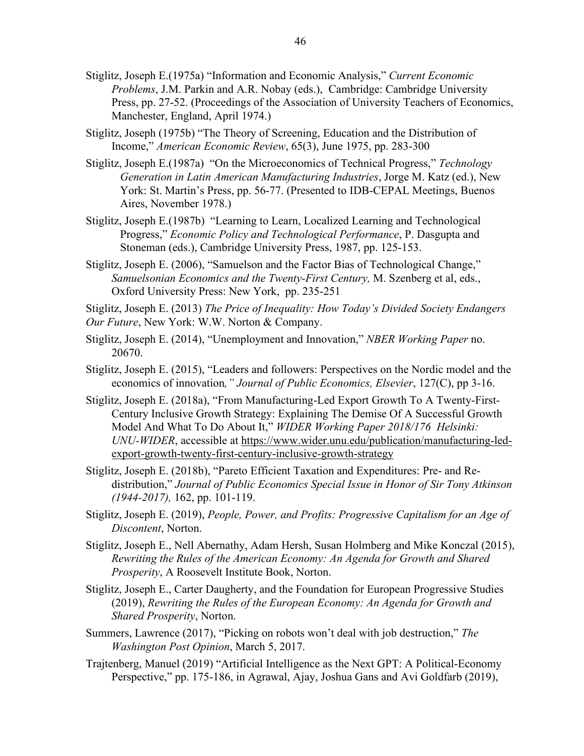Stiglitz, Joseph E.(1975a) "Information and Economic Analysis," *Current Economic Problems*, J.M. Parkin and A.R. Nobay (eds.), Cambridge: Cambridge University Press, pp. 27-52. (Proceedings of the Association of University Teachers of Economics, Manchester, England, April 1974.)

Stiglitz, Joseph (1975b) "The Theory of Screening, Education and the Distribution of Income," *American Economic Review*, 65(3), June 1975, pp. 283-300

Stiglitz, Joseph E.(1987a) "On the Microeconomics of Technical Progress," *Technology Generation in Latin American Manufacturing Industries*, Jorge M. Katz (ed.), New York: St. Martin's Press, pp. 56-77. (Presented to IDB-CEPAL Meetings, Buenos Aires, November 1978.)

Stiglitz, Joseph E.(1987b) "Learning to Learn, Localized Learning and Technological Progress," *Economic Policy and Technological Performance*, P. Dasgupta and Stoneman (eds.), Cambridge University Press, 1987, pp. 125-153.

Stiglitz, Joseph E. (2006), "Samuelson and the Factor Bias of Technological Change," *Samuelsonian Economics and the Twenty-First Century,* M. Szenberg et al, eds., Oxford University Press: New York, pp. 235-251

Stiglitz, Joseph E. (2013) *The Price of Inequality: How Today's Divided Society Endangers Our Future*, New York: W.W. Norton & Company.

Stiglitz, Joseph E. (2014), "Unemployment and Innovation," *NBER Working Paper* no. 20670.

Stiglitz, Joseph E. (2015), "Leaders and followers: Perspectives on the Nordic model and the economics of innovation*," Journal of Public Economics, Elsevier*, 127(C), pp 3-16.

Stiglitz, Joseph E. (2018a), "From Manufacturing-Led Export Growth To A Twenty-First-Century Inclusive Growth Strategy: Explaining The Demise Of A Successful Growth Model And What To Do About It," *WIDER Working Paper 2018/176 Helsinki: UNU-WIDER*, accessible at https://www.wider.unu.edu/publication/manufacturing-led-export-growth-twenty-first-century-inclusive-growth-strategy

Stiglitz, Joseph E. (2018b), "Pareto Efficient Taxation and Expenditures: Pre- and Re-distribution," *Journal of Public Economics Special Issue in Honor of Sir Tony Atkinson (1944-2017),* 162, pp. 101-119.

Stiglitz, Joseph E. (2019), *People, Power, and Profits: Progressive Capitalism for an Age of Discontent*, Norton.

Stiglitz, Joseph E., Nell Abernathy, Adam Hersh, Susan Holmberg and Mike Konczal (2015), *Rewriting the Rules of the American Economy: An Agenda for Growth and Shared Prosperity*, A Roosevelt Institute Book, Norton.

Stiglitz, Joseph E., Carter Daugherty, and the Foundation for European Progressive Studies (2019), *Rewriting the Rules of the European Economy: An Agenda for Growth and Shared Prosperity*, Norton.

Summers, Lawrence (2017), "Picking on robots won't deal with job destruction," *The Washington Post Opinion*, March 5, 2017.

Trajtenberg, Manuel (2019) "Artificial Intelligence as the Next GPT: A Political-Economy Perspective," pp. 175-186, in Agrawal, Ajay, Joshua Gans and Avi Goldfarb (2019),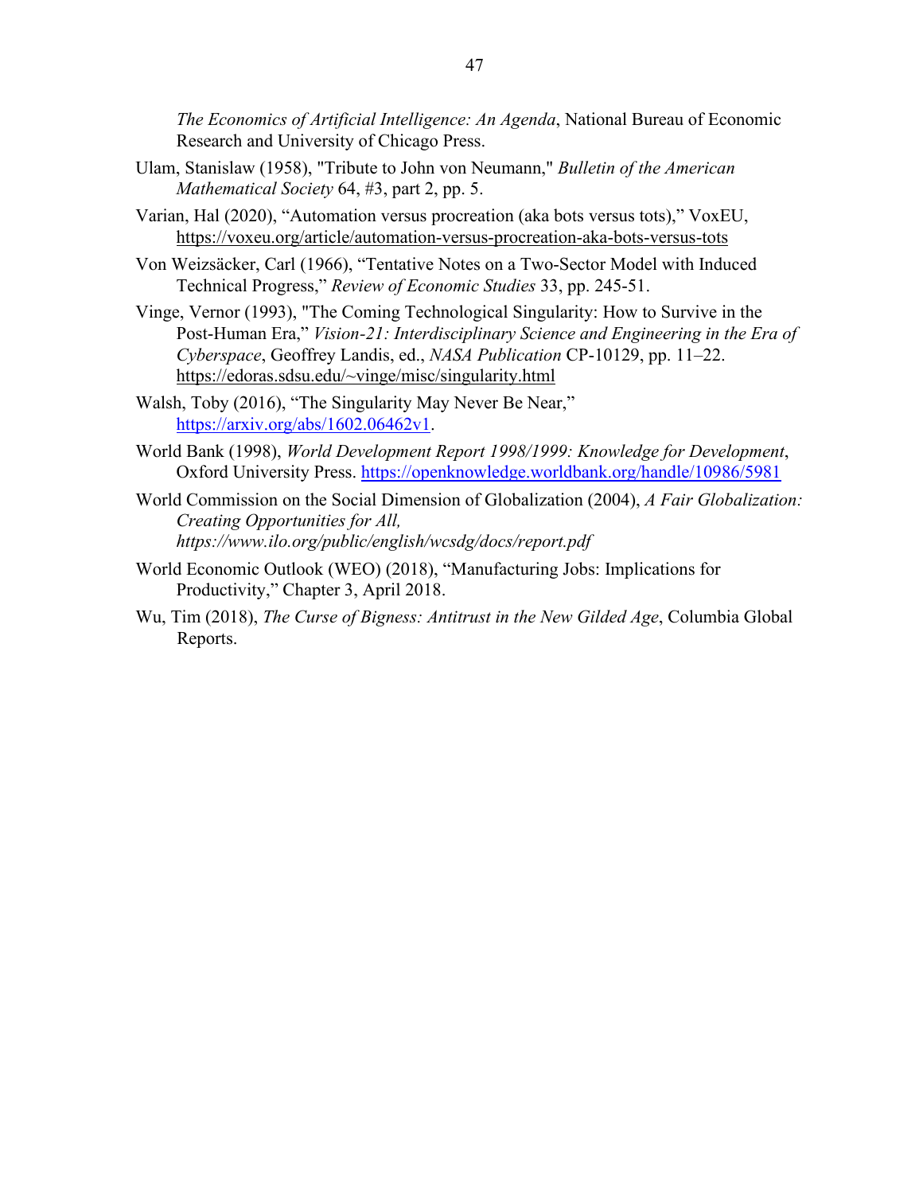*The Economics of Artificial Intelligence: An Agenda*, National Bureau of Economic Research and University of Chicago Press.

Ulam, Stanislaw (1958), "Tribute to John von Neumann," *Bulletin of the American Mathematical Society* 64, #3, part 2, pp. 5.

Varian, Hal (2020), "Automation versus procreation (aka bots versus tots)," VoxEU, https://voxeu.org/article/automation-versus-procreation-aka-bots-versus-tots

Von Weizsäcker, Carl (1966), "Tentative Notes on a Two-Sector Model with Induced Technical Progress," *Review of Economic Studies* 33, pp. 245-51.

Vinge, Vernor (1993), "The Coming Technological Singularity: How to Survive in the Post-Human Era," *Vision-21: Interdisciplinary Science and Engineering in the Era of Cyberspace*, Geoffrey Landis, ed., *NASA Publication* CP-10129, pp. 11–22. https://edoras.sdsu.edu/~vinge/misc/singularity.html

Walsh, Toby (2016), "The Singularity May Never Be Near," https://arxiv.org/abs/1602.06462v1.

World Bank (1998), *World Development Report 1998/1999: Knowledge for Development*, Oxford University Press. https://openknowledge.worldbank.org/handle/10986/5981

World Commission on the Social Dimension of Globalization (2004), *A Fair Globalization: Creating Opportunities for All, https://www.ilo.org/public/english/wcsdg/docs/report.pdf*

World Economic Outlook (WEO) (2018), "Manufacturing Jobs: Implications for Productivity," Chapter 3, April 2018.

Wu, Tim (2018), *The Curse of Bigness: Antitrust in the New Gilded Age*, Columbia Global Reports.